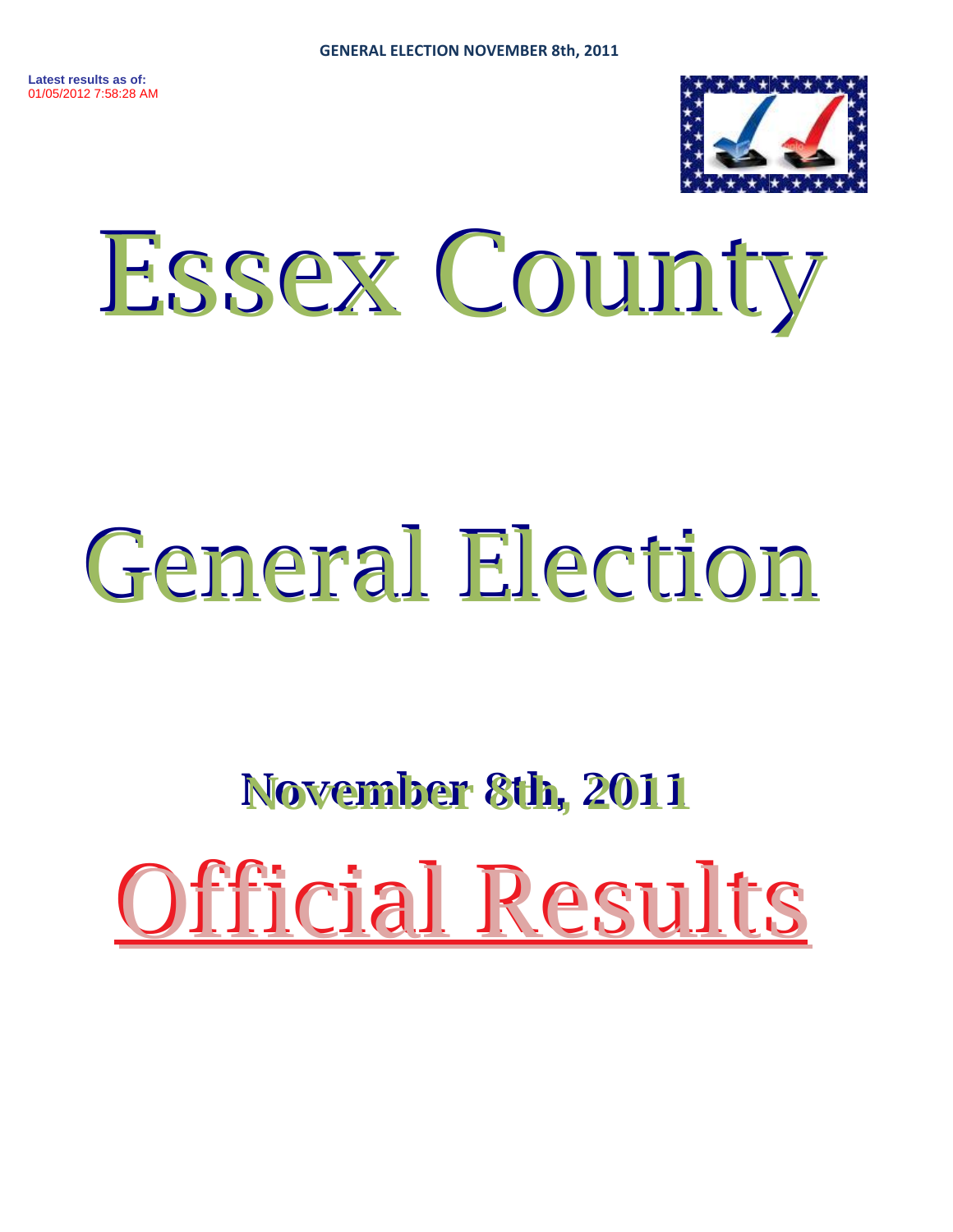GENERAL ELECTION NOVEMBER 8th, 2011

**Latest results as of:**
01/05/2012 7:58:28 AM

# Essex County

# General Election

## November 8th, 2011

# Official Results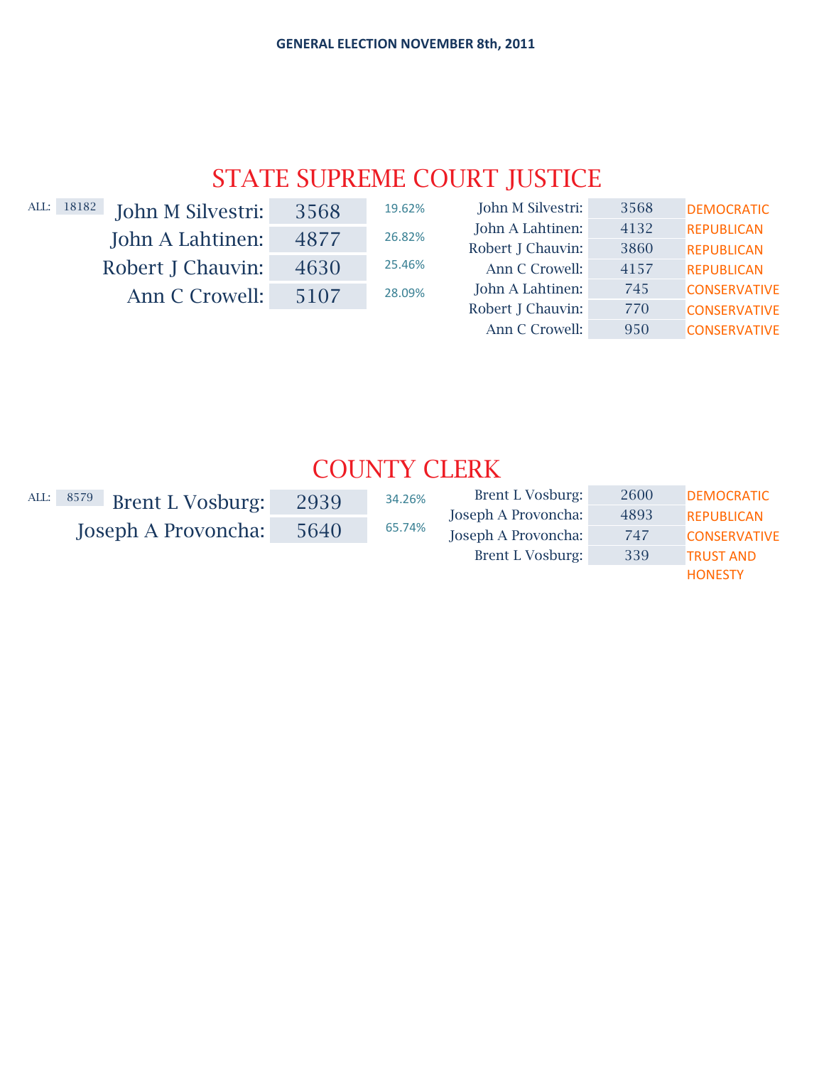GENERAL ELECTION NOVEMBER 8th, 2011

# STATE SUPREME COURT JUSTICE

ALL: 18182

| Candidate | Votes | Percent |
|---|---|---|
| John M Silvestri: | 3568 | 19.62% |
| John A Lahtinen: | 4877 | 26.82% |
| Robert J Chauvin: | 4630 | 25.46% |
| Ann C Crowell: | 5107 | 28.09% |

| Candidate | Votes | Party |
|---|---|---|
| John M Silvestri: | 3568 | DEMOCRATIC |
| John A Lahtinen: | 4132 | REPUBLICAN |
| Robert J Chauvin: | 3860 | REPUBLICAN |
| Ann C Crowell: | 4157 | REPUBLICAN |
| John A Lahtinen: | 745 | CONSERVATIVE |
| Robert J Chauvin: | 770 | CONSERVATIVE |
| Ann C Crowell: | 950 | CONSERVATIVE |

# COUNTY CLERK

ALL: 8579

| Candidate | Votes | Percent |
|---|---|---|
| Brent L Vosburg: | 2939 | 34.26% |
| Joseph A Provoncha: | 5640 | 65.74% |

| Candidate | Votes | Party |
|---|---|---|
| Brent L Vosburg: | 2600 | DEMOCRATIC |
| Joseph A Provoncha: | 4893 | REPUBLICAN |
| Joseph A Provoncha: | 747 | CONSERVATIVE |
| Brent L Vosburg: | 339 | TRUST AND HONESTY |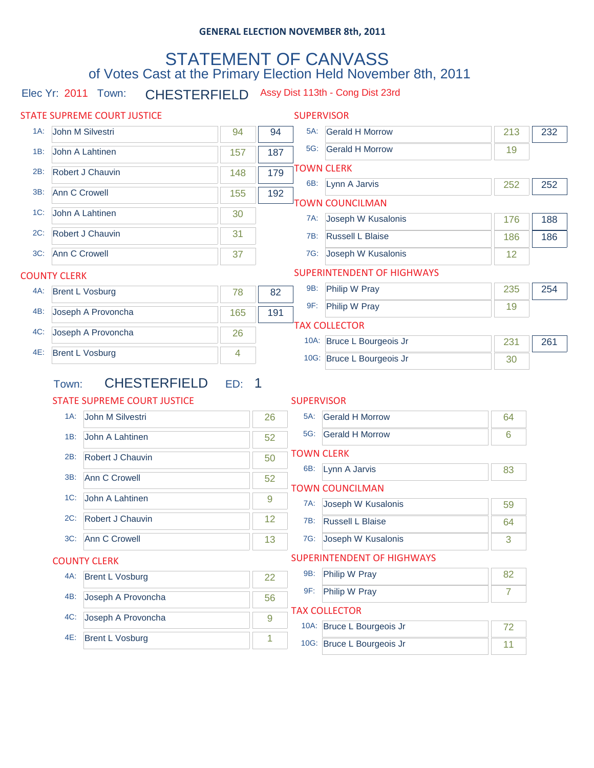**GENERAL ELECTION NOVEMBER 8th, 2011**

# STATEMENT OF CANVASS

## of Votes Cast at the Primary Election Held November 8th, 2011

Elec Yr: 2011 Town: CHESTERFIELD Assy Dist 113th - Cong Dist 23rd

### STATE SUPREME COURT JUSTICE

| | Candidate | Votes | Total |
|---|---|---|---|
| 1A: | John M Silvestri | 94 | 94 |
| 1B: | John A Lahtinen | 157 | 187 |
| 2B: | Robert J Chauvin | 148 | 179 |
| 3B: | Ann C Crowell | 155 | 192 |
| 1C: | John A Lahtinen | 30 | |
| 2C: | Robert J Chauvin | 31 | |
| 3C: | Ann C Crowell | 37 | |

### COUNTY CLERK

| | Candidate | Votes | Total |
|---|---|---|---|
| 4A: | Brent L Vosburg | 78 | 82 |
| 4B: | Joseph A Provoncha | 165 | 191 |
| 4C: | Joseph A Provoncha | 26 | |
| 4E: | Brent L Vosburg | 4 | |

### SUPERVISOR

| | Candidate | Votes | Total |
|---|---|---|---|
| 5A: | Gerald H Morrow | 213 | 232 |
| 5G: | Gerald H Morrow | 19 | |

### TOWN CLERK

| | Candidate | Votes | Total |
|---|---|---|---|
| 6B: | Lynn A Jarvis | 252 | 252 |

### TOWN COUNCILMAN

| | Candidate | Votes | Total |
|---|---|---|---|
| 7A: | Joseph W Kusalonis | 176 | 188 |
| 7B: | Russell L Blaise | 186 | 186 |
| 7G: | Joseph W Kusalonis | 12 | |

### SUPERINTENDENT OF HIGHWAYS

| | Candidate | Votes | Total |
|---|---|---|---|
| 9B: | Philip W Pray | 235 | 254 |
| 9F: | Philip W Pray | 19 | |

### TAX COLLECTOR

| | Candidate | Votes | Total |
|---|---|---|---|
| 10A: | Bruce L Bourgeois Jr | 231 | 261 |
| 10G: | Bruce L Bourgeois Jr | 30 | |

## Town: CHESTERFIELD ED: 1

### STATE SUPREME COURT JUSTICE

| | Candidate | Votes |
|---|---|---|
| 1A: | John M Silvestri | 26 |
| 1B: | John A Lahtinen | 52 |
| 2B: | Robert J Chauvin | 50 |
| 3B: | Ann C Crowell | 52 |
| 1C: | John A Lahtinen | 9 |
| 2C: | Robert J Chauvin | 12 |
| 3C: | Ann C Crowell | 13 |

### COUNTY CLERK

| | Candidate | Votes |
|---|---|---|
| 4A: | Brent L Vosburg | 22 |
| 4B: | Joseph A Provoncha | 56 |
| 4C: | Joseph A Provoncha | 9 |
| 4E: | Brent L Vosburg | 1 |

### SUPERVISOR

| | Candidate | Votes |
|---|---|---|
| 5A: | Gerald H Morrow | 64 |
| 5G: | Gerald H Morrow | 6 |

### TOWN CLERK

| | Candidate | Votes |
|---|---|---|
| 6B: | Lynn A Jarvis | 83 |

### TOWN COUNCILMAN

| | Candidate | Votes |
|---|---|---|
| 7A: | Joseph W Kusalonis | 59 |
| 7B: | Russell L Blaise | 64 |
| 7G: | Joseph W Kusalonis | 3 |

### SUPERINTENDENT OF HIGHWAYS

| | Candidate | Votes |
|---|---|---|
| 9B: | Philip W Pray | 82 |
| 9F: | Philip W Pray | 7 |

### TAX COLLECTOR

| | Candidate | Votes |
|---|---|---|
| 10A: | Bruce L Bourgeois Jr | 72 |
| 10G: | Bruce L Bourgeois Jr | 11 |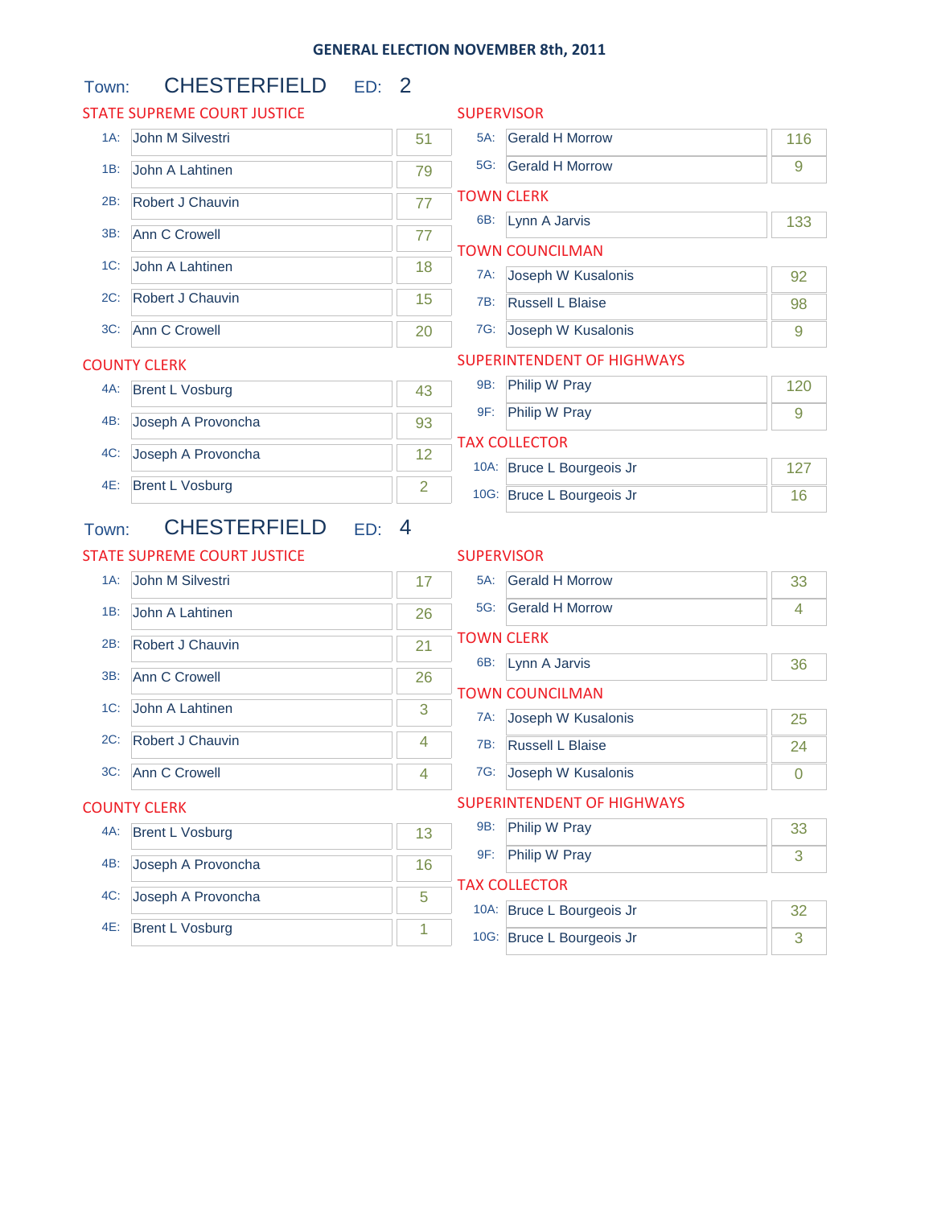# GENERAL ELECTION NOVEMBER 8th, 2011

## Town: CHESTERFIELD ED: 2

### STATE SUPREME COURT JUSTICE

| | Candidate | Votes |
|---|---|---|
| 1A: | John M Silvestri | 51 |
| 1B: | John A Lahtinen | 79 |
| 2B: | Robert J Chauvin | 77 |
| 3B: | Ann C Crowell | 77 |
| 1C: | John A Lahtinen | 18 |
| 2C: | Robert J Chauvin | 15 |
| 3C: | Ann C Crowell | 20 |

### COUNTY CLERK

| | Candidate | Votes |
|---|---|---|
| 4A: | Brent L Vosburg | 43 |
| 4B: | Joseph A Provoncha | 93 |
| 4C: | Joseph A Provoncha | 12 |
| 4E: | Brent L Vosburg | 2 |

### SUPERVISOR

| | Candidate | Votes |
|---|---|---|
| 5A: | Gerald H Morrow | 116 |
| 5G: | Gerald H Morrow | 9 |

### TOWN CLERK

| | Candidate | Votes |
|---|---|---|
| 6B: | Lynn A Jarvis | 133 |

### TOWN COUNCILMAN

| | Candidate | Votes |
|---|---|---|
| 7A: | Joseph W Kusalonis | 92 |
| 7B: | Russell L Blaise | 98 |
| 7G: | Joseph W Kusalonis | 9 |

### SUPERINTENDENT OF HIGHWAYS

| | Candidate | Votes |
|---|---|---|
| 9B: | Philip W Pray | 120 |
| 9F: | Philip W Pray | 9 |

### TAX COLLECTOR

| | Candidate | Votes |
|---|---|---|
| 10A: | Bruce L Bourgeois Jr | 127 |
| 10G: | Bruce L Bourgeois Jr | 16 |

## Town: CHESTERFIELD ED: 4

### STATE SUPREME COURT JUSTICE

| | Candidate | Votes |
|---|---|---|
| 1A: | John M Silvestri | 17 |
| 1B: | John A Lahtinen | 26 |
| 2B: | Robert J Chauvin | 21 |
| 3B: | Ann C Crowell | 26 |
| 1C: | John A Lahtinen | 3 |
| 2C: | Robert J Chauvin | 4 |
| 3C: | Ann C Crowell | 4 |

### COUNTY CLERK

| | Candidate | Votes |
|---|---|---|
| 4A: | Brent L Vosburg | 13 |
| 4B: | Joseph A Provoncha | 16 |
| 4C: | Joseph A Provoncha | 5 |
| 4E: | Brent L Vosburg | 1 |

### SUPERVISOR

| | Candidate | Votes |
|---|---|---|
| 5A: | Gerald H Morrow | 33 |
| 5G: | Gerald H Morrow | 4 |

### TOWN CLERK

| | Candidate | Votes |
|---|---|---|
| 6B: | Lynn A Jarvis | 36 |

### TOWN COUNCILMAN

| | Candidate | Votes |
|---|---|---|
| 7A: | Joseph W Kusalonis | 25 |
| 7B: | Russell L Blaise | 24 |
| 7G: | Joseph W Kusalonis | 0 |

### SUPERINTENDENT OF HIGHWAYS

| | Candidate | Votes |
|---|---|---|
| 9B: | Philip W Pray | 33 |
| 9F: | Philip W Pray | 3 |

### TAX COLLECTOR

| | Candidate | Votes |
|---|---|---|
| 10A: | Bruce L Bourgeois Jr | 32 |
| 10G: | Bruce L Bourgeois Jr | 3 |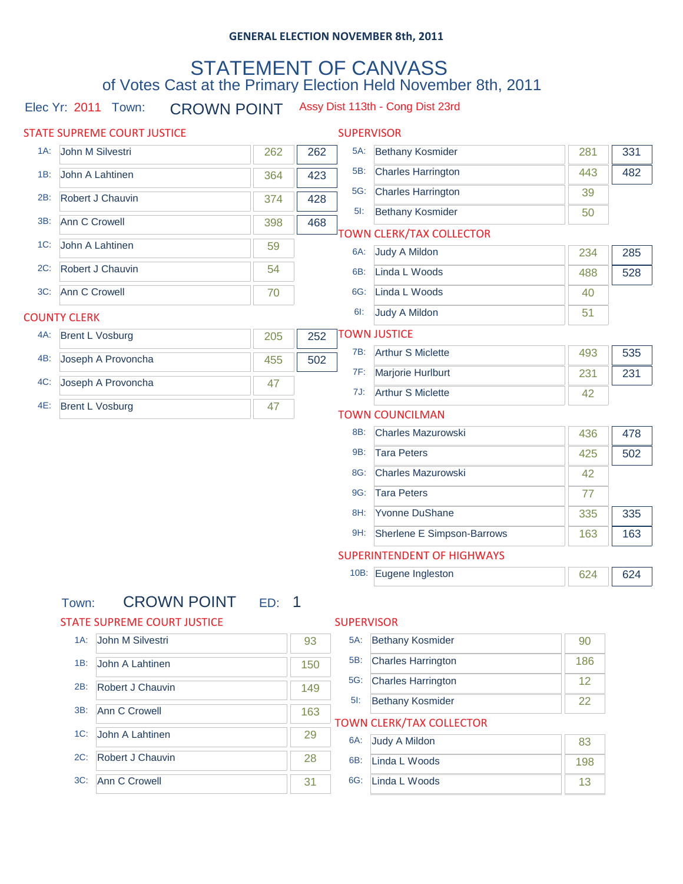GENERAL ELECTION NOVEMBER 8th, 2011

# STATEMENT OF CANVASS

## of Votes Cast at the Primary Election Held November 8th, 2011

Elec Yr: 2011 Town: CROWN POINT Assy Dist 113th - Cong Dist 23rd

### STATE SUPREME COURT JUSTICE

| | Candidate | Votes | Total |
|---|---|---|---|
| 1A: | John M Silvestri | 262 | 262 |
| 1B: | John A Lahtinen | 364 | 423 |
| 2B: | Robert J Chauvin | 374 | 428 |
| 3B: | Ann C Crowell | 398 | 468 |
| 1C: | John A Lahtinen | 59 | |
| 2C: | Robert J Chauvin | 54 | |
| 3C: | Ann C Crowell | 70 | |

### COUNTY CLERK

| | Candidate | Votes | Total |
|---|---|---|---|
| 4A: | Brent L Vosburg | 205 | 252 |
| 4B: | Joseph A Provoncha | 455 | 502 |
| 4C: | Joseph A Provoncha | 47 | |
| 4E: | Brent L Vosburg | 47 | |

### SUPERVISOR

| | Candidate | Votes | Total |
|---|---|---|---|
| 5A: | Bethany Kosmider | 281 | 331 |
| 5B: | Charles Harrington | 443 | 482 |
| 5G: | Charles Harrington | 39 | |
| 5I: | Bethany Kosmider | 50 | |

### TOWN CLERK/TAX COLLECTOR

| | Candidate | Votes | Total |
|---|---|---|---|
| 6A: | Judy A Mildon | 234 | 285 |
| 6B: | Linda L Woods | 488 | 528 |
| 6G: | Linda L Woods | 40 | |
| 6I: | Judy A Mildon | 51 | |

### TOWN JUSTICE

| | Candidate | Votes | Total |
|---|---|---|---|
| 7B: | Arthur S Miclette | 493 | 535 |
| 7F: | Marjorie Hurlburt | 231 | 231 |
| 7J: | Arthur S Miclette | 42 | |

### TOWN COUNCILMAN

| | Candidate | Votes | Total |
|---|---|---|---|
| 8B: | Charles Mazurowski | 436 | 478 |
| 9B: | Tara Peters | 425 | 502 |
| 8G: | Charles Mazurowski | 42 | |
| 9G: | Tara Peters | 77 | |
| 8H: | Yvonne DuShane | 335 | 335 |
| 9H: | Sherlene E Simpson-Barrows | 163 | 163 |

### SUPERINTENDENT OF HIGHWAYS

| | Candidate | Votes | Total |
|---|---|---|---|
| 10B: | Eugene Ingleston | 624 | 624 |

Town: CROWN POINT ED: 1

### STATE SUPREME COURT JUSTICE

| | Candidate | Votes |
|---|---|---|
| 1A: | John M Silvestri | 93 |
| 1B: | John A Lahtinen | 150 |
| 2B: | Robert J Chauvin | 149 |
| 3B: | Ann C Crowell | 163 |
| 1C: | John A Lahtinen | 29 |
| 2C: | Robert J Chauvin | 28 |
| 3C: | Ann C Crowell | 31 |

### SUPERVISOR

| | Candidate | Votes |
|---|---|---|
| 5A: | Bethany Kosmider | 90 |
| 5B: | Charles Harrington | 186 |
| 5G: | Charles Harrington | 12 |
| 5I: | Bethany Kosmider | 22 |

### TOWN CLERK/TAX COLLECTOR

| | Candidate | Votes |
|---|---|---|
| 6A: | Judy A Mildon | 83 |
| 6B: | Linda L Woods | 198 |
| 6G: | Linda L Woods | 13 |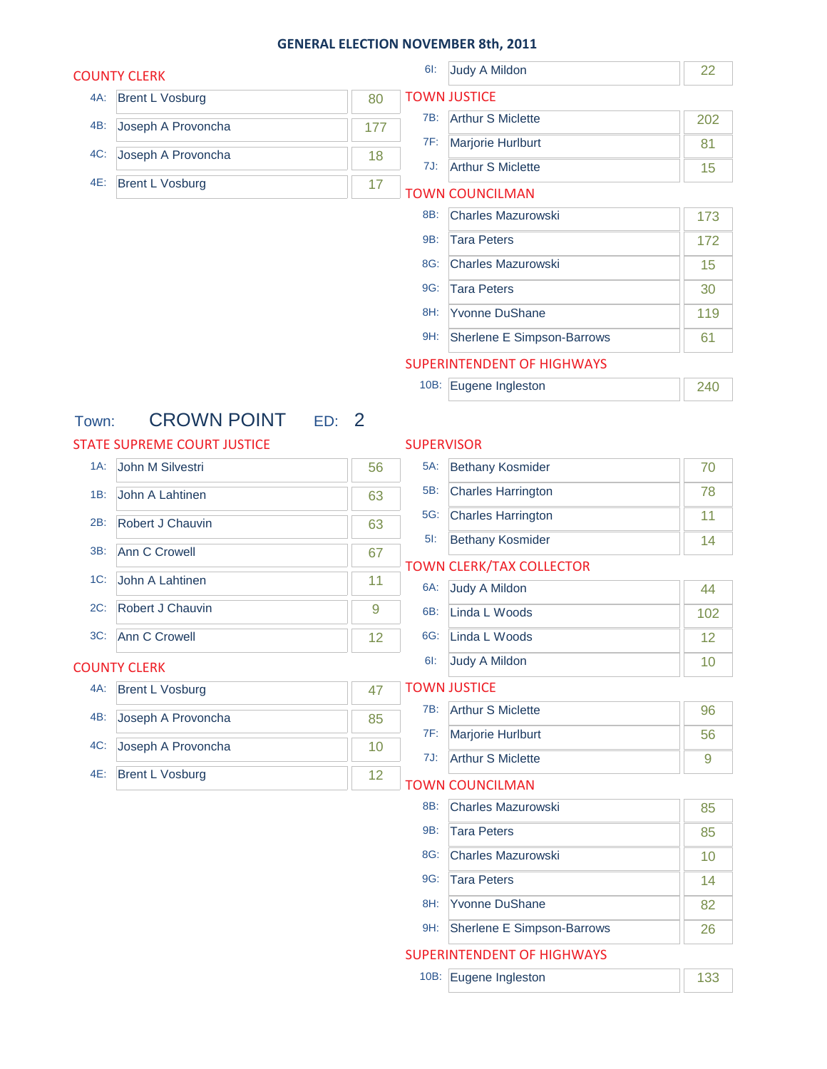# GENERAL ELECTION NOVEMBER 8th, 2011

## COUNTY CLERK

| | Candidate | Votes |
|---|---|---|
| 4A: | Brent L Vosburg | 80 |
| 4B: | Joseph A Provoncha | 177 |
| 4C: | Joseph A Provoncha | 18 |
| 4E: | Brent L Vosburg | 17 |

| | Candidate | Votes |
|---|---|---|
| 6I: | Judy A Mildon | 22 |

## TOWN JUSTICE

| | Candidate | Votes |
|---|---|---|
| 7B: | Arthur S Miclette | 202 |
| 7F: | Marjorie Hurlburt | 81 |
| 7J: | Arthur S Miclette | 15 |

## TOWN COUNCILMAN

| | Candidate | Votes |
|---|---|---|
| 8B: | Charles Mazurowski | 173 |
| 9B: | Tara Peters | 172 |
| 8G: | Charles Mazurowski | 15 |
| 9G: | Tara Peters | 30 |
| 8H: | Yvonne DuShane | 119 |
| 9H: | Sherlene E Simpson-Barrows | 61 |

## SUPERINTENDENT OF HIGHWAYS

| | Candidate | Votes |
|---|---|---|
| 10B: | Eugene Ingleston | 240 |

# Town: CROWN POINT ED: 2

## STATE SUPREME COURT JUSTICE

| | Candidate | Votes |
|---|---|---|
| 1A: | John M Silvestri | 56 |
| 1B: | John A Lahtinen | 63 |
| 2B: | Robert J Chauvin | 63 |
| 3B: | Ann C Crowell | 67 |
| 1C: | John A Lahtinen | 11 |
| 2C: | Robert J Chauvin | 9 |
| 3C: | Ann C Crowell | 12 |

## COUNTY CLERK

| | Candidate | Votes |
|---|---|---|
| 4A: | Brent L Vosburg | 47 |
| 4B: | Joseph A Provoncha | 85 |
| 4C: | Joseph A Provoncha | 10 |
| 4E: | Brent L Vosburg | 12 |

## SUPERVISOR

| | Candidate | Votes |
|---|---|---|
| 5A: | Bethany Kosmider | 70 |
| 5B: | Charles Harrington | 78 |
| 5G: | Charles Harrington | 11 |
| 5I: | Bethany Kosmider | 14 |

## TOWN CLERK/TAX COLLECTOR

| | Candidate | Votes |
|---|---|---|
| 6A: | Judy A Mildon | 44 |
| 6B: | Linda L Woods | 102 |
| 6G: | Linda L Woods | 12 |
| 6I: | Judy A Mildon | 10 |

## TOWN JUSTICE

| | Candidate | Votes |
|---|---|---|
| 7B: | Arthur S Miclette | 96 |
| 7F: | Marjorie Hurlburt | 56 |
| 7J: | Arthur S Miclette | 9 |

## TOWN COUNCILMAN

| | Candidate | Votes |
|---|---|---|
| 8B: | Charles Mazurowski | 85 |
| 9B: | Tara Peters | 85 |
| 8G: | Charles Mazurowski | 10 |
| 9G: | Tara Peters | 14 |
| 8H: | Yvonne DuShane | 82 |
| 9H: | Sherlene E Simpson-Barrows | 26 |

## SUPERINTENDENT OF HIGHWAYS

| | Candidate | Votes |
|---|---|---|
| 10B: | Eugene Ingleston | 133 |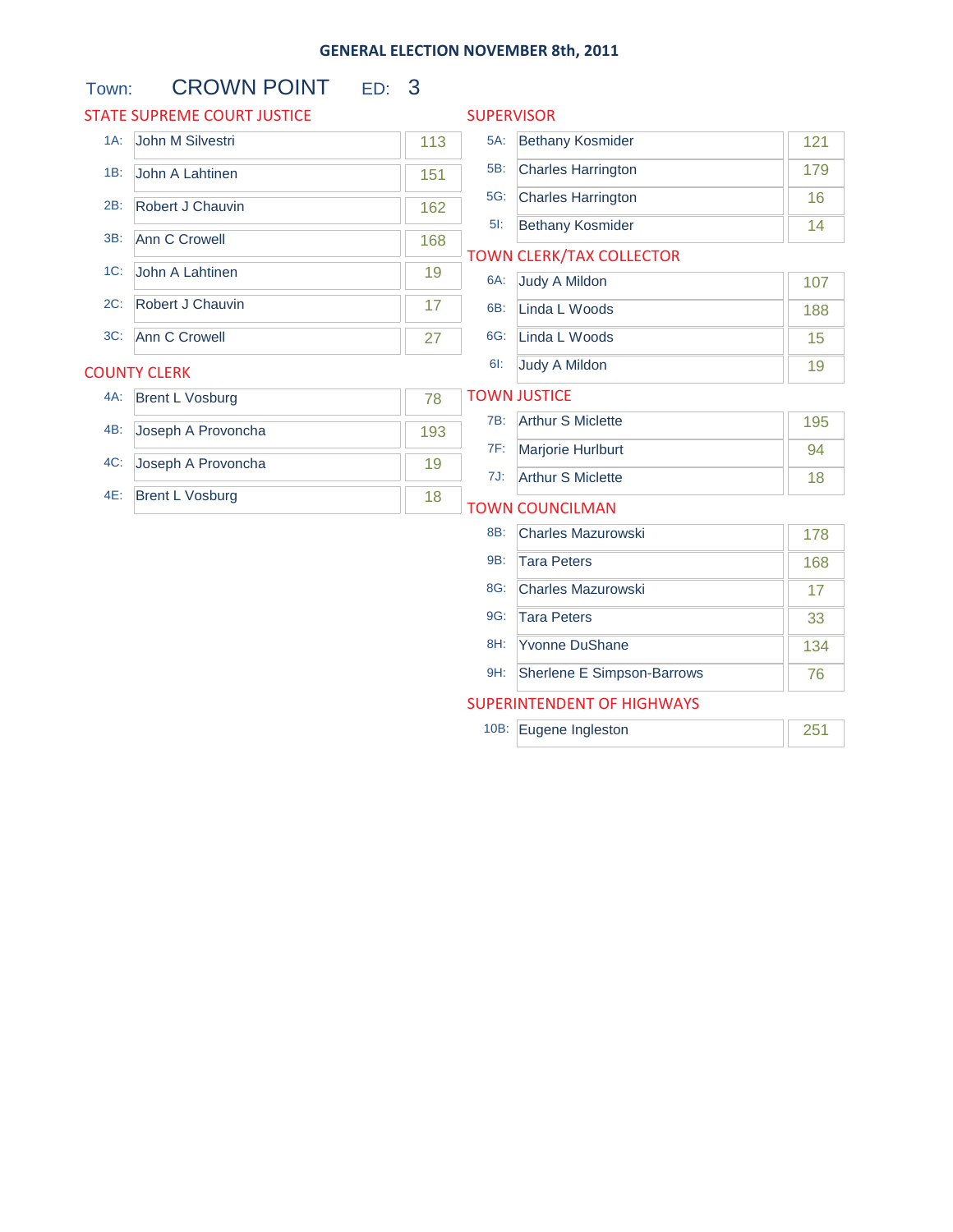# GENERAL ELECTION NOVEMBER 8th, 2011

Town: CROWN POINT ED: 3

## STATE SUPREME COURT JUSTICE

| | Candidate | Votes |
|---|---|---|
| 1A: | John M Silvestri | 113 |
| 1B: | John A Lahtinen | 151 |
| 2B: | Robert J Chauvin | 162 |
| 3B: | Ann C Crowell | 168 |
| 1C: | John A Lahtinen | 19 |
| 2C: | Robert J Chauvin | 17 |
| 3C: | Ann C Crowell | 27 |

## COUNTY CLERK

| | Candidate | Votes |
|---|---|---|
| 4A: | Brent L Vosburg | 78 |
| 4B: | Joseph A Provoncha | 193 |
| 4C: | Joseph A Provoncha | 19 |
| 4E: | Brent L Vosburg | 18 |

## SUPERVISOR

| | Candidate | Votes |
|---|---|---|
| 5A: | Bethany Kosmider | 121 |
| 5B: | Charles Harrington | 179 |
| 5G: | Charles Harrington | 16 |
| 5I: | Bethany Kosmider | 14 |

## TOWN CLERK/TAX COLLECTOR

| | Candidate | Votes |
|---|---|---|
| 6A: | Judy A Mildon | 107 |
| 6B: | Linda L Woods | 188 |
| 6G: | Linda L Woods | 15 |
| 6I: | Judy A Mildon | 19 |

## TOWN JUSTICE

| | Candidate | Votes |
|---|---|---|
| 7B: | Arthur S Miclette | 195 |
| 7F: | Marjorie Hurlburt | 94 |
| 7J: | Arthur S Miclette | 18 |

## TOWN COUNCILMAN

| | Candidate | Votes |
|---|---|---|
| 8B: | Charles Mazurowski | 178 |
| 9B: | Tara Peters | 168 |
| 8G: | Charles Mazurowski | 17 |
| 9G: | Tara Peters | 33 |
| 8H: | Yvonne DuShane | 134 |
| 9H: | Sherlene E Simpson-Barrows | 76 |

## SUPERINTENDENT OF HIGHWAYS

| | Candidate | Votes |
|---|---|---|
| 10B: | Eugene Ingleston | 251 |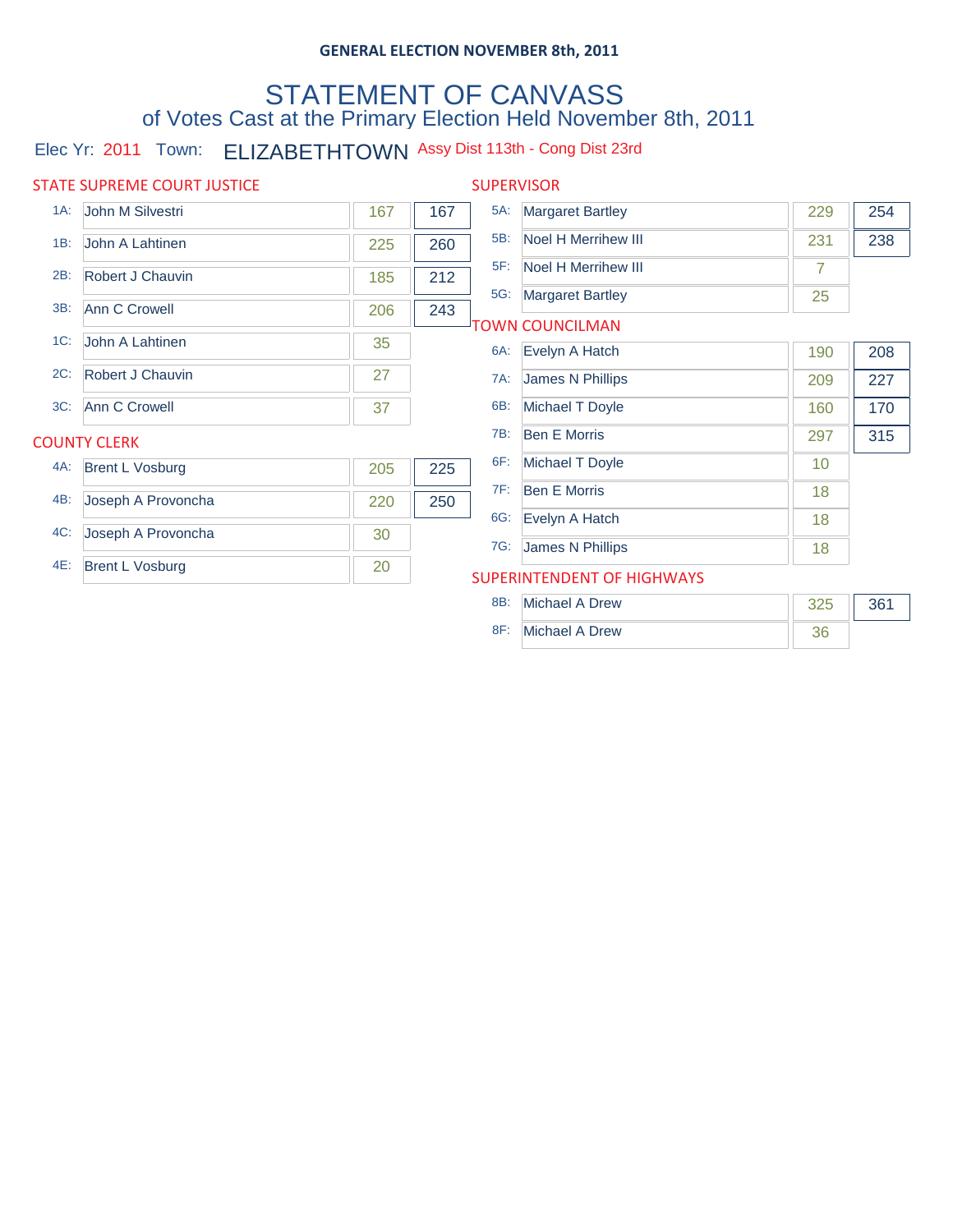**GENERAL ELECTION NOVEMBER 8th, 2011**

# STATEMENT OF CANVASS

## of Votes Cast at the Primary Election Held November 8th, 2011

Elec Yr: 2011 Town: ELIZABETHTOWN Assy Dist 113th - Cong Dist 23rd

### STATE SUPREME COURT JUSTICE

| Line | Candidate | Votes | Total |
|---|---|---|---|
| 1A: | John M Silvestri | 167 | 167 |
| 1B: | John A Lahtinen | 225 | 260 |
| 2B: | Robert J Chauvin | 185 | 212 |
| 3B: | Ann C Crowell | 206 | 243 |
| 1C: | John A Lahtinen | 35 | |
| 2C: | Robert J Chauvin | 27 | |
| 3C: | Ann C Crowell | 37 | |

### COUNTY CLERK

| Line | Candidate | Votes | Total |
|---|---|---|---|
| 4A: | Brent L Vosburg | 205 | 225 |
| 4B: | Joseph A Provoncha | 220 | 250 |
| 4C: | Joseph A Provoncha | 30 | |
| 4E: | Brent L Vosburg | 20 | |

### SUPERVISOR

| Line | Candidate | Votes | Total |
|---|---|---|---|
| 5A: | Margaret Bartley | 229 | 254 |
| 5B: | Noel H Merrihew III | 231 | 238 |
| 5F: | Noel H Merrihew III | 7 | |
| 5G: | Margaret Bartley | 25 | |

### TOWN COUNCILMAN

| Line | Candidate | Votes | Total |
|---|---|---|---|
| 6A: | Evelyn A Hatch | 190 | 208 |
| 7A: | James N Phillips | 209 | 227 |
| 6B: | Michael T Doyle | 160 | 170 |
| 7B: | Ben E Morris | 297 | 315 |
| 6F: | Michael T Doyle | 10 | |
| 7F: | Ben E Morris | 18 | |
| 6G: | Evelyn A Hatch | 18 | |
| 7G: | James N Phillips | 18 | |

### SUPERINTENDENT OF HIGHWAYS

| Line | Candidate | Votes | Total |
|---|---|---|---|
| 8B: | Michael A Drew | 325 | 361 |
| 8F: | Michael A Drew | 36 | |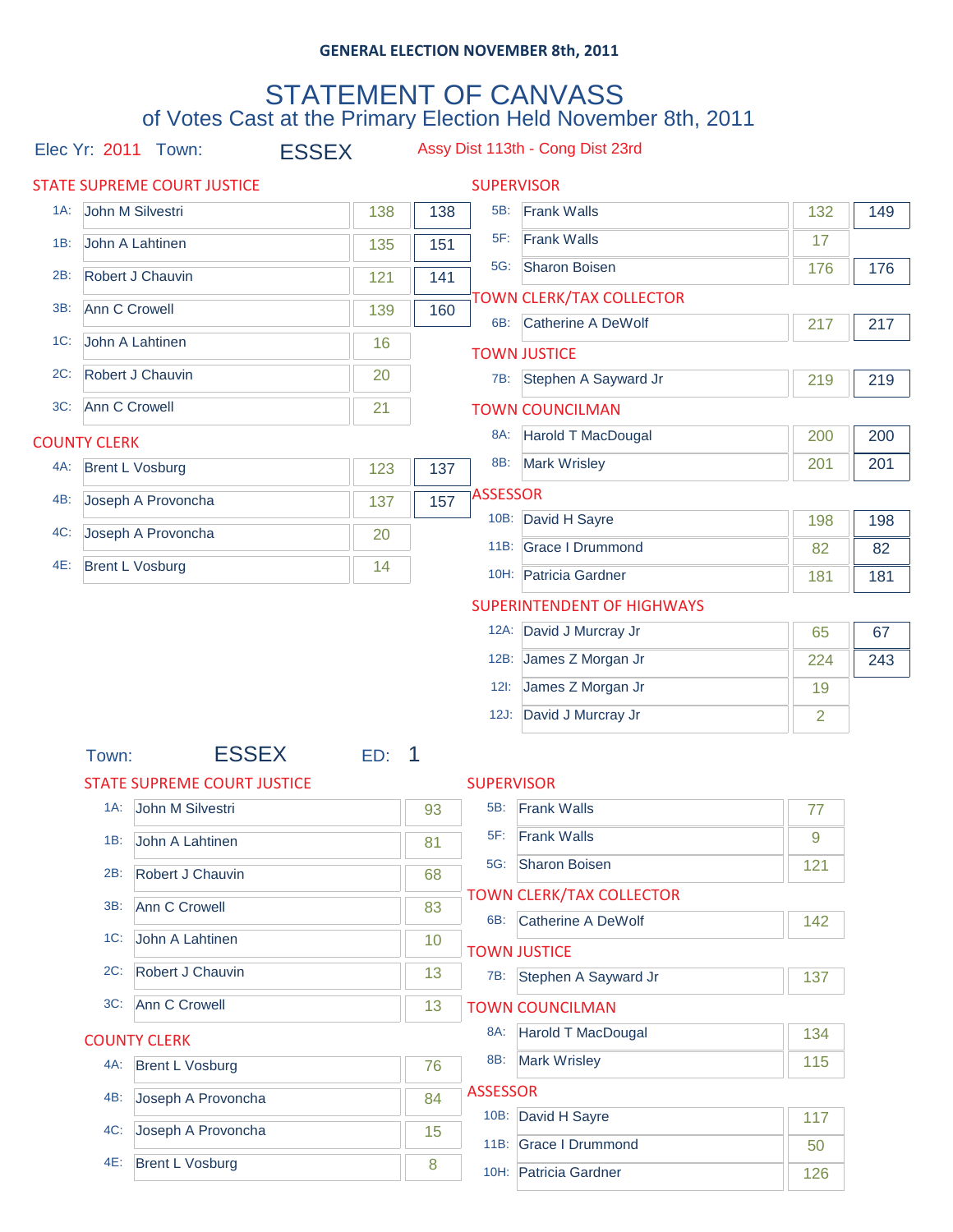GENERAL ELECTION NOVEMBER 8th, 2011

# STATEMENT OF CANVASS

## of Votes Cast at the Primary Election Held November 8th, 2011

Elec Yr: 2011 Town: ESSEX Assy Dist 113th - Cong Dist 23rd

### STATE SUPREME COURT JUSTICE

| | Candidate | Votes | Total |
|---|---|---|---|
| 1A: | John M Silvestri | 138 | 138 |
| 1B: | John A Lahtinen | 135 | 151 |
| 2B: | Robert J Chauvin | 121 | 141 |
| 3B: | Ann C Crowell | 139 | 160 |
| 1C: | John A Lahtinen | 16 | |
| 2C: | Robert J Chauvin | 20 | |
| 3C: | Ann C Crowell | 21 | |

### COUNTY CLERK

| | Candidate | Votes | Total |
|---|---|---|---|
| 4A: | Brent L Vosburg | 123 | 137 |
| 4B: | Joseph A Provoncha | 137 | 157 |
| 4C: | Joseph A Provoncha | 20 | |
| 4E: | Brent L Vosburg | 14 | |

### SUPERVISOR

| | Candidate | Votes | Total |
|---|---|---|---|
| 5B: | Frank Walls | 132 | 149 |
| 5F: | Frank Walls | 17 | |
| 5G: | Sharon Boisen | 176 | 176 |

### TOWN CLERK/TAX COLLECTOR

| | Candidate | Votes | Total |
|---|---|---|---|
| 6B: | Catherine A DeWolf | 217 | 217 |

### TOWN JUSTICE

| | Candidate | Votes | Total |
|---|---|---|---|
| 7B: | Stephen A Sayward Jr | 219 | 219 |

### TOWN COUNCILMAN

| | Candidate | Votes | Total |
|---|---|---|---|
| 8A: | Harold T MacDougal | 200 | 200 |
| 8B: | Mark Wrisley | 201 | 201 |

### ASSESSOR

| | Candidate | Votes | Total |
|---|---|---|---|
| 10B: | David H Sayre | 198 | 198 |
| 11B: | Grace I Drummond | 82 | 82 |
| 10H: | Patricia Gardner | 181 | 181 |

### SUPERINTENDENT OF HIGHWAYS

| | Candidate | Votes | Total |
|---|---|---|---|
| 12A: | David J Murcray Jr | 65 | 67 |
| 12B: | James Z Morgan Jr | 224 | 243 |
| 12I: | James Z Morgan Jr | 19 | |
| 12J: | David J Murcray Jr | 2 | |

Town: ESSEX ED: 1

### STATE SUPREME COURT JUSTICE

| | Candidate | Votes |
|---|---|---|
| 1A: | John M Silvestri | 93 |
| 1B: | John A Lahtinen | 81 |
| 2B: | Robert J Chauvin | 68 |
| 3B: | Ann C Crowell | 83 |
| 1C: | John A Lahtinen | 10 |
| 2C: | Robert J Chauvin | 13 |
| 3C: | Ann C Crowell | 13 |

### COUNTY CLERK

| | Candidate | Votes |
|---|---|---|
| 4A: | Brent L Vosburg | 76 |
| 4B: | Joseph A Provoncha | 84 |
| 4C: | Joseph A Provoncha | 15 |
| 4E: | Brent L Vosburg | 8 |

### SUPERVISOR

| | Candidate | Votes |
|---|---|---|
| 5B: | Frank Walls | 77 |
| 5F: | Frank Walls | 9 |
| 5G: | Sharon Boisen | 121 |

### TOWN CLERK/TAX COLLECTOR

| | Candidate | Votes |
|---|---|---|
| 6B: | Catherine A DeWolf | 142 |

### TOWN JUSTICE

| | Candidate | Votes |
|---|---|---|
| 7B: | Stephen A Sayward Jr | 137 |

### TOWN COUNCILMAN

| | Candidate | Votes |
|---|---|---|
| 8A: | Harold T MacDougal | 134 |
| 8B: | Mark Wrisley | 115 |

### ASSESSOR

| | Candidate | Votes |
|---|---|---|
| 10B: | David H Sayre | 117 |
| 11B: | Grace I Drummond | 50 |
| 10H: | Patricia Gardner | 126 |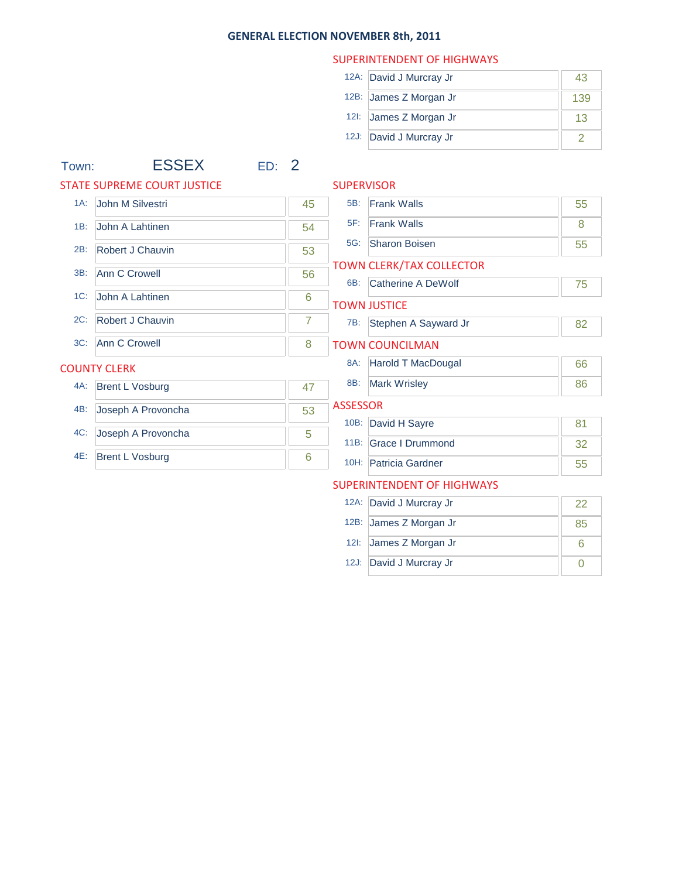## GENERAL ELECTION NOVEMBER 8th, 2011

### SUPERINTENDENT OF HIGHWAYS

| | | |
|---|---|---|
| 12A: | David J Murcray Jr | 43 |
| 12B: | James Z Morgan Jr | 139 |
| 12I: | James Z Morgan Jr | 13 |
| 12J: | David J Murcray Jr | 2 |

Town: **ESSEX** ED: **2**

### STATE SUPREME COURT JUSTICE

| | | |
|---|---|---|
| 1A: | John M Silvestri | 45 |
| 1B: | John A Lahtinen | 54 |
| 2B: | Robert J Chauvin | 53 |
| 3B: | Ann C Crowell | 56 |
| 1C: | John A Lahtinen | 6 |
| 2C: | Robert J Chauvin | 7 |
| 3C: | Ann C Crowell | 8 |

### COUNTY CLERK

| | | |
|---|---|---|
| 4A: | Brent L Vosburg | 47 |
| 4B: | Joseph A Provoncha | 53 |
| 4C: | Joseph A Provoncha | 5 |
| 4E: | Brent L Vosburg | 6 |

### SUPERVISOR

| | | |
|---|---|---|
| 5B: | Frank Walls | 55 |
| 5F: | Frank Walls | 8 |
| 5G: | Sharon Boisen | 55 |

### TOWN CLERK/TAX COLLECTOR

| | | |
|---|---|---|
| 6B: | Catherine A DeWolf | 75 |

### TOWN JUSTICE

| | | |
|---|---|---|
| 7B: | Stephen A Sayward Jr | 82 |

### TOWN COUNCILMAN

| | | |
|---|---|---|
| 8A: | Harold T MacDougal | 66 |
| 8B: | Mark Wrisley | 86 |

### ASSESSOR

| | | |
|---|---|---|
| 10B: | David H Sayre | 81 |
| 11B: | Grace I Drummond | 32 |
| 10H: | Patricia Gardner | 55 |

### SUPERINTENDENT OF HIGHWAYS

| | | |
|---|---|---|
| 12A: | David J Murcray Jr | 22 |
| 12B: | James Z Morgan Jr | 85 |
| 12I: | James Z Morgan Jr | 6 |
| 12J: | David J Murcray Jr | 0 |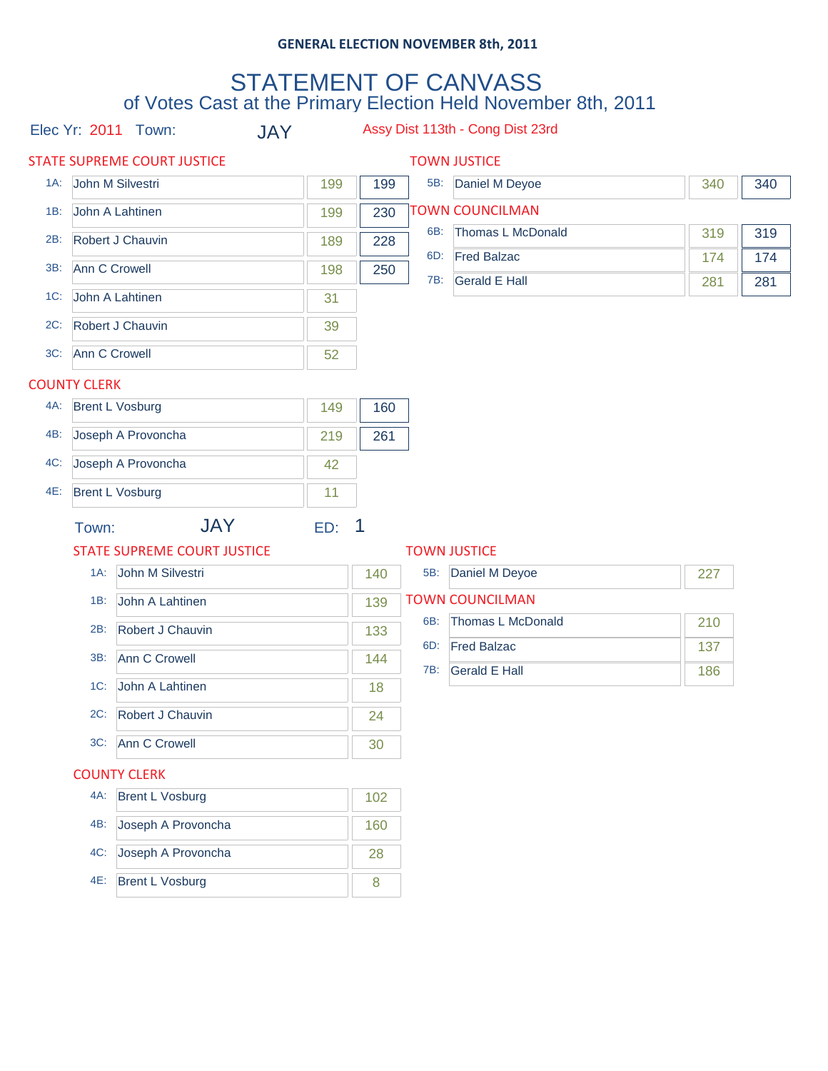**GENERAL ELECTION NOVEMBER 8th, 2011**

# STATEMENT OF CANVASS

## of Votes Cast at the Primary Election Held November 8th, 2011

Elec Yr: 2011 Town: JAY Assy Dist 113th - Cong Dist 23rd

### STATE SUPREME COURT JUSTICE

| | Candidate | Votes | Total |
|---|---|---|---|
| 1A: | John M Silvestri | 199 | 199 |
| 1B: | John A Lahtinen | 199 | 230 |
| 2B: | Robert J Chauvin | 189 | 228 |
| 3B: | Ann C Crowell | 198 | 250 |
| 1C: | John A Lahtinen | 31 | |
| 2C: | Robert J Chauvin | 39 | |
| 3C: | Ann C Crowell | 52 | |

### COUNTY CLERK

| | Candidate | Votes | Total |
|---|---|---|---|
| 4A: | Brent L Vosburg | 149 | 160 |
| 4B: | Joseph A Provoncha | 219 | 261 |
| 4C: | Joseph A Provoncha | 42 | |
| 4E: | Brent L Vosburg | 11 | |

### TOWN JUSTICE

| | Candidate | Votes | Total |
|---|---|---|---|
| 5B: | Daniel M Deyoe | 340 | 340 |

### TOWN COUNCILMAN

| | Candidate | Votes | Total |
|---|---|---|---|
| 6B: | Thomas L McDonald | 319 | 319 |
| 6D: | Fred Balzac | 174 | 174 |
| 7B: | Gerald E Hall | 281 | 281 |

Town: JAY ED: 1

### STATE SUPREME COURT JUSTICE

| | Candidate | Votes |
|---|---|---|
| 1A: | John M Silvestri | 140 |
| 1B: | John A Lahtinen | 139 |
| 2B: | Robert J Chauvin | 133 |
| 3B: | Ann C Crowell | 144 |
| 1C: | John A Lahtinen | 18 |
| 2C: | Robert J Chauvin | 24 |
| 3C: | Ann C Crowell | 30 |

### COUNTY CLERK

| | Candidate | Votes |
|---|---|---|
| 4A: | Brent L Vosburg | 102 |
| 4B: | Joseph A Provoncha | 160 |
| 4C: | Joseph A Provoncha | 28 |
| 4E: | Brent L Vosburg | 8 |

### TOWN JUSTICE

| | Candidate | Votes |
|---|---|---|
| 5B: | Daniel M Deyoe | 227 |

### TOWN COUNCILMAN

| | Candidate | Votes |
|---|---|---|
| 6B: | Thomas L McDonald | 210 |
| 6D: | Fred Balzac | 137 |
| 7B: | Gerald E Hall | 186 |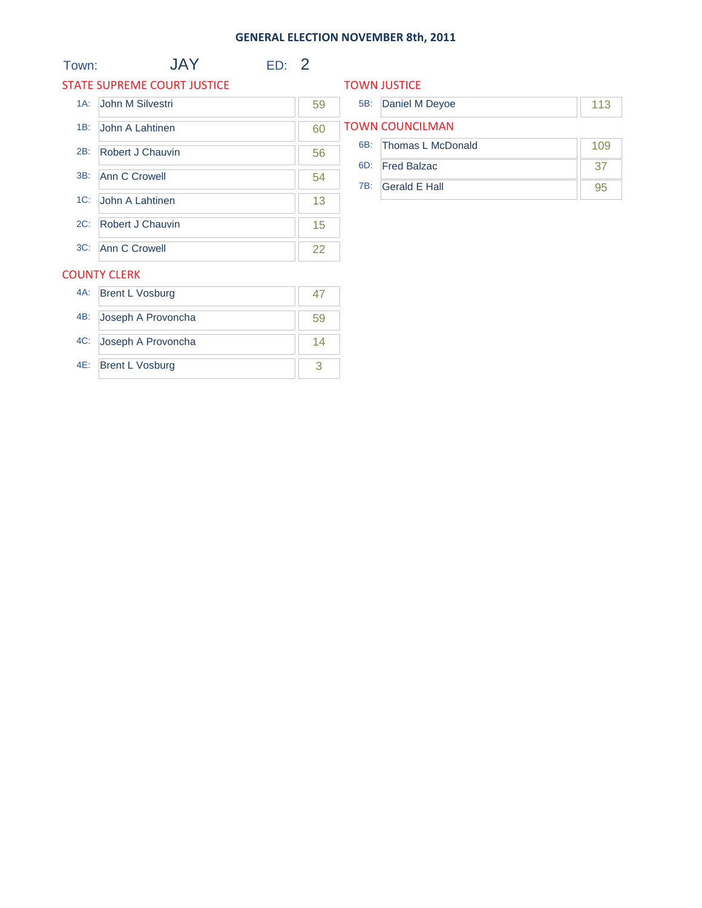# GENERAL ELECTION NOVEMBER 8th, 2011

Town: JAY ED: 2

## STATE SUPREME COURT JUSTICE

| | Candidate | Votes |
|---|---|---|
| 1A: | John M Silvestri | 59 |
| 1B: | John A Lahtinen | 60 |
| 2B: | Robert J Chauvin | 56 |
| 3B: | Ann C Crowell | 54 |
| 1C: | John A Lahtinen | 13 |
| 2C: | Robert J Chauvin | 15 |
| 3C: | Ann C Crowell | 22 |

## COUNTY CLERK

| | Candidate | Votes |
|---|---|---|
| 4A: | Brent L Vosburg | 47 |
| 4B: | Joseph A Provoncha | 59 |
| 4C: | Joseph A Provoncha | 14 |
| 4E: | Brent L Vosburg | 3 |

## TOWN JUSTICE

| | Candidate | Votes |
|---|---|---|
| 5B: | Daniel M Deyoe | 113 |

## TOWN COUNCILMAN

| | Candidate | Votes |
|---|---|---|
| 6B: | Thomas L McDonald | 109 |
| 6D: | Fred Balzac | 37 |
| 7B: | Gerald E Hall | 95 |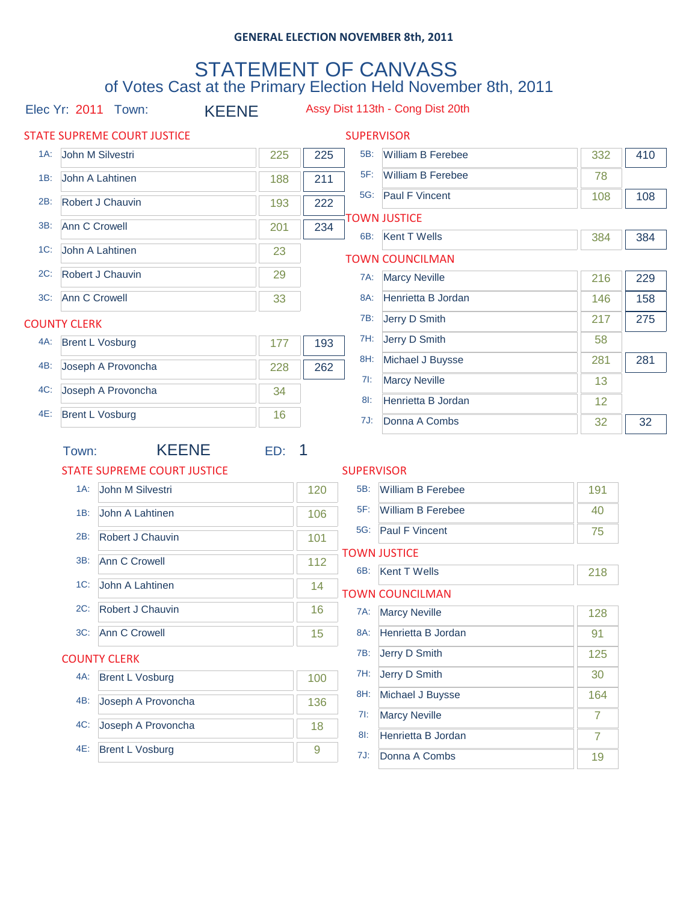GENERAL ELECTION NOVEMBER 8th, 2011

# STATEMENT OF CANVASS

## of Votes Cast at the Primary Election Held November 8th, 2011

Elec Yr: 2011 Town: KEENE Assy Dist 113th - Cong Dist 20th

### STATE SUPREME COURT JUSTICE

| | Candidate | Votes | Total |
|---|---|---|---|
| 1A: | John M Silvestri | 225 | 225 |
| 1B: | John A Lahtinen | 188 | 211 |
| 2B: | Robert J Chauvin | 193 | 222 |
| 3B: | Ann C Crowell | 201 | 234 |
| 1C: | John A Lahtinen | 23 | |
| 2C: | Robert J Chauvin | 29 | |
| 3C: | Ann C Crowell | 33 | |

### COUNTY CLERK

| | Candidate | Votes | Total |
|---|---|---|---|
| 4A: | Brent L Vosburg | 177 | 193 |
| 4B: | Joseph A Provoncha | 228 | 262 |
| 4C: | Joseph A Provoncha | 34 | |
| 4E: | Brent L Vosburg | 16 | |

### SUPERVISOR

| | Candidate | Votes | Total |
|---|---|---|---|
| 5B: | William B Ferebee | 332 | 410 |
| 5F: | William B Ferebee | 78 | |
| 5G: | Paul F Vincent | 108 | 108 |

### TOWN JUSTICE

| | Candidate | Votes | Total |
|---|---|---|---|
| 6B: | Kent T Wells | 384 | 384 |

### TOWN COUNCILMAN

| | Candidate | Votes | Total |
|---|---|---|---|
| 7A: | Marcy Neville | 216 | 229 |
| 8A: | Henrietta B Jordan | 146 | 158 |
| 7B: | Jerry D Smith | 217 | 275 |
| 7H: | Jerry D Smith | 58 | |
| 8H: | Michael J Buysse | 281 | 281 |
| 7I: | Marcy Neville | 13 | |
| 8I: | Henrietta B Jordan | 12 | |
| 7J: | Donna A Combs | 32 | 32 |

Town: KEENE ED: 1

### STATE SUPREME COURT JUSTICE

| | Candidate | Votes |
|---|---|---|
| 1A: | John M Silvestri | 120 |
| 1B: | John A Lahtinen | 106 |
| 2B: | Robert J Chauvin | 101 |
| 3B: | Ann C Crowell | 112 |
| 1C: | John A Lahtinen | 14 |
| 2C: | Robert J Chauvin | 16 |
| 3C: | Ann C Crowell | 15 |

### COUNTY CLERK

| | Candidate | Votes |
|---|---|---|
| 4A: | Brent L Vosburg | 100 |
| 4B: | Joseph A Provoncha | 136 |
| 4C: | Joseph A Provoncha | 18 |
| 4E: | Brent L Vosburg | 9 |

### SUPERVISOR

| | Candidate | Votes |
|---|---|---|
| 5B: | William B Ferebee | 191 |
| 5F: | William B Ferebee | 40 |
| 5G: | Paul F Vincent | 75 |

### TOWN JUSTICE

| | Candidate | Votes |
|---|---|---|
| 6B: | Kent T Wells | 218 |

### TOWN COUNCILMAN

| | Candidate | Votes |
|---|---|---|
| 7A: | Marcy Neville | 128 |
| 8A: | Henrietta B Jordan | 91 |
| 7B: | Jerry D Smith | 125 |
| 7H: | Jerry D Smith | 30 |
| 8H: | Michael J Buysse | 164 |
| 7I: | Marcy Neville | 7 |
| 8I: | Henrietta B Jordan | 7 |
| 7J: | Donna A Combs | 19 |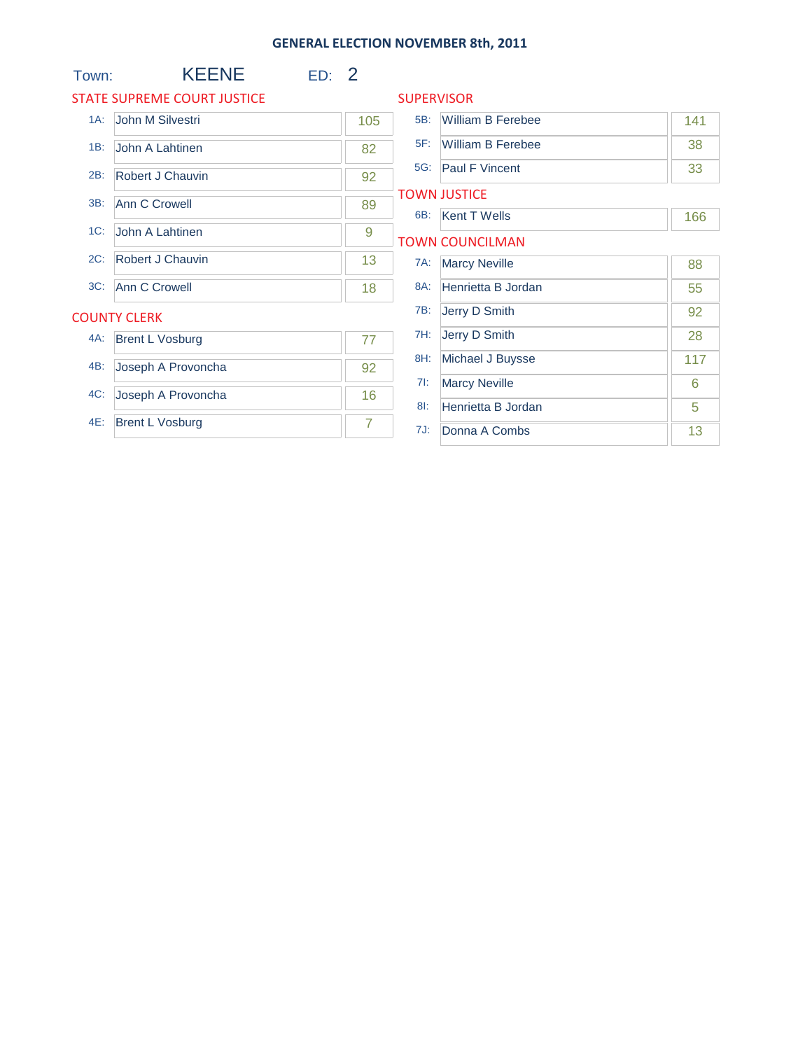# GENERAL ELECTION NOVEMBER 8th, 2011

Town: KEENE ED: 2

## STATE SUPREME COURT JUSTICE

| | Candidate | Votes |
|---|---|---|
| 1A: | John M Silvestri | 105 |
| 1B: | John A Lahtinen | 82 |
| 2B: | Robert J Chauvin | 92 |
| 3B: | Ann C Crowell | 89 |
| 1C: | John A Lahtinen | 9 |
| 2C: | Robert J Chauvin | 13 |
| 3C: | Ann C Crowell | 18 |

## COUNTY CLERK

| | Candidate | Votes |
|---|---|---|
| 4A: | Brent L Vosburg | 77 |
| 4B: | Joseph A Provoncha | 92 |
| 4C: | Joseph A Provoncha | 16 |
| 4E: | Brent L Vosburg | 7 |

## SUPERVISOR

| | Candidate | Votes |
|---|---|---|
| 5B: | William B Ferebee | 141 |
| 5F: | William B Ferebee | 38 |
| 5G: | Paul F Vincent | 33 |

## TOWN JUSTICE

| | Candidate | Votes |
|---|---|---|
| 6B: | Kent T Wells | 166 |

## TOWN COUNCILMAN

| | Candidate | Votes |
|---|---|---|
| 7A: | Marcy Neville | 88 |
| 8A: | Henrietta B Jordan | 55 |
| 7B: | Jerry D Smith | 92 |
| 7H: | Jerry D Smith | 28 |
| 8H: | Michael J Buysse | 117 |
| 7I: | Marcy Neville | 6 |
| 8I: | Henrietta B Jordan | 5 |
| 7J: | Donna A Combs | 13 |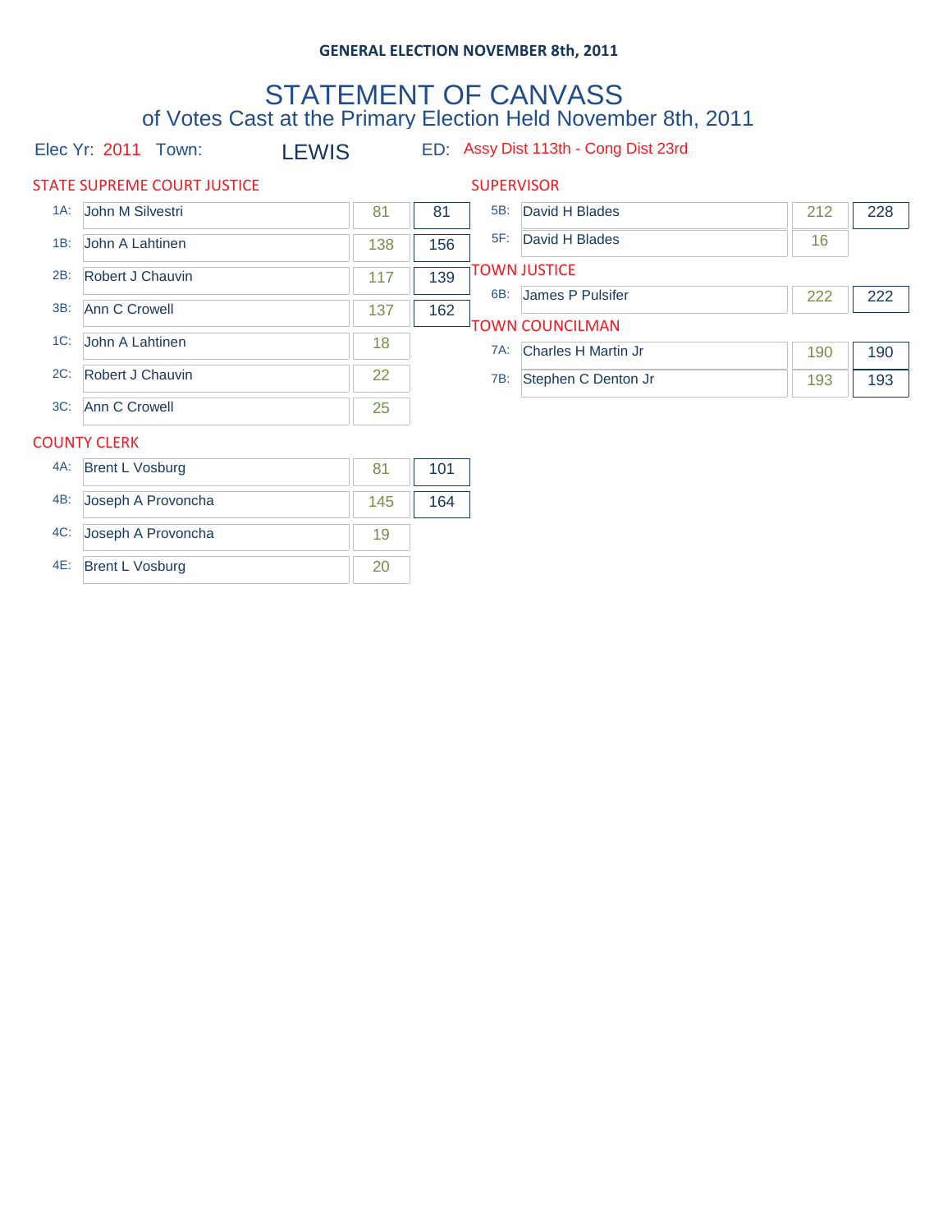**GENERAL ELECTION NOVEMBER 8th, 2011**

# STATEMENT OF CANVASS

## of Votes Cast at the Primary Election Held November 8th, 2011

Elec Yr: 2011 Town: LEWIS ED: Assy Dist 113th - Cong Dist 23rd

### STATE SUPREME COURT JUSTICE

| | Candidate | Votes | Total |
|---|---|---|---|
| 1A: | John M Silvestri | 81 | 81 |
| 1B: | John A Lahtinen | 138 | 156 |
| 2B: | Robert J Chauvin | 117 | 139 |
| 3B: | Ann C Crowell | 137 | 162 |
| 1C: | John A Lahtinen | 18 | |
| 2C: | Robert J Chauvin | 22 | |
| 3C: | Ann C Crowell | 25 | |

### COUNTY CLERK

| | Candidate | Votes | Total |
|---|---|---|---|
| 4A: | Brent L Vosburg | 81 | 101 |
| 4B: | Joseph A Provoncha | 145 | 164 |
| 4C: | Joseph A Provoncha | 19 | |
| 4E: | Brent L Vosburg | 20 | |

### SUPERVISOR

| | Candidate | Votes | Total |
|---|---|---|---|
| 5B: | David H Blades | 212 | 228 |
| 5F: | David H Blades | 16 | |

### TOWN JUSTICE

| | Candidate | Votes | Total |
|---|---|---|---|
| 6B: | James P Pulsifer | 222 | 222 |

### TOWN COUNCILMAN

| | Candidate | Votes | Total |
|---|---|---|---|
| 7A: | Charles H Martin Jr | 190 | 190 |
| 7B: | Stephen C Denton Jr | 193 | 193 |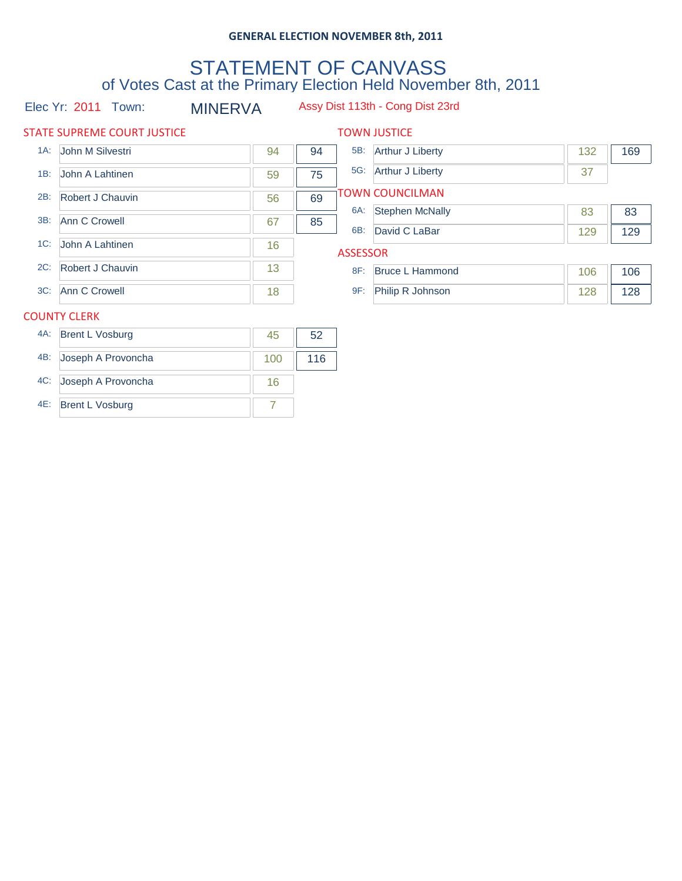GENERAL ELECTION NOVEMBER 8th, 2011

# STATEMENT OF CANVASS

## of Votes Cast at the Primary Election Held November 8th, 2011

Elec Yr: 2011 Town: MINERVA Assy Dist 113th - Cong Dist 23rd

### STATE SUPREME COURT JUSTICE

| Line | Candidate | Votes | Total |
|---|---|---|---|
| 1A: | John M Silvestri | 94 | 94 |
| 1B: | John A Lahtinen | 59 | 75 |
| 2B: | Robert J Chauvin | 56 | 69 |
| 3B: | Ann C Crowell | 67 | 85 |
| 1C: | John A Lahtinen | 16 | |
| 2C: | Robert J Chauvin | 13 | |
| 3C: | Ann C Crowell | 18 | |

### COUNTY CLERK

| Line | Candidate | Votes | Total |
|---|---|---|---|
| 4A: | Brent L Vosburg | 45 | 52 |
| 4B: | Joseph A Provoncha | 100 | 116 |
| 4C: | Joseph A Provoncha | 16 | |
| 4E: | Brent L Vosburg | 7 | |

### TOWN JUSTICE

| Line | Candidate | Votes | Total |
|---|---|---|---|
| 5B: | Arthur J Liberty | 132 | 169 |
| 5G: | Arthur J Liberty | 37 | |

### TOWN COUNCILMAN

| Line | Candidate | Votes | Total |
|---|---|---|---|
| 6A: | Stephen McNally | 83 | 83 |
| 6B: | David C LaBar | 129 | 129 |

### ASSESSOR

| Line | Candidate | Votes | Total |
|---|---|---|---|
| 8F: | Bruce L Hammond | 106 | 106 |
| 9F: | Philip R Johnson | 128 | 128 |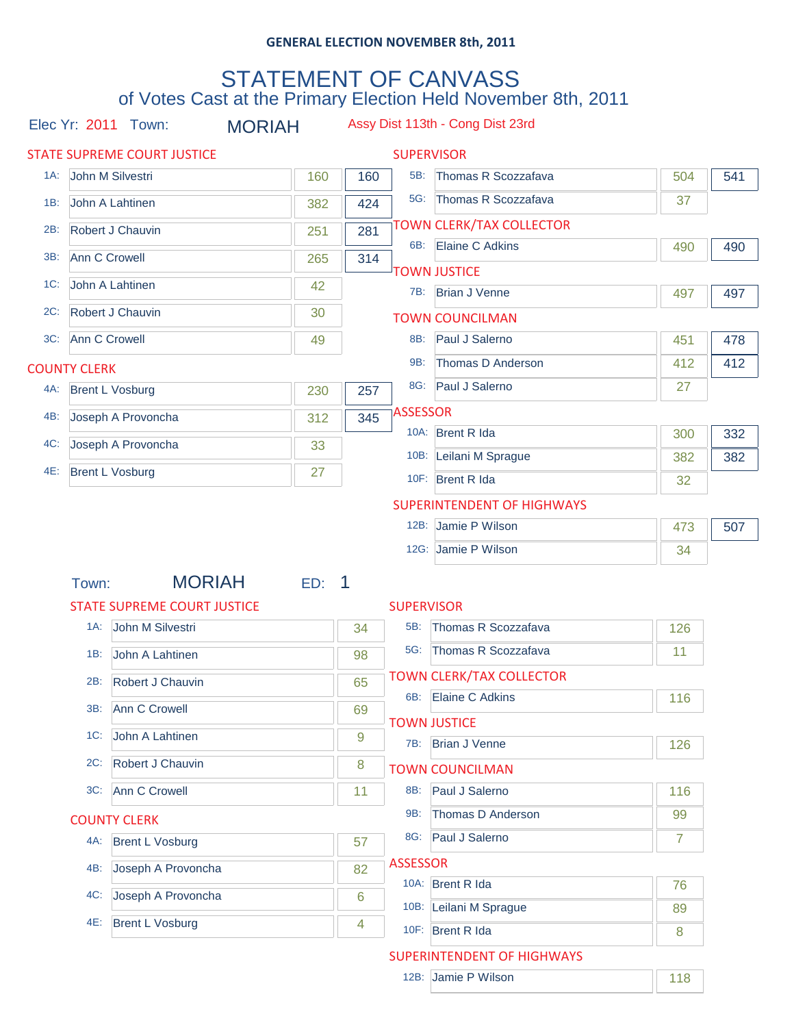**GENERAL ELECTION NOVEMBER 8th, 2011**

# STATEMENT OF CANVASS

## of Votes Cast at the Primary Election Held November 8th, 2011

Elec Yr: 2011 Town: MORIAH Assy Dist 113th - Cong Dist 23rd

### STATE SUPREME COURT JUSTICE

| | Candidate | Votes | Total |
|---|---|---|---|
| 1A: | John M Silvestri | 160 | 160 |
| 1B: | John A Lahtinen | 382 | 424 |
| 2B: | Robert J Chauvin | 251 | 281 |
| 3B: | Ann C Crowell | 265 | 314 |
| 1C: | John A Lahtinen | 42 | |
| 2C: | Robert J Chauvin | 30 | |
| 3C: | Ann C Crowell | 49 | |

### COUNTY CLERK

| | Candidate | Votes | Total |
|---|---|---|---|
| 4A: | Brent L Vosburg | 230 | 257 |
| 4B: | Joseph A Provoncha | 312 | 345 |
| 4C: | Joseph A Provoncha | 33 | |
| 4E: | Brent L Vosburg | 27 | |

### SUPERVISOR

| | Candidate | Votes | Total |
|---|---|---|---|
| 5B: | Thomas R Scozzafava | 504 | 541 |
| 5G: | Thomas R Scozzafava | 37 | |

### TOWN CLERK/TAX COLLECTOR

| | Candidate | Votes | Total |
|---|---|---|---|
| 6B: | Elaine C Adkins | 490 | 490 |

### TOWN JUSTICE

| | Candidate | Votes | Total |
|---|---|---|---|
| 7B: | Brian J Venne | 497 | 497 |

### TOWN COUNCILMAN

| | Candidate | Votes | Total |
|---|---|---|---|
| 8B: | Paul J Salerno | 451 | 478 |
| 9B: | Thomas D Anderson | 412 | 412 |
| 8G: | Paul J Salerno | 27 | |

### ASSESSOR

| | Candidate | Votes | Total |
|---|---|---|---|
| 10A: | Brent R Ida | 300 | 332 |
| 10B: | Leilani M Sprague | 382 | 382 |
| 10F: | Brent R Ida | 32 | |

### SUPERINTENDENT OF HIGHWAYS

| | Candidate | Votes | Total |
|---|---|---|---|
| 12B: | Jamie P Wilson | 473 | 507 |
| 12G: | Jamie P Wilson | 34 | |

---

Town: MORIAH ED: 1

### STATE SUPREME COURT JUSTICE

| | Candidate | Votes |
|---|---|---|
| 1A: | John M Silvestri | 34 |
| 1B: | John A Lahtinen | 98 |
| 2B: | Robert J Chauvin | 65 |
| 3B: | Ann C Crowell | 69 |
| 1C: | John A Lahtinen | 9 |
| 2C: | Robert J Chauvin | 8 |
| 3C: | Ann C Crowell | 11 |

### COUNTY CLERK

| | Candidate | Votes |
|---|---|---|
| 4A: | Brent L Vosburg | 57 |
| 4B: | Joseph A Provoncha | 82 |
| 4C: | Joseph A Provoncha | 6 |
| 4E: | Brent L Vosburg | 4 |

### SUPERVISOR

| | Candidate | Votes |
|---|---|---|
| 5B: | Thomas R Scozzafava | 126 |
| 5G: | Thomas R Scozzafava | 11 |

### TOWN CLERK/TAX COLLECTOR

| | Candidate | Votes |
|---|---|---|
| 6B: | Elaine C Adkins | 116 |

### TOWN JUSTICE

| | Candidate | Votes |
|---|---|---|
| 7B: | Brian J Venne | 126 |

### TOWN COUNCILMAN

| | Candidate | Votes |
|---|---|---|
| 8B: | Paul J Salerno | 116 |
| 9B: | Thomas D Anderson | 99 |
| 8G: | Paul J Salerno | 7 |

### ASSESSOR

| | Candidate | Votes |
|---|---|---|
| 10A: | Brent R Ida | 76 |
| 10B: | Leilani M Sprague | 89 |
| 10F: | Brent R Ida | 8 |

### SUPERINTENDENT OF HIGHWAYS

| | Candidate | Votes |
|---|---|---|
| 12B: | Jamie P Wilson | 118 |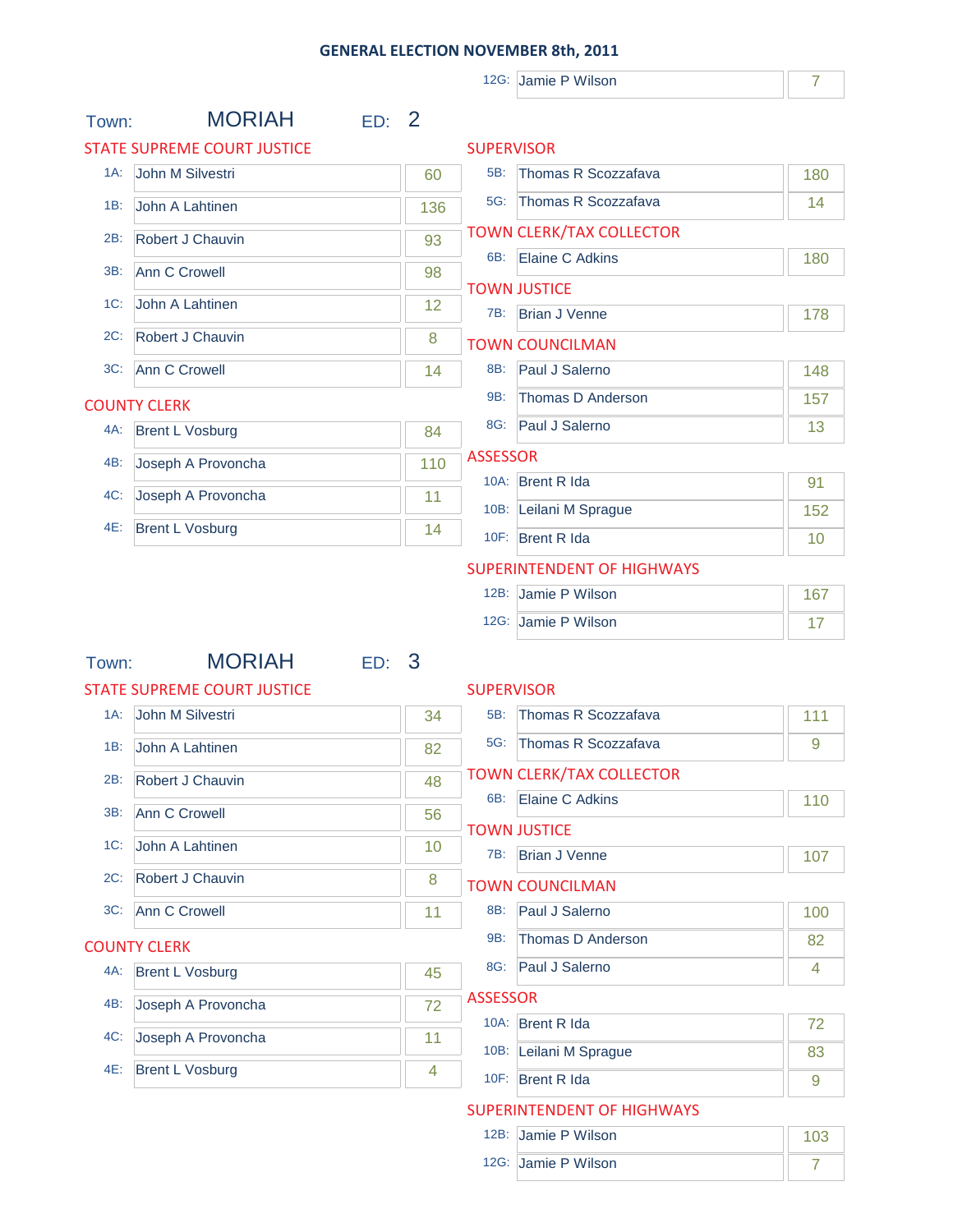# GENERAL ELECTION NOVEMBER 8th, 2011

| | | |
|---|---|---|
| 12G: | Jamie P Wilson | 7 |

## Town: MORIAH ED: 2

### STATE SUPREME COURT JUSTICE

| | | |
|---|---|---|
| 1A: | John M Silvestri | 60 |
| 1B: | John A Lahtinen | 136 |
| 2B: | Robert J Chauvin | 93 |
| 3B: | Ann C Crowell | 98 |
| 1C: | John A Lahtinen | 12 |
| 2C: | Robert J Chauvin | 8 |
| 3C: | Ann C Crowell | 14 |

### COUNTY CLERK

| | | |
|---|---|---|
| 4A: | Brent L Vosburg | 84 |
| 4B: | Joseph A Provoncha | 110 |
| 4C: | Joseph A Provoncha | 11 |
| 4E: | Brent L Vosburg | 14 |

### SUPERVISOR

| | | |
|---|---|---|
| 5B: | Thomas R Scozzafava | 180 |
| 5G: | Thomas R Scozzafava | 14 |

### TOWN CLERK/TAX COLLECTOR

| | | |
|---|---|---|
| 6B: | Elaine C Adkins | 180 |

### TOWN JUSTICE

| | | |
|---|---|---|
| 7B: | Brian J Venne | 178 |

### TOWN COUNCILMAN

| | | |
|---|---|---|
| 8B: | Paul J Salerno | 148 |
| 9B: | Thomas D Anderson | 157 |
| 8G: | Paul J Salerno | 13 |

### ASSESSOR

| | | |
|---|---|---|
| 10A: | Brent R Ida | 91 |
| 10B: | Leilani M Sprague | 152 |
| 10F: | Brent R Ida | 10 |

### SUPERINTENDENT OF HIGHWAYS

| | | |
|---|---|---|
| 12B: | Jamie P Wilson | 167 |
| 12G: | Jamie P Wilson | 17 |

## Town: MORIAH ED: 3

### STATE SUPREME COURT JUSTICE

| | | |
|---|---|---|
| 1A: | John M Silvestri | 34 |
| 1B: | John A Lahtinen | 82 |
| 2B: | Robert J Chauvin | 48 |
| 3B: | Ann C Crowell | 56 |
| 1C: | John A Lahtinen | 10 |
| 2C: | Robert J Chauvin | 8 |
| 3C: | Ann C Crowell | 11 |

### COUNTY CLERK

| | | |
|---|---|---|
| 4A: | Brent L Vosburg | 45 |
| 4B: | Joseph A Provoncha | 72 |
| 4C: | Joseph A Provoncha | 11 |
| 4E: | Brent L Vosburg | 4 |

### SUPERVISOR

| | | |
|---|---|---|
| 5B: | Thomas R Scozzafava | 111 |
| 5G: | Thomas R Scozzafava | 9 |

### TOWN CLERK/TAX COLLECTOR

| | | |
|---|---|---|
| 6B: | Elaine C Adkins | 110 |

### TOWN JUSTICE

| | | |
|---|---|---|
| 7B: | Brian J Venne | 107 |

### TOWN COUNCILMAN

| | | |
|---|---|---|
| 8B: | Paul J Salerno | 100 |
| 9B: | Thomas D Anderson | 82 |
| 8G: | Paul J Salerno | 4 |

### ASSESSOR

| | | |
|---|---|---|
| 10A: | Brent R Ida | 72 |
| 10B: | Leilani M Sprague | 83 |
| 10F: | Brent R Ida | 9 |

### SUPERINTENDENT OF HIGHWAYS

| | | |
|---|---|---|
| 12B: | Jamie P Wilson | 103 |
| 12G: | Jamie P Wilson | 7 |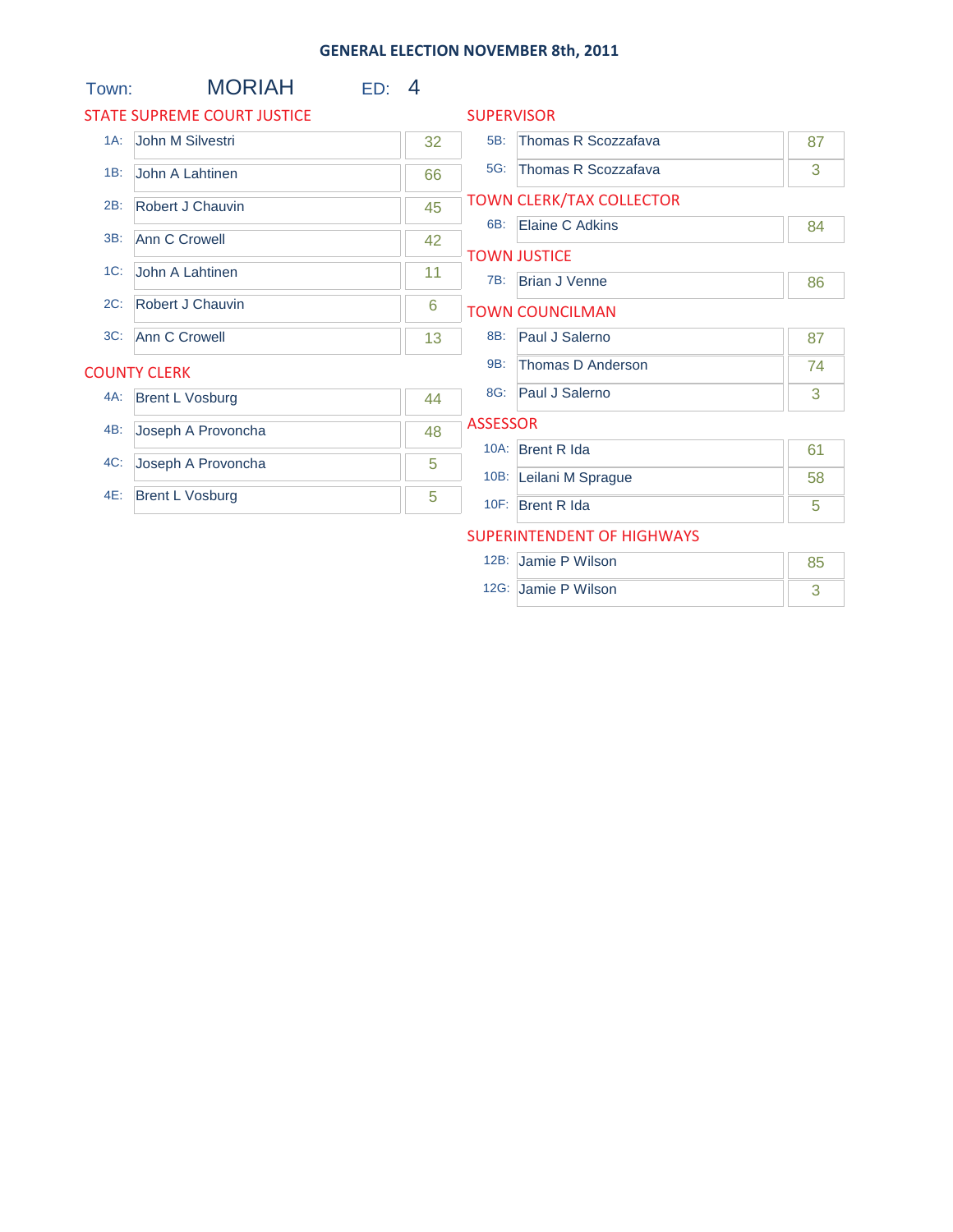# GENERAL ELECTION NOVEMBER 8th, 2011

**Town:** MORIAH **ED:** 4

## STATE SUPREME COURT JUSTICE

| Line | Candidate | Votes |
|---|---|---|
| 1A: | John M Silvestri | 32 |
| 1B: | John A Lahtinen | 66 |
| 2B: | Robert J Chauvin | 45 |
| 3B: | Ann C Crowell | 42 |
| 1C: | John A Lahtinen | 11 |
| 2C: | Robert J Chauvin | 6 |
| 3C: | Ann C Crowell | 13 |

## COUNTY CLERK

| Line | Candidate | Votes |
|---|---|---|
| 4A: | Brent L Vosburg | 44 |
| 4B: | Joseph A Provoncha | 48 |
| 4C: | Joseph A Provoncha | 5 |
| 4E: | Brent L Vosburg | 5 |

## SUPERVISOR

| Line | Candidate | Votes |
|---|---|---|
| 5B: | Thomas R Scozzafava | 87 |
| 5G: | Thomas R Scozzafava | 3 |

## TOWN CLERK/TAX COLLECTOR

| Line | Candidate | Votes |
|---|---|---|
| 6B: | Elaine C Adkins | 84 |

## TOWN JUSTICE

| Line | Candidate | Votes |
|---|---|---|
| 7B: | Brian J Venne | 86 |

## TOWN COUNCILMAN

| Line | Candidate | Votes |
|---|---|---|
| 8B: | Paul J Salerno | 87 |
| 9B: | Thomas D Anderson | 74 |
| 8G: | Paul J Salerno | 3 |

## ASSESSOR

| Line | Candidate | Votes |
|---|---|---|
| 10A: | Brent R Ida | 61 |
| 10B: | Leilani M Sprague | 58 |
| 10F: | Brent R Ida | 5 |

## SUPERINTENDENT OF HIGHWAYS

| Line | Candidate | Votes |
|---|---|---|
| 12B: | Jamie P Wilson | 85 |
| 12G: | Jamie P Wilson | 3 |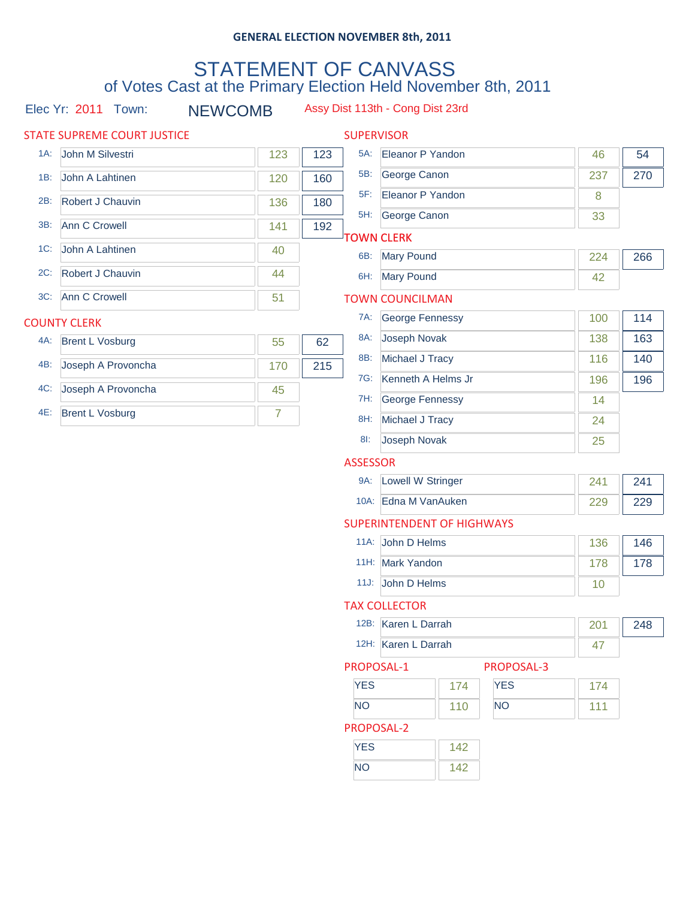GENERAL ELECTION NOVEMBER 8th, 2011

# STATEMENT OF CANVASS

## of Votes Cast at the Primary Election Held November 8th, 2011

Elec Yr: 2011 Town: NEWCOMB Assy Dist 113th - Cong Dist 23rd

### STATE SUPREME COURT JUSTICE

| Line | Candidate | Votes | Total |
|---|---|---|---|
| 1A: | John M Silvestri | 123 | 123 |
| 1B: | John A Lahtinen | 120 | 160 |
| 2B: | Robert J Chauvin | 136 | 180 |
| 3B: | Ann C Crowell | 141 | 192 |
| 1C: | John A Lahtinen | 40 | |
| 2C: | Robert J Chauvin | 44 | |
| 3C: | Ann C Crowell | 51 | |

### COUNTY CLERK

| Line | Candidate | Votes | Total |
|---|---|---|---|
| 4A: | Brent L Vosburg | 55 | 62 |
| 4B: | Joseph A Provoncha | 170 | 215 |
| 4C: | Joseph A Provoncha | 45 | |
| 4E: | Brent L Vosburg | 7 | |

### SUPERVISOR

| Line | Candidate | Votes | Total |
|---|---|---|---|
| 5A: | Eleanor P Yandon | 46 | 54 |
| 5B: | George Canon | 237 | 270 |
| 5F: | Eleanor P Yandon | 8 | |
| 5H: | George Canon | 33 | |

### TOWN CLERK

| Line | Candidate | Votes | Total |
|---|---|---|---|
| 6B: | Mary Pound | 224 | 266 |
| 6H: | Mary Pound | 42 | |

### TOWN COUNCILMAN

| Line | Candidate | Votes | Total |
|---|---|---|---|
| 7A: | George Fennessy | 100 | 114 |
| 8A: | Joseph Novak | 138 | 163 |
| 8B: | Michael J Tracy | 116 | 140 |
| 7G: | Kenneth A Helms Jr | 196 | 196 |
| 7H: | George Fennessy | 14 | |
| 8H: | Michael J Tracy | 24 | |
| 8I: | Joseph Novak | 25 | |

### ASSESSOR

| Line | Candidate | Votes | Total |
|---|---|---|---|
| 9A: | Lowell W Stringer | 241 | 241 |
| 10A: | Edna M VanAuken | 229 | 229 |

### SUPERINTENDENT OF HIGHWAYS

| Line | Candidate | Votes | Total |
|---|---|---|---|
| 11A: | John D Helms | 136 | 146 |
| 11H: | Mark Yandon | 178 | 178 |
| 11J: | John D Helms | 10 | |

### TAX COLLECTOR

| Line | Candidate | Votes | Total |
|---|---|---|---|
| 12B: | Karen L Darrah | 201 | 248 |
| 12H: | Karen L Darrah | 47 | |

### PROPOSAL-1

| | Votes |
|---|---|
| YES | 174 |
| NO | 110 |

### PROPOSAL-3

| | Votes |
|---|---|
| YES | 174 |
| NO | 111 |

### PROPOSAL-2

| | Votes |
|---|---|
| YES | 142 |
| NO | 142 |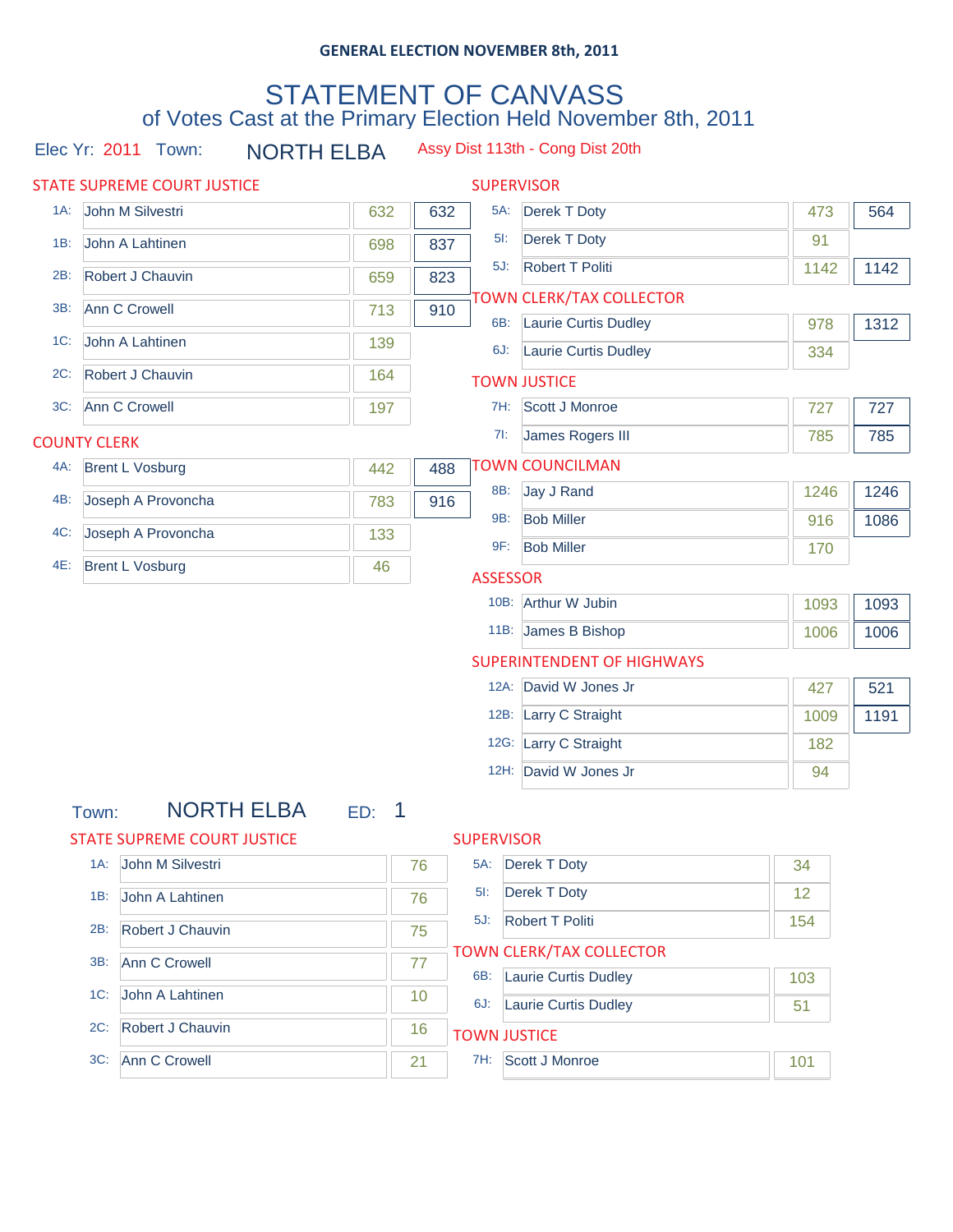GENERAL ELECTION NOVEMBER 8th, 2011

# STATEMENT OF CANVASS

## of Votes Cast at the Primary Election Held November 8th, 2011

Elec Yr: 2011 Town: NORTH ELBA Assy Dist 113th - Cong Dist 20th

### STATE SUPREME COURT JUSTICE

| Line | Candidate | Votes | Total |
|---|---|---|---|
| 1A: | John M Silvestri | 632 | 632 |
| 1B: | John A Lahtinen | 698 | 837 |
| 2B: | Robert J Chauvin | 659 | 823 |
| 3B: | Ann C Crowell | 713 | 910 |
| 1C: | John A Lahtinen | 139 | |
| 2C: | Robert J Chauvin | 164 | |
| 3C: | Ann C Crowell | 197 | |

### COUNTY CLERK

| Line | Candidate | Votes | Total |
|---|---|---|---|
| 4A: | Brent L Vosburg | 442 | 488 |
| 4B: | Joseph A Provoncha | 783 | 916 |
| 4C: | Joseph A Provoncha | 133 | |
| 4E: | Brent L Vosburg | 46 | |

### SUPERVISOR

| Line | Candidate | Votes | Total |
|---|---|---|---|
| 5A: | Derek T Doty | 473 | 564 |
| 5I: | Derek T Doty | 91 | |
| 5J: | Robert T Politi | 1142 | 1142 |

### TOWN CLERK/TAX COLLECTOR

| Line | Candidate | Votes | Total |
|---|---|---|---|
| 6B: | Laurie Curtis Dudley | 978 | 1312 |
| 6J: | Laurie Curtis Dudley | 334 | |

### TOWN JUSTICE

| Line | Candidate | Votes | Total |
|---|---|---|---|
| 7H: | Scott J Monroe | 727 | 727 |
| 7I: | James Rogers III | 785 | 785 |

### TOWN COUNCILMAN

| Line | Candidate | Votes | Total |
|---|---|---|---|
| 8B: | Jay J Rand | 1246 | 1246 |
| 9B: | Bob Miller | 916 | 1086 |
| 9F: | Bob Miller | 170 | |

### ASSESSOR

| Line | Candidate | Votes | Total |
|---|---|---|---|
| 10B: | Arthur W Jubin | 1093 | 1093 |
| 11B: | James B Bishop | 1006 | 1006 |

### SUPERINTENDENT OF HIGHWAYS

| Line | Candidate | Votes | Total |
|---|---|---|---|
| 12A: | David W Jones Jr | 427 | 521 |
| 12B: | Larry C Straight | 1009 | 1191 |
| 12G: | Larry C Straight | 182 | |
| 12H: | David W Jones Jr | 94 | |

## Town: NORTH ELBA ED: 1

### STATE SUPREME COURT JUSTICE

| Line | Candidate | Votes |
|---|---|---|
| 1A: | John M Silvestri | 76 |
| 1B: | John A Lahtinen | 76 |
| 2B: | Robert J Chauvin | 75 |
| 3B: | Ann C Crowell | 77 |
| 1C: | John A Lahtinen | 10 |
| 2C: | Robert J Chauvin | 16 |
| 3C: | Ann C Crowell | 21 |

### SUPERVISOR

| Line | Candidate | Votes |
|---|---|---|
| 5A: | Derek T Doty | 34 |
| 5I: | Derek T Doty | 12 |
| 5J: | Robert T Politi | 154 |

### TOWN CLERK/TAX COLLECTOR

| Line | Candidate | Votes |
|---|---|---|
| 6B: | Laurie Curtis Dudley | 103 |
| 6J: | Laurie Curtis Dudley | 51 |

### TOWN JUSTICE

| Line | Candidate | Votes |
|---|---|---|
| 7H: | Scott J Monroe | 101 |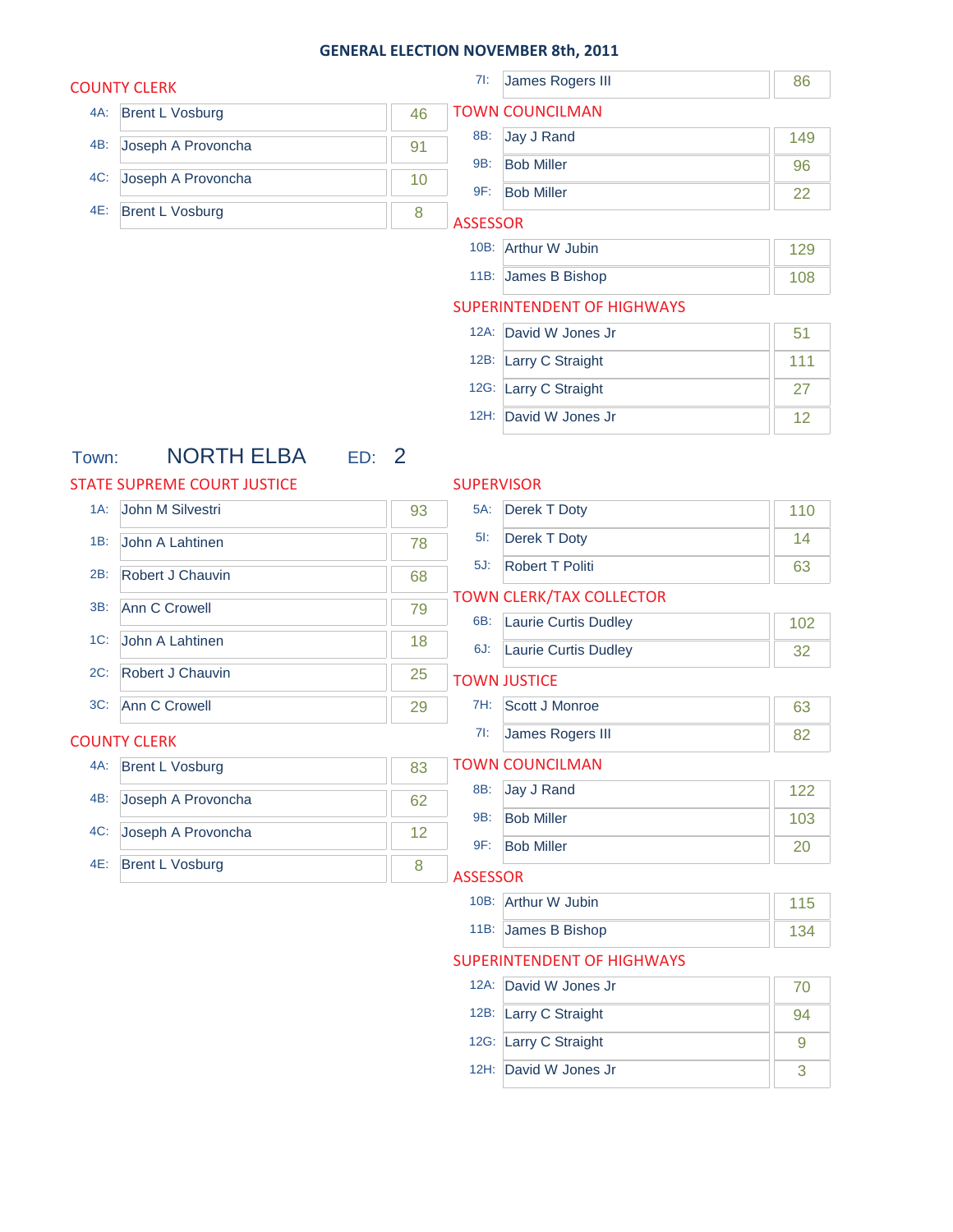## GENERAL ELECTION NOVEMBER 8th, 2011

### COUNTY CLERK

| | Candidate | Votes |
|---|---|---|
| 4A: | Brent L Vosburg | 46 |
| 4B: | Joseph A Provoncha | 91 |
| 4C: | Joseph A Provoncha | 10 |
| 4E: | Brent L Vosburg | 8 |

| | Candidate | Votes |
|---|---|---|
| 7I: | James Rogers III | 86 |

### TOWN COUNCILMAN

| | Candidate | Votes |
|---|---|---|
| 8B: | Jay J Rand | 149 |
| 9B: | Bob Miller | 96 |
| 9F: | Bob Miller | 22 |

### ASSESSOR

| | Candidate | Votes |
|---|---|---|
| 10B: | Arthur W Jubin | 129 |
| 11B: | James B Bishop | 108 |

### SUPERINTENDENT OF HIGHWAYS

| | Candidate | Votes |
|---|---|---|
| 12A: | David W Jones Jr | 51 |
| 12B: | Larry C Straight | 111 |
| 12G: | Larry C Straight | 27 |
| 12H: | David W Jones Jr | 12 |

## Town: NORTH ELBA ED: 2

### STATE SUPREME COURT JUSTICE

| | Candidate | Votes |
|---|---|---|
| 1A: | John M Silvestri | 93 |
| 1B: | John A Lahtinen | 78 |
| 2B: | Robert J Chauvin | 68 |
| 3B: | Ann C Crowell | 79 |
| 1C: | John A Lahtinen | 18 |
| 2C: | Robert J Chauvin | 25 |
| 3C: | Ann C Crowell | 29 |

### COUNTY CLERK

| | Candidate | Votes |
|---|---|---|
| 4A: | Brent L Vosburg | 83 |
| 4B: | Joseph A Provoncha | 62 |
| 4C: | Joseph A Provoncha | 12 |
| 4E: | Brent L Vosburg | 8 |

### SUPERVISOR

| | Candidate | Votes |
|---|---|---|
| 5A: | Derek T Doty | 110 |
| 5I: | Derek T Doty | 14 |
| 5J: | Robert T Politi | 63 |

### TOWN CLERK/TAX COLLECTOR

| | Candidate | Votes |
|---|---|---|
| 6B: | Laurie Curtis Dudley | 102 |
| 6J: | Laurie Curtis Dudley | 32 |

### TOWN JUSTICE

| | Candidate | Votes |
|---|---|---|
| 7H: | Scott J Monroe | 63 |
| 7I: | James Rogers III | 82 |

### TOWN COUNCILMAN

| | Candidate | Votes |
|---|---|---|
| 8B: | Jay J Rand | 122 |
| 9B: | Bob Miller | 103 |
| 9F: | Bob Miller | 20 |

### ASSESSOR

| | Candidate | Votes |
|---|---|---|
| 10B: | Arthur W Jubin | 115 |
| 11B: | James B Bishop | 134 |

### SUPERINTENDENT OF HIGHWAYS

| | Candidate | Votes |
|---|---|---|
| 12A: | David W Jones Jr | 70 |
| 12B: | Larry C Straight | 94 |
| 12G: | Larry C Straight | 9 |
| 12H: | David W Jones Jr | 3 |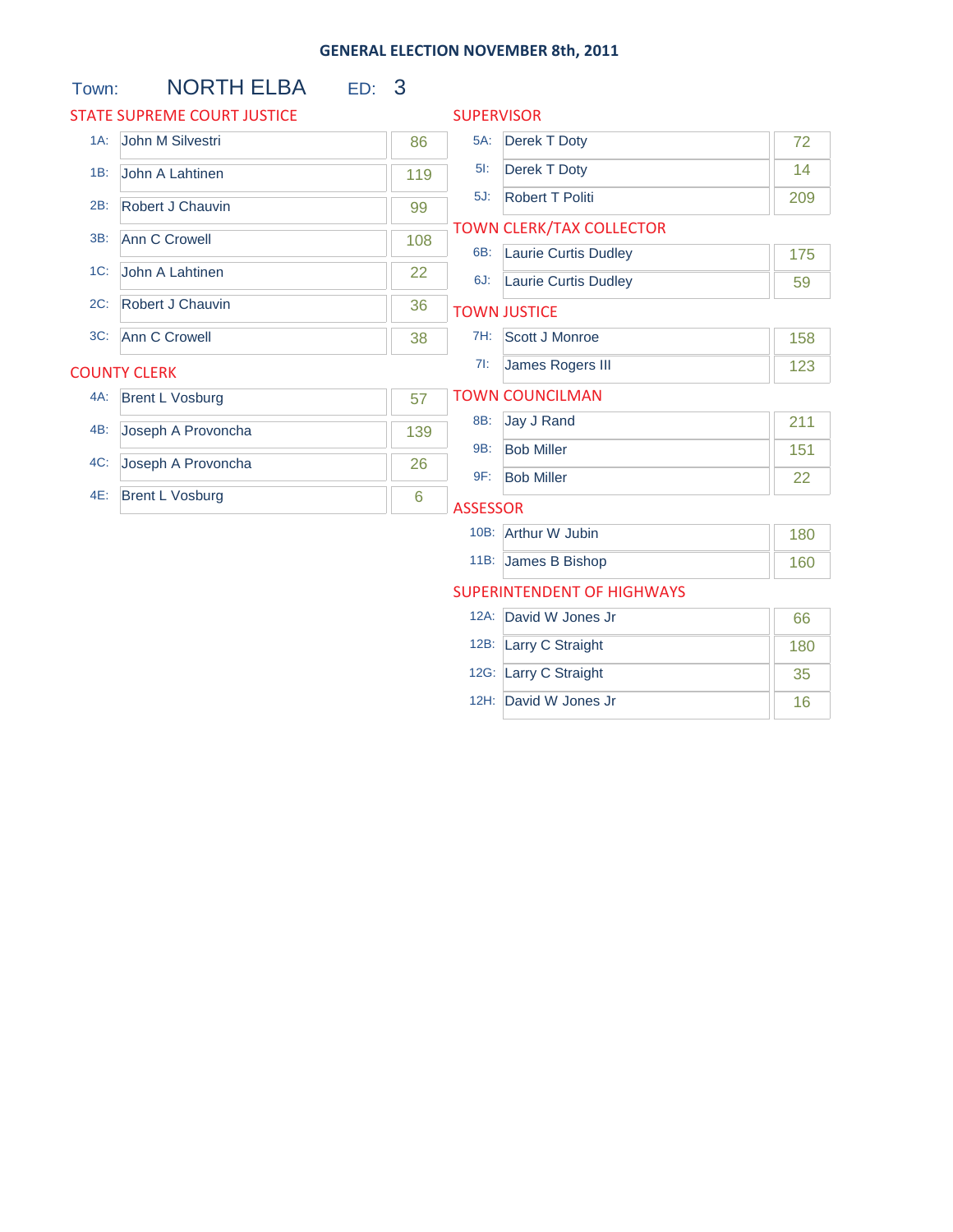# GENERAL ELECTION NOVEMBER 8th, 2011

Town: NORTH ELBA ED: 3

## STATE SUPREME COURT JUSTICE

| | Candidate | Votes |
|---|---|---|
| 1A: | John M Silvestri | 86 |
| 1B: | John A Lahtinen | 119 |
| 2B: | Robert J Chauvin | 99 |
| 3B: | Ann C Crowell | 108 |
| 1C: | John A Lahtinen | 22 |
| 2C: | Robert J Chauvin | 36 |
| 3C: | Ann C Crowell | 38 |

## COUNTY CLERK

| | Candidate | Votes |
|---|---|---|
| 4A: | Brent L Vosburg | 57 |
| 4B: | Joseph A Provoncha | 139 |
| 4C: | Joseph A Provoncha | 26 |
| 4E: | Brent L Vosburg | 6 |

## SUPERVISOR

| | Candidate | Votes |
|---|---|---|
| 5A: | Derek T Doty | 72 |
| 5I: | Derek T Doty | 14 |
| 5J: | Robert T Politi | 209 |

## TOWN CLERK/TAX COLLECTOR

| | Candidate | Votes |
|---|---|---|
| 6B: | Laurie Curtis Dudley | 175 |
| 6J: | Laurie Curtis Dudley | 59 |

## TOWN JUSTICE

| | Candidate | Votes |
|---|---|---|
| 7H: | Scott J Monroe | 158 |
| 7I: | James Rogers III | 123 |

## TOWN COUNCILMAN

| | Candidate | Votes |
|---|---|---|
| 8B: | Jay J Rand | 211 |
| 9B: | Bob Miller | 151 |
| 9F: | Bob Miller | 22 |

## ASSESSOR

| | Candidate | Votes |
|---|---|---|
| 10B: | Arthur W Jubin | 180 |
| 11B: | James B Bishop | 160 |

## SUPERINTENDENT OF HIGHWAYS

| | Candidate | Votes |
|---|---|---|
| 12A: | David W Jones Jr | 66 |
| 12B: | Larry C Straight | 180 |
| 12G: | Larry C Straight | 35 |
| 12H: | David W Jones Jr | 16 |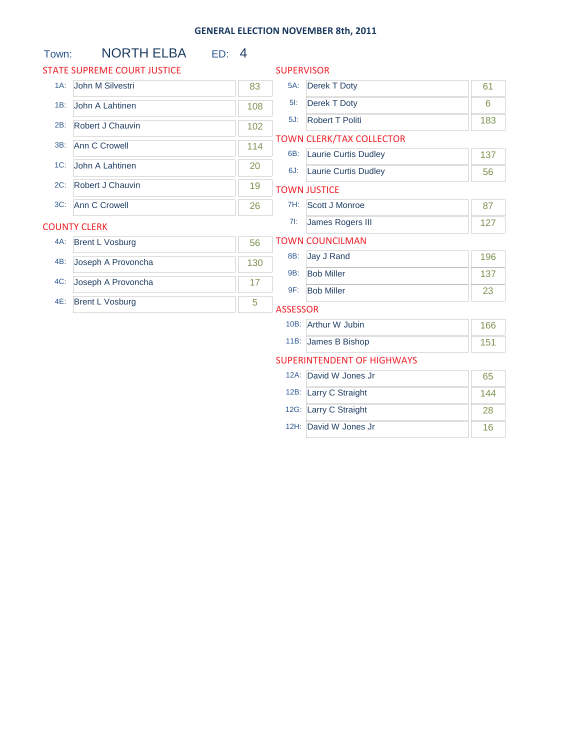# GENERAL ELECTION NOVEMBER 8th, 2011

**Town:** NORTH ELBA **ED:** 4

## STATE SUPREME COURT JUSTICE

| | Candidate | Votes |
|---|---|---|
| 1A: | John M Silvestri | 83 |
| 1B: | John A Lahtinen | 108 |
| 2B: | Robert J Chauvin | 102 |
| 3B: | Ann C Crowell | 114 |
| 1C: | John A Lahtinen | 20 |
| 2C: | Robert J Chauvin | 19 |
| 3C: | Ann C Crowell | 26 |

## COUNTY CLERK

| | Candidate | Votes |
|---|---|---|
| 4A: | Brent L Vosburg | 56 |
| 4B: | Joseph A Provoncha | 130 |
| 4C: | Joseph A Provoncha | 17 |
| 4E: | Brent L Vosburg | 5 |

## SUPERVISOR

| | Candidate | Votes |
|---|---|---|
| 5A: | Derek T Doty | 61 |
| 5I: | Derek T Doty | 6 |
| 5J: | Robert T Politi | 183 |

## TOWN CLERK/TAX COLLECTOR

| | Candidate | Votes |
|---|---|---|
| 6B: | Laurie Curtis Dudley | 137 |
| 6J: | Laurie Curtis Dudley | 56 |

## TOWN JUSTICE

| | Candidate | Votes |
|---|---|---|
| 7H: | Scott J Monroe | 87 |
| 7I: | James Rogers III | 127 |

## TOWN COUNCILMAN

| | Candidate | Votes |
|---|---|---|
| 8B: | Jay J Rand | 196 |
| 9B: | Bob Miller | 137 |
| 9F: | Bob Miller | 23 |

## ASSESSOR

| | Candidate | Votes |
|---|---|---|
| 10B: | Arthur W Jubin | 166 |
| 11B: | James B Bishop | 151 |

## SUPERINTENDENT OF HIGHWAYS

| | Candidate | Votes |
|---|---|---|
| 12A: | David W Jones Jr | 65 |
| 12B: | Larry C Straight | 144 |
| 12G: | Larry C Straight | 28 |
| 12H: | David W Jones Jr | 16 |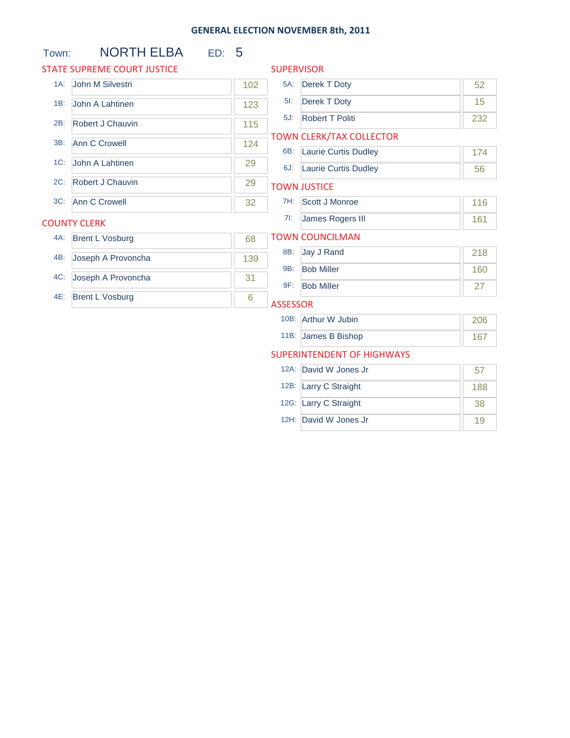# GENERAL ELECTION NOVEMBER 8th, 2011

Town: NORTH ELBA ED: 5

## STATE SUPREME COURT JUSTICE

| | Candidate | Votes |
|---|---|---|
| 1A: | John M Silvestri | 102 |
| 1B: | John A Lahtinen | 123 |
| 2B: | Robert J Chauvin | 115 |
| 3B: | Ann C Crowell | 124 |
| 1C: | John A Lahtinen | 29 |
| 2C: | Robert J Chauvin | 29 |
| 3C: | Ann C Crowell | 32 |

## COUNTY CLERK

| | Candidate | Votes |
|---|---|---|
| 4A: | Brent L Vosburg | 68 |
| 4B: | Joseph A Provoncha | 139 |
| 4C: | Joseph A Provoncha | 31 |
| 4E: | Brent L Vosburg | 6 |

## SUPERVISOR

| | Candidate | Votes |
|---|---|---|
| 5A: | Derek T Doty | 52 |
| 5I: | Derek T Doty | 15 |
| 5J: | Robert T Politi | 232 |

## TOWN CLERK/TAX COLLECTOR

| | Candidate | Votes |
|---|---|---|
| 6B: | Laurie Curtis Dudley | 174 |
| 6J: | Laurie Curtis Dudley | 56 |

## TOWN JUSTICE

| | Candidate | Votes |
|---|---|---|
| 7H: | Scott J Monroe | 116 |
| 7I: | James Rogers III | 161 |

## TOWN COUNCILMAN

| | Candidate | Votes |
|---|---|---|
| 8B: | Jay J Rand | 218 |
| 9B: | Bob Miller | 160 |
| 9F: | Bob Miller | 27 |

## ASSESSOR

| | Candidate | Votes |
|---|---|---|
| 10B: | Arthur W Jubin | 206 |
| 11B: | James B Bishop | 167 |

## SUPERINTENDENT OF HIGHWAYS

| | Candidate | Votes |
|---|---|---|
| 12A: | David W Jones Jr | 57 |
| 12B: | Larry C Straight | 188 |
| 12G: | Larry C Straight | 38 |
| 12H: | David W Jones Jr | 19 |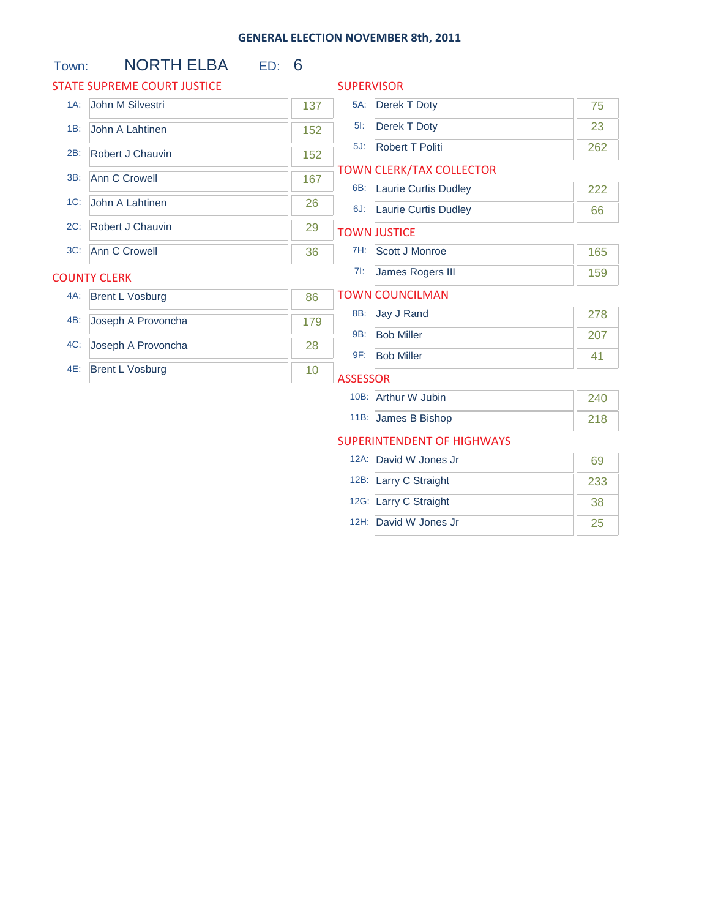# GENERAL ELECTION NOVEMBER 8th, 2011

Town: NORTH ELBA ED: 6

## STATE SUPREME COURT JUSTICE

| | Candidate | Votes |
|---|---|---|
| 1A: | John M Silvestri | 137 |
| 1B: | John A Lahtinen | 152 |
| 2B: | Robert J Chauvin | 152 |
| 3B: | Ann C Crowell | 167 |
| 1C: | John A Lahtinen | 26 |
| 2C: | Robert J Chauvin | 29 |
| 3C: | Ann C Crowell | 36 |

## COUNTY CLERK

| | Candidate | Votes |
|---|---|---|
| 4A: | Brent L Vosburg | 86 |
| 4B: | Joseph A Provoncha | 179 |
| 4C: | Joseph A Provoncha | 28 |
| 4E: | Brent L Vosburg | 10 |

## SUPERVISOR

| | Candidate | Votes |
|---|---|---|
| 5A: | Derek T Doty | 75 |
| 5I: | Derek T Doty | 23 |
| 5J: | Robert T Politi | 262 |

## TOWN CLERK/TAX COLLECTOR

| | Candidate | Votes |
|---|---|---|
| 6B: | Laurie Curtis Dudley | 222 |
| 6J: | Laurie Curtis Dudley | 66 |

## TOWN JUSTICE

| | Candidate | Votes |
|---|---|---|
| 7H: | Scott J Monroe | 165 |
| 7I: | James Rogers III | 159 |

## TOWN COUNCILMAN

| | Candidate | Votes |
|---|---|---|
| 8B: | Jay J Rand | 278 |
| 9B: | Bob Miller | 207 |
| 9F: | Bob Miller | 41 |

## ASSESSOR

| | Candidate | Votes |
|---|---|---|
| 10B: | Arthur W Jubin | 240 |
| 11B: | James B Bishop | 218 |

## SUPERINTENDENT OF HIGHWAYS

| | Candidate | Votes |
|---|---|---|
| 12A: | David W Jones Jr | 69 |
| 12B: | Larry C Straight | 233 |
| 12G: | Larry C Straight | 38 |
| 12H: | David W Jones Jr | 25 |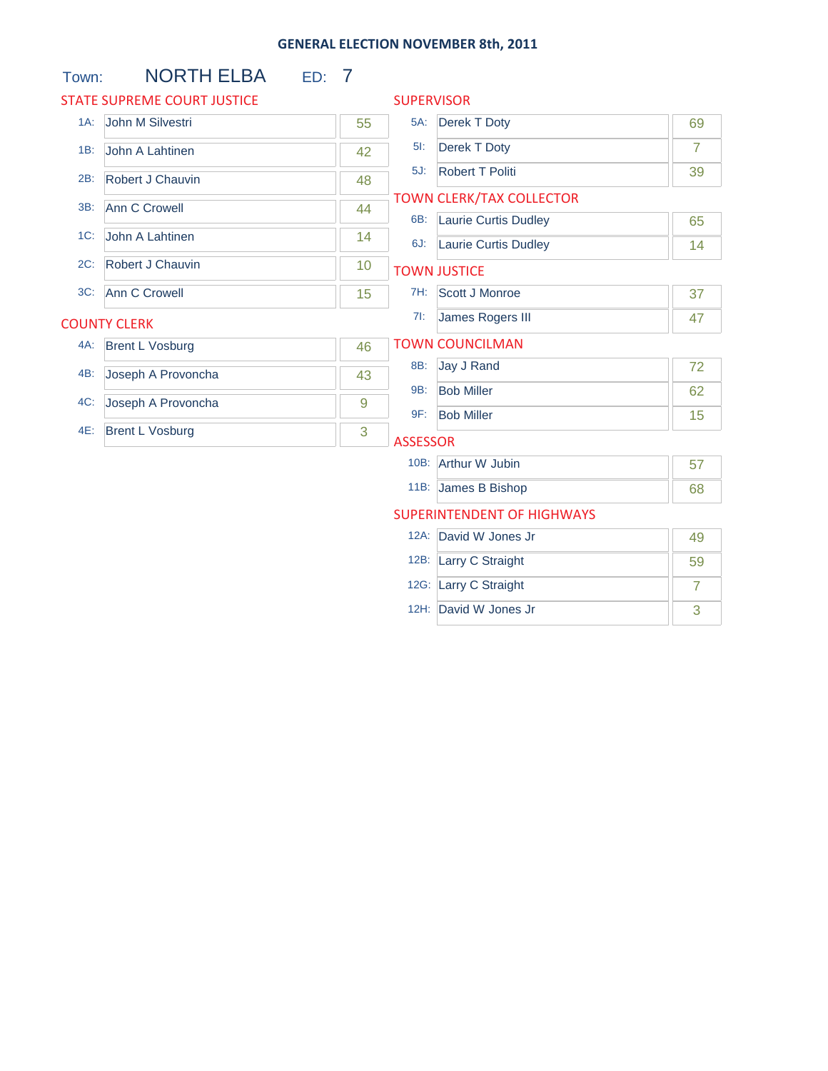# GENERAL ELECTION NOVEMBER 8th, 2011

**Town:** NORTH ELBA **ED:** 7

## STATE SUPREME COURT JUSTICE

| | Candidate | Votes |
|---|---|---|
| 1A: | John M Silvestri | 55 |
| 1B: | John A Lahtinen | 42 |
| 2B: | Robert J Chauvin | 48 |
| 3B: | Ann C Crowell | 44 |
| 1C: | John A Lahtinen | 14 |
| 2C: | Robert J Chauvin | 10 |
| 3C: | Ann C Crowell | 15 |

## COUNTY CLERK

| | Candidate | Votes |
|---|---|---|
| 4A: | Brent L Vosburg | 46 |
| 4B: | Joseph A Provoncha | 43 |
| 4C: | Joseph A Provoncha | 9 |
| 4E: | Brent L Vosburg | 3 |

## SUPERVISOR

| | Candidate | Votes |
|---|---|---|
| 5A: | Derek T Doty | 69 |
| 5I: | Derek T Doty | 7 |
| 5J: | Robert T Politi | 39 |

## TOWN CLERK/TAX COLLECTOR

| | Candidate | Votes |
|---|---|---|
| 6B: | Laurie Curtis Dudley | 65 |
| 6J: | Laurie Curtis Dudley | 14 |

## TOWN JUSTICE

| | Candidate | Votes |
|---|---|---|
| 7H: | Scott J Monroe | 37 |
| 7I: | James Rogers III | 47 |

## TOWN COUNCILMAN

| | Candidate | Votes |
|---|---|---|
| 8B: | Jay J Rand | 72 |
| 9B: | Bob Miller | 62 |
| 9F: | Bob Miller | 15 |

## ASSESSOR

| | Candidate | Votes |
|---|---|---|
| 10B: | Arthur W Jubin | 57 |
| 11B: | James B Bishop | 68 |

## SUPERINTENDENT OF HIGHWAYS

| | Candidate | Votes |
|---|---|---|
| 12A: | David W Jones Jr | 49 |
| 12B: | Larry C Straight | 59 |
| 12G: | Larry C Straight | 7 |
| 12H: | David W Jones Jr | 3 |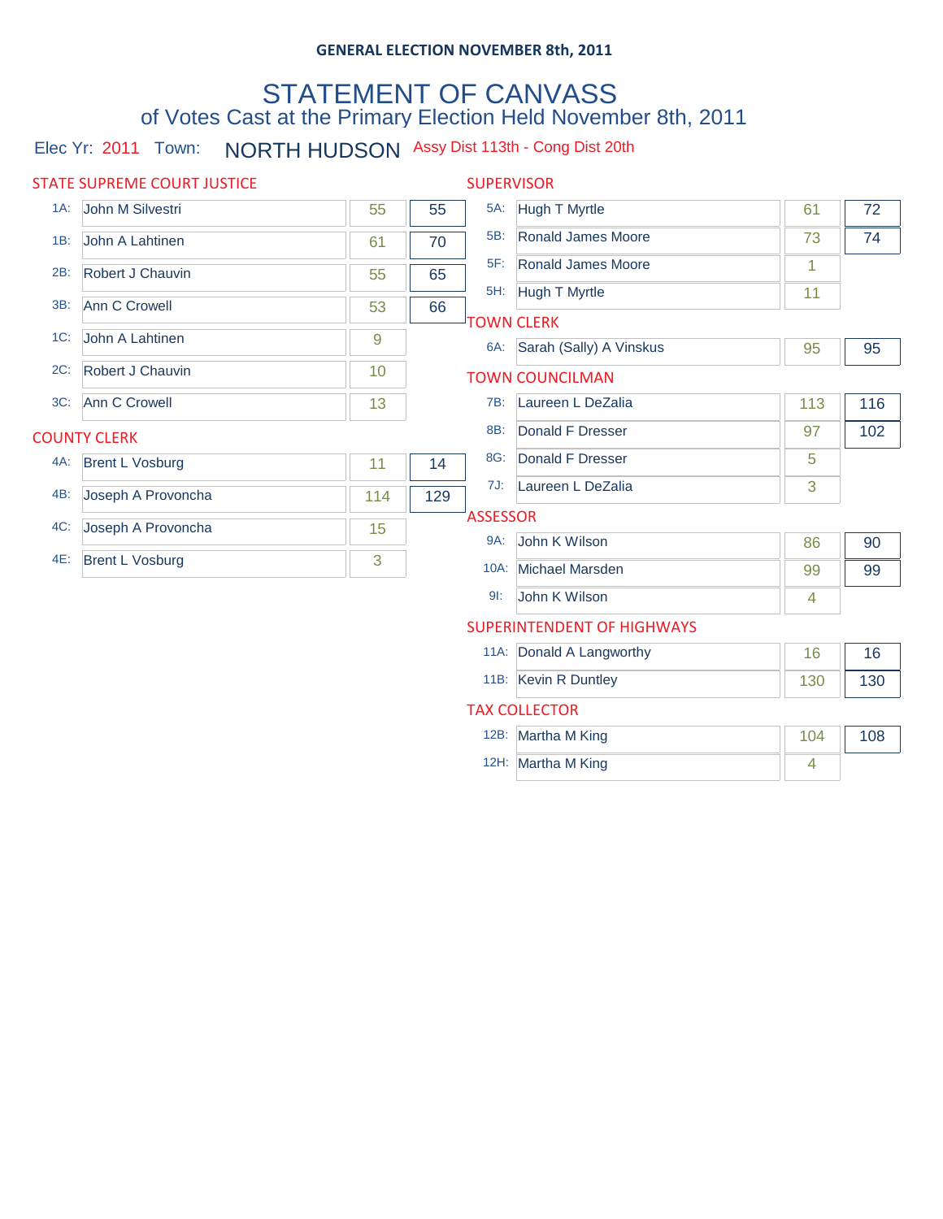**GENERAL ELECTION NOVEMBER 8th, 2011**

# STATEMENT OF CANVASS

## of Votes Cast at the Primary Election Held November 8th, 2011

Elec Yr: 2011 Town: NORTH HUDSON Assy Dist 113th - Cong Dist 20th

### STATE SUPREME COURT JUSTICE

| Line | Candidate | Votes | Total |
|---|---|---|---|
| 1A: | John M Silvestri | 55 | 55 |
| 1B: | John A Lahtinen | 61 | 70 |
| 2B: | Robert J Chauvin | 55 | 65 |
| 3B: | Ann C Crowell | 53 | 66 |
| 1C: | John A Lahtinen | 9 | |
| 2C: | Robert J Chauvin | 10 | |
| 3C: | Ann C Crowell | 13 | |

### COUNTY CLERK

| Line | Candidate | Votes | Total |
|---|---|---|---|
| 4A: | Brent L Vosburg | 11 | 14 |
| 4B: | Joseph A Provoncha | 114 | 129 |
| 4C: | Joseph A Provoncha | 15 | |
| 4E: | Brent L Vosburg | 3 | |

### SUPERVISOR

| Line | Candidate | Votes | Total |
|---|---|---|---|
| 5A: | Hugh T Myrtle | 61 | 72 |
| 5B: | Ronald James Moore | 73 | 74 |
| 5F: | Ronald James Moore | 1 | |
| 5H: | Hugh T Myrtle | 11 | |

### TOWN CLERK

| Line | Candidate | Votes | Total |
|---|---|---|---|
| 6A: | Sarah (Sally) A Vinskus | 95 | 95 |

### TOWN COUNCILMAN

| Line | Candidate | Votes | Total |
|---|---|---|---|
| 7B: | Laureen L DeZalia | 113 | 116 |
| 8B: | Donald F Dresser | 97 | 102 |
| 8G: | Donald F Dresser | 5 | |
| 7J: | Laureen L DeZalia | 3 | |

### ASSESSOR

| Line | Candidate | Votes | Total |
|---|---|---|---|
| 9A: | John K Wilson | 86 | 90 |
| 10A: | Michael Marsden | 99 | 99 |
| 9I: | John K Wilson | 4 | |

### SUPERINTENDENT OF HIGHWAYS

| Line | Candidate | Votes | Total |
|---|---|---|---|
| 11A: | Donald A Langworthy | 16 | 16 |
| 11B: | Kevin R Duntley | 130 | 130 |

### TAX COLLECTOR

| Line | Candidate | Votes | Total |
|---|---|---|---|
| 12B: | Martha M King | 104 | 108 |
| 12H: | Martha M King | 4 | |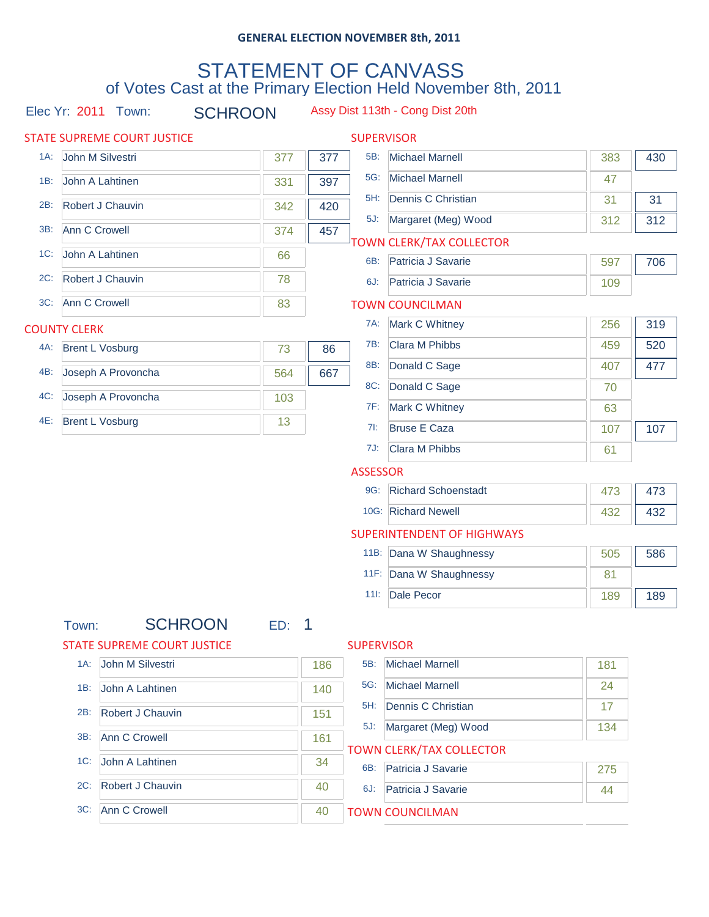GENERAL ELECTION NOVEMBER 8th, 2011

# STATEMENT OF CANVASS

## of Votes Cast at the Primary Election Held November 8th, 2011

Elec Yr: 2011 Town: SCHROON Assy Dist 113th - Cong Dist 20th

### STATE SUPREME COURT JUSTICE

| Line | Candidate | Votes | Total |
|---|---|---|---|
| 1A: | John M Silvestri | 377 | 377 |
| 1B: | John A Lahtinen | 331 | 397 |
| 2B: | Robert J Chauvin | 342 | 420 |
| 3B: | Ann C Crowell | 374 | 457 |
| 1C: | John A Lahtinen | 66 | |
| 2C: | Robert J Chauvin | 78 | |
| 3C: | Ann C Crowell | 83 | |

### COUNTY CLERK

| Line | Candidate | Votes | Total |
|---|---|---|---|
| 4A: | Brent L Vosburg | 73 | 86 |
| 4B: | Joseph A Provoncha | 564 | 667 |
| 4C: | Joseph A Provoncha | 103 | |
| 4E: | Brent L Vosburg | 13 | |

### SUPERVISOR

| Line | Candidate | Votes | Total |
|---|---|---|---|
| 5B: | Michael Marnell | 383 | 430 |
| 5G: | Michael Marnell | 47 | |
| 5H: | Dennis C Christian | 31 | 31 |
| 5J: | Margaret (Meg) Wood | 312 | 312 |

### TOWN CLERK/TAX COLLECTOR

| Line | Candidate | Votes | Total |
|---|---|---|---|
| 6B: | Patricia J Savarie | 597 | 706 |
| 6J: | Patricia J Savarie | 109 | |

### TOWN COUNCILMAN

| Line | Candidate | Votes | Total |
|---|---|---|---|
| 7A: | Mark C Whitney | 256 | 319 |
| 7B: | Clara M Phibbs | 459 | 520 |
| 8B: | Donald C Sage | 407 | 477 |
| 8C: | Donald C Sage | 70 | |
| 7F: | Mark C Whitney | 63 | |
| 7I: | Bruse E Caza | 107 | 107 |
| 7J: | Clara M Phibbs | 61 | |

### ASSESSOR

| Line | Candidate | Votes | Total |
|---|---|---|---|
| 9G: | Richard Schoenstadt | 473 | 473 |
| 10G: | Richard Newell | 432 | 432 |

### SUPERINTENDENT OF HIGHWAYS

| Line | Candidate | Votes | Total |
|---|---|---|---|
| 11B: | Dana W Shaughnessy | 505 | 586 |
| 11F: | Dana W Shaughnessy | 81 | |
| 11I: | Dale Pecor | 189 | 189 |

Town: SCHROON ED: 1

### STATE SUPREME COURT JUSTICE

| Line | Candidate | Votes |
|---|---|---|
| 1A: | John M Silvestri | 186 |
| 1B: | John A Lahtinen | 140 |
| 2B: | Robert J Chauvin | 151 |
| 3B: | Ann C Crowell | 161 |
| 1C: | John A Lahtinen | 34 |
| 2C: | Robert J Chauvin | 40 |
| 3C: | Ann C Crowell | 40 |

### SUPERVISOR

| Line | Candidate | Votes |
|---|---|---|
| 5B: | Michael Marnell | 181 |
| 5G: | Michael Marnell | 24 |
| 5H: | Dennis C Christian | 17 |
| 5J: | Margaret (Meg) Wood | 134 |

### TOWN CLERK/TAX COLLECTOR

| Line | Candidate | Votes |
|---|---|---|
| 6B: | Patricia J Savarie | 275 |
| 6J: | Patricia J Savarie | 44 |

### TOWN COUNCILMAN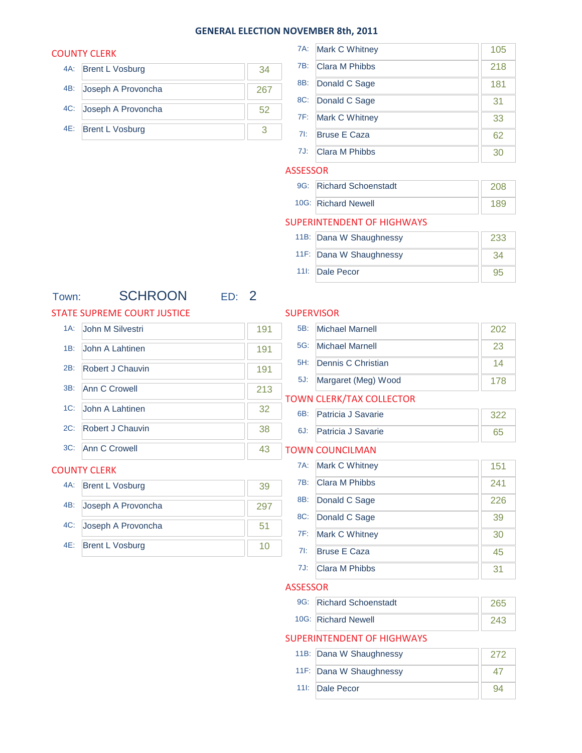## GENERAL ELECTION NOVEMBER 8th, 2011

### COUNTY CLERK

| | | |
|---|---|---|
| 4A: | Brent L Vosburg | 34 |
| 4B: | Joseph A Provoncha | 267 |
| 4C: | Joseph A Provoncha | 52 |
| 4E: | Brent L Vosburg | 3 |

| | | |
|---|---|---|
| 7A: | Mark C Whitney | 105 |
| 7B: | Clara M Phibbs | 218 |
| 8B: | Donald C Sage | 181 |
| 8C: | Donald C Sage | 31 |
| 7F: | Mark C Whitney | 33 |
| 7I: | Bruse E Caza | 62 |
| 7J: | Clara M Phibbs | 30 |

### ASSESSOR

| | | |
|---|---|---|
| 9G: | Richard Schoenstadt | 208 |
| 10G: | Richard Newell | 189 |

### SUPERINTENDENT OF HIGHWAYS

| | | |
|---|---|---|
| 11B: | Dana W Shaughnessy | 233 |
| 11F: | Dana W Shaughnessy | 34 |
| 11I: | Dale Pecor | 95 |

## Town: SCHROON ED: 2

### STATE SUPREME COURT JUSTICE

| | | |
|---|---|---|
| 1A: | John M Silvestri | 191 |
| 1B: | John A Lahtinen | 191 |
| 2B: | Robert J Chauvin | 191 |
| 3B: | Ann C Crowell | 213 |
| 1C: | John A Lahtinen | 32 |
| 2C: | Robert J Chauvin | 38 |
| 3C: | Ann C Crowell | 43 |

### COUNTY CLERK

| | | |
|---|---|---|
| 4A: | Brent L Vosburg | 39 |
| 4B: | Joseph A Provoncha | 297 |
| 4C: | Joseph A Provoncha | 51 |
| 4E: | Brent L Vosburg | 10 |

### SUPERVISOR

| | | |
|---|---|---|
| 5B: | Michael Marnell | 202 |
| 5G: | Michael Marnell | 23 |
| 5H: | Dennis C Christian | 14 |
| 5J: | Margaret (Meg) Wood | 178 |

### TOWN CLERK/TAX COLLECTOR

| | | |
|---|---|---|
| 6B: | Patricia J Savarie | 322 |
| 6J: | Patricia J Savarie | 65 |

### TOWN COUNCILMAN

| | | |
|---|---|---|
| 7A: | Mark C Whitney | 151 |
| 7B: | Clara M Phibbs | 241 |
| 8B: | Donald C Sage | 226 |
| 8C: | Donald C Sage | 39 |
| 7F: | Mark C Whitney | 30 |
| 7I: | Bruse E Caza | 45 |
| 7J: | Clara M Phibbs | 31 |

### ASSESSOR

| | | |
|---|---|---|
| 9G: | Richard Schoenstadt | 265 |
| 10G: | Richard Newell | 243 |

### SUPERINTENDENT OF HIGHWAYS

| | | |
|---|---|---|
| 11B: | Dana W Shaughnessy | 272 |
| 11F: | Dana W Shaughnessy | 47 |
| 11I: | Dale Pecor | 94 |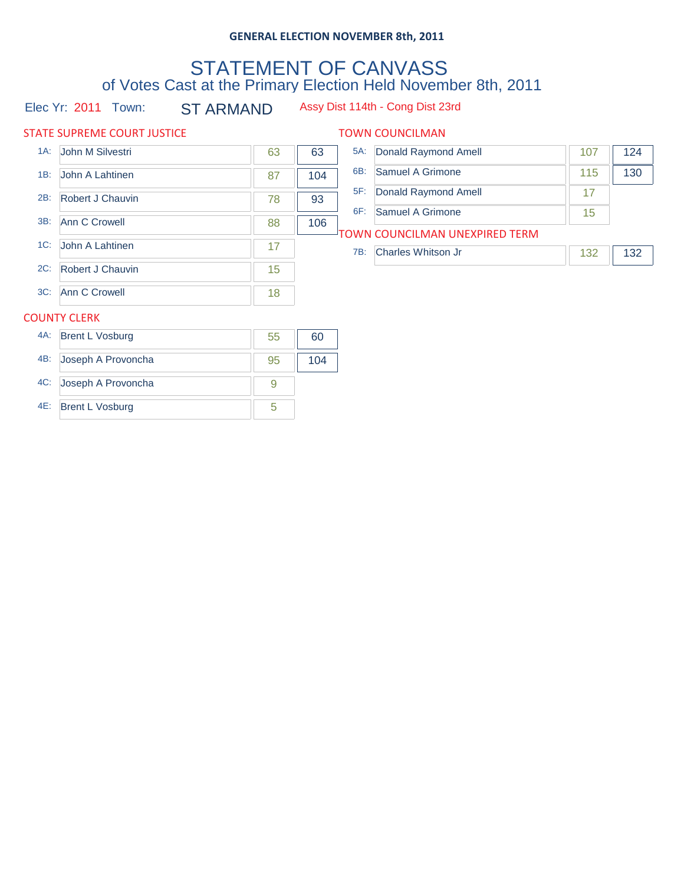**GENERAL ELECTION NOVEMBER 8th, 2011**

# STATEMENT OF CANVASS

## of Votes Cast at the Primary Election Held November 8th, 2011

Elec Yr: 2011 Town: ST ARMAND Assy Dist 114th - Cong Dist 23rd

### STATE SUPREME COURT JUSTICE

| Line | Candidate | Votes | Total |
|---|---|---|---|
| 1A: | John M Silvestri | 63 | 63 |
| 1B: | John A Lahtinen | 87 | 104 |
| 2B: | Robert J Chauvin | 78 | 93 |
| 3B: | Ann C Crowell | 88 | 106 |
| 1C: | John A Lahtinen | 17 | |
| 2C: | Robert J Chauvin | 15 | |
| 3C: | Ann C Crowell | 18 | |

### COUNTY CLERK

| Line | Candidate | Votes | Total |
|---|---|---|---|
| 4A: | Brent L Vosburg | 55 | 60 |
| 4B: | Joseph A Provoncha | 95 | 104 |
| 4C: | Joseph A Provoncha | 9 | |
| 4E: | Brent L Vosburg | 5 | |

### TOWN COUNCILMAN

| Line | Candidate | Votes | Total |
|---|---|---|---|
| 5A: | Donald Raymond Amell | 107 | 124 |
| 6B: | Samuel A Grimone | 115 | 130 |
| 5F: | Donald Raymond Amell | 17 | |
| 6F: | Samuel A Grimone | 15 | |

### TOWN COUNCILMAN UNEXPIRED TERM

| Line | Candidate | Votes | Total |
|---|---|---|---|
| 7B: | Charles Whitson Jr | 132 | 132 |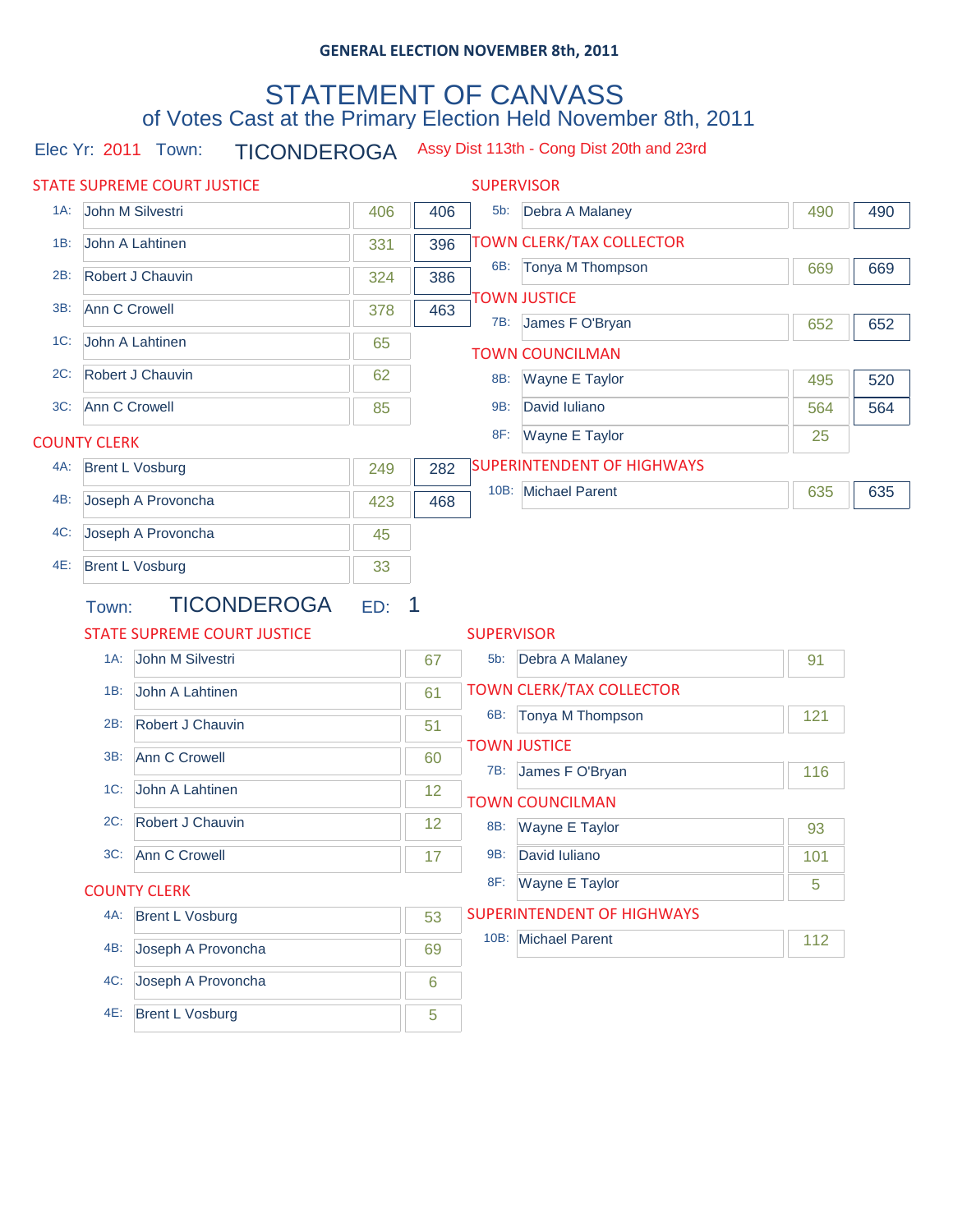**GENERAL ELECTION NOVEMBER 8th, 2011**

# STATEMENT OF CANVASS

## of Votes Cast at the Primary Election Held November 8th, 2011

Elec Yr: 2011 Town: TICONDEROGA Assy Dist 113th - Cong Dist 20th and 23rd

### STATE SUPREME COURT JUSTICE

| | Candidate | Votes | Total |
|---|---|---|---|
| 1A: | John M Silvestri | 406 | 406 |
| 1B: | John A Lahtinen | 331 | 396 |
| 2B: | Robert J Chauvin | 324 | 386 |
| 3B: | Ann C Crowell | 378 | 463 |
| 1C: | John A Lahtinen | 65 | |
| 2C: | Robert J Chauvin | 62 | |
| 3C: | Ann C Crowell | 85 | |

### COUNTY CLERK

| | Candidate | Votes | Total |
|---|---|---|---|
| 4A: | Brent L Vosburg | 249 | 282 |
| 4B: | Joseph A Provoncha | 423 | 468 |
| 4C: | Joseph A Provoncha | 45 | |
| 4E: | Brent L Vosburg | 33 | |

### SUPERVISOR

| | Candidate | Votes | Total |
|---|---|---|---|
| 5b: | Debra A Malaney | 490 | 490 |

### TOWN CLERK/TAX COLLECTOR

| | Candidate | Votes | Total |
|---|---|---|---|
| 6B: | Tonya M Thompson | 669 | 669 |

### TOWN JUSTICE

| | Candidate | Votes | Total |
|---|---|---|---|
| 7B: | James F O'Bryan | 652 | 652 |

### TOWN COUNCILMAN

| | Candidate | Votes | Total |
|---|---|---|---|
| 8B: | Wayne E Taylor | 495 | 520 |
| 9B: | David Iuliano | 564 | 564 |
| 8F: | Wayne E Taylor | 25 | |

### SUPERINTENDENT OF HIGHWAYS

| | Candidate | Votes | Total |
|---|---|---|---|
| 10B: | Michael Parent | 635 | 635 |

## Town: TICONDEROGA ED: 1

### STATE SUPREME COURT JUSTICE

| | Candidate | Votes |
|---|---|---|
| 1A: | John M Silvestri | 67 |
| 1B: | John A Lahtinen | 61 |
| 2B: | Robert J Chauvin | 51 |
| 3B: | Ann C Crowell | 60 |
| 1C: | John A Lahtinen | 12 |
| 2C: | Robert J Chauvin | 12 |
| 3C: | Ann C Crowell | 17 |

### COUNTY CLERK

| | Candidate | Votes |
|---|---|---|
| 4A: | Brent L Vosburg | 53 |
| 4B: | Joseph A Provoncha | 69 |
| 4C: | Joseph A Provoncha | 6 |
| 4E: | Brent L Vosburg | 5 |

### SUPERVISOR

| | Candidate | Votes |
|---|---|---|
| 5b: | Debra A Malaney | 91 |

### TOWN CLERK/TAX COLLECTOR

| | Candidate | Votes |
|---|---|---|
| 6B: | Tonya M Thompson | 121 |

### TOWN JUSTICE

| | Candidate | Votes |
|---|---|---|
| 7B: | James F O'Bryan | 116 |

### TOWN COUNCILMAN

| | Candidate | Votes |
|---|---|---|
| 8B: | Wayne E Taylor | 93 |
| 9B: | David Iuliano | 101 |
| 8F: | Wayne E Taylor | 5 |

### SUPERINTENDENT OF HIGHWAYS

| | Candidate | Votes |
|---|---|---|
| 10B: | Michael Parent | 112 |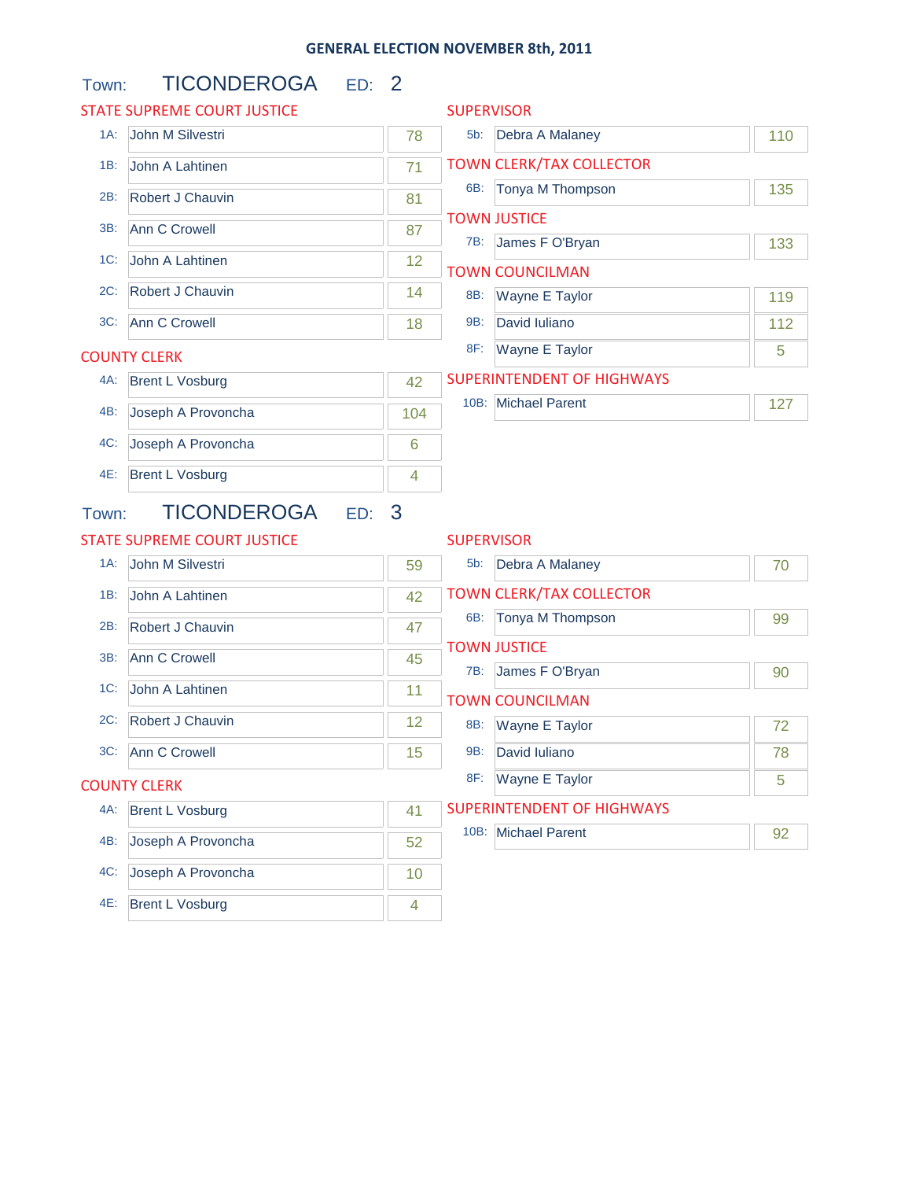# GENERAL ELECTION NOVEMBER 8th, 2011

## Town: TICONDEROGA ED: 2

### STATE SUPREME COURT JUSTICE

| | Candidate | Votes |
|---|---|---|
| 1A: | John M Silvestri | 78 |
| 1B: | John A Lahtinen | 71 |
| 2B: | Robert J Chauvin | 81 |
| 3B: | Ann C Crowell | 87 |
| 1C: | John A Lahtinen | 12 |
| 2C: | Robert J Chauvin | 14 |
| 3C: | Ann C Crowell | 18 |

### COUNTY CLERK

| | Candidate | Votes |
|---|---|---|
| 4A: | Brent L Vosburg | 42 |
| 4B: | Joseph A Provoncha | 104 |
| 4C: | Joseph A Provoncha | 6 |
| 4E: | Brent L Vosburg | 4 |

### SUPERVISOR

| | Candidate | Votes |
|---|---|---|
| 5b: | Debra A Malaney | 110 |

### TOWN CLERK/TAX COLLECTOR

| | Candidate | Votes |
|---|---|---|
| 6B: | Tonya M Thompson | 135 |

### TOWN JUSTICE

| | Candidate | Votes |
|---|---|---|
| 7B: | James F O'Bryan | 133 |

### TOWN COUNCILMAN

| | Candidate | Votes |
|---|---|---|
| 8B: | Wayne E Taylor | 119 |
| 9B: | David Iuliano | 112 |
| 8F: | Wayne E Taylor | 5 |

### SUPERINTENDENT OF HIGHWAYS

| | Candidate | Votes |
|---|---|---|
| 10B: | Michael Parent | 127 |

## Town: TICONDEROGA ED: 3

### STATE SUPREME COURT JUSTICE

| | Candidate | Votes |
|---|---|---|
| 1A: | John M Silvestri | 59 |
| 1B: | John A Lahtinen | 42 |
| 2B: | Robert J Chauvin | 47 |
| 3B: | Ann C Crowell | 45 |
| 1C: | John A Lahtinen | 11 |
| 2C: | Robert J Chauvin | 12 |
| 3C: | Ann C Crowell | 15 |

### COUNTY CLERK

| | Candidate | Votes |
|---|---|---|
| 4A: | Brent L Vosburg | 41 |
| 4B: | Joseph A Provoncha | 52 |
| 4C: | Joseph A Provoncha | 10 |
| 4E: | Brent L Vosburg | 4 |

### SUPERVISOR

| | Candidate | Votes |
|---|---|---|
| 5b: | Debra A Malaney | 70 |

### TOWN CLERK/TAX COLLECTOR

| | Candidate | Votes |
|---|---|---|
| 6B: | Tonya M Thompson | 99 |

### TOWN JUSTICE

| | Candidate | Votes |
|---|---|---|
| 7B: | James F O'Bryan | 90 |

### TOWN COUNCILMAN

| | Candidate | Votes |
|---|---|---|
| 8B: | Wayne E Taylor | 72 |
| 9B: | David Iuliano | 78 |
| 8F: | Wayne E Taylor | 5 |

### SUPERINTENDENT OF HIGHWAYS

| | Candidate | Votes |
|---|---|---|
| 10B: | Michael Parent | 92 |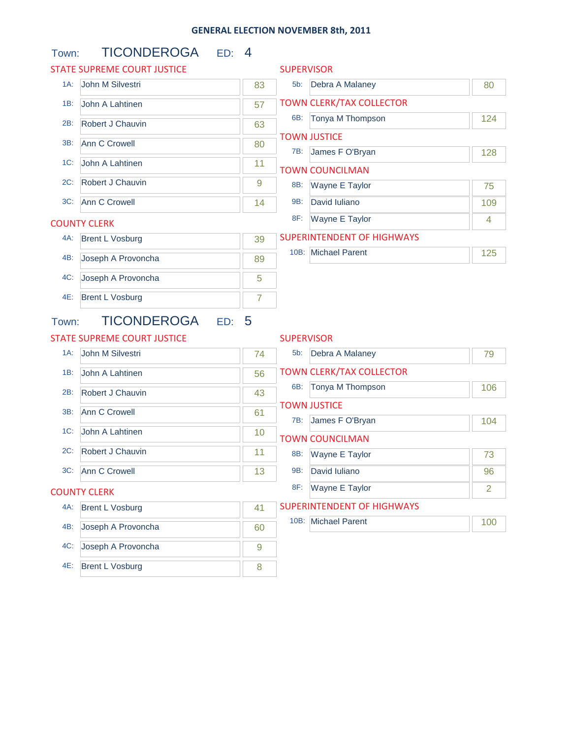# GENERAL ELECTION NOVEMBER 8th, 2011

## Town: TICONDEROGA ED: 4

### STATE SUPREME COURT JUSTICE

| | Candidate | Votes |
|---|---|---|
| 1A: | John M Silvestri | 83 |
| 1B: | John A Lahtinen | 57 |
| 2B: | Robert J Chauvin | 63 |
| 3B: | Ann C Crowell | 80 |
| 1C: | John A Lahtinen | 11 |
| 2C: | Robert J Chauvin | 9 |
| 3C: | Ann C Crowell | 14 |

### COUNTY CLERK

| | Candidate | Votes |
|---|---|---|
| 4A: | Brent L Vosburg | 39 |
| 4B: | Joseph A Provoncha | 89 |
| 4C: | Joseph A Provoncha | 5 |
| 4E: | Brent L Vosburg | 7 |

### SUPERVISOR

| | Candidate | Votes |
|---|---|---|
| 5b: | Debra A Malaney | 80 |

### TOWN CLERK/TAX COLLECTOR

| | Candidate | Votes |
|---|---|---|
| 6B: | Tonya M Thompson | 124 |

### TOWN JUSTICE

| | Candidate | Votes |
|---|---|---|
| 7B: | James F O'Bryan | 128 |

### TOWN COUNCILMAN

| | Candidate | Votes |
|---|---|---|
| 8B: | Wayne E Taylor | 75 |
| 9B: | David Iuliano | 109 |
| 8F: | Wayne E Taylor | 4 |

### SUPERINTENDENT OF HIGHWAYS

| | Candidate | Votes |
|---|---|---|
| 10B: | Michael Parent | 125 |

## Town: TICONDEROGA ED: 5

### STATE SUPREME COURT JUSTICE

| | Candidate | Votes |
|---|---|---|
| 1A: | John M Silvestri | 74 |
| 1B: | John A Lahtinen | 56 |
| 2B: | Robert J Chauvin | 43 |
| 3B: | Ann C Crowell | 61 |
| 1C: | John A Lahtinen | 10 |
| 2C: | Robert J Chauvin | 11 |
| 3C: | Ann C Crowell | 13 |

### COUNTY CLERK

| | Candidate | Votes |
|---|---|---|
| 4A: | Brent L Vosburg | 41 |
| 4B: | Joseph A Provoncha | 60 |
| 4C: | Joseph A Provoncha | 9 |
| 4E: | Brent L Vosburg | 8 |

### SUPERVISOR

| | Candidate | Votes |
|---|---|---|
| 5b: | Debra A Malaney | 79 |

### TOWN CLERK/TAX COLLECTOR

| | Candidate | Votes |
|---|---|---|
| 6B: | Tonya M Thompson | 106 |

### TOWN JUSTICE

| | Candidate | Votes |
|---|---|---|
| 7B: | James F O'Bryan | 104 |

### TOWN COUNCILMAN

| | Candidate | Votes |
|---|---|---|
| 8B: | Wayne E Taylor | 73 |
| 9B: | David Iuliano | 96 |
| 8F: | Wayne E Taylor | 2 |

### SUPERINTENDENT OF HIGHWAYS

| | Candidate | Votes |
|---|---|---|
| 10B: | Michael Parent | 100 |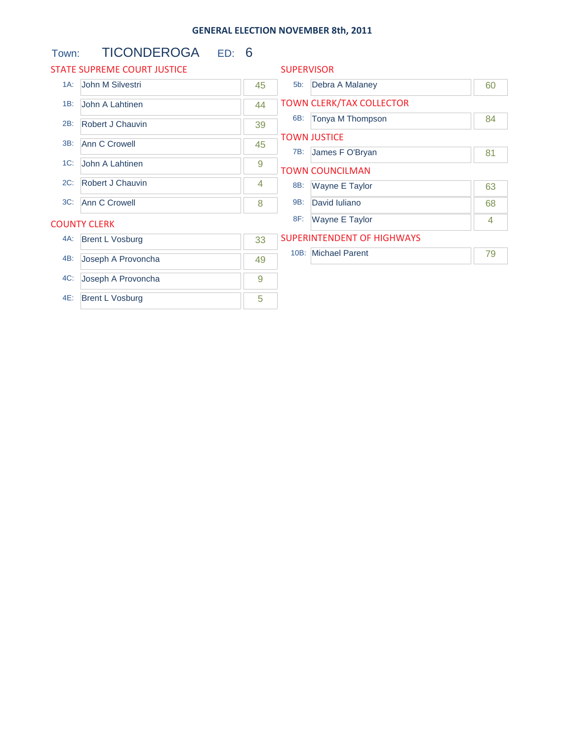## GENERAL ELECTION NOVEMBER 8th, 2011

Town: TICONDEROGA ED: 6

### STATE SUPREME COURT JUSTICE

| | Candidate | Votes |
|---|---|---|
| 1A: | John M Silvestri | 45 |
| 1B: | John A Lahtinen | 44 |
| 2B: | Robert J Chauvin | 39 |
| 3B: | Ann C Crowell | 45 |
| 1C: | John A Lahtinen | 9 |
| 2C: | Robert J Chauvin | 4 |
| 3C: | Ann C Crowell | 8 |

### COUNTY CLERK

| | Candidate | Votes |
|---|---|---|
| 4A: | Brent L Vosburg | 33 |
| 4B: | Joseph A Provoncha | 49 |
| 4C: | Joseph A Provoncha | 9 |
| 4E: | Brent L Vosburg | 5 |

### SUPERVISOR

| | Candidate | Votes |
|---|---|---|
| 5b: | Debra A Malaney | 60 |

### TOWN CLERK/TAX COLLECTOR

| | Candidate | Votes |
|---|---|---|
| 6B: | Tonya M Thompson | 84 |

### TOWN JUSTICE

| | Candidate | Votes |
|---|---|---|
| 7B: | James F O'Bryan | 81 |

### TOWN COUNCILMAN

| | Candidate | Votes |
|---|---|---|
| 8B: | Wayne E Taylor | 63 |
| 9B: | David Iuliano | 68 |
| 8F: | Wayne E Taylor | 4 |

### SUPERINTENDENT OF HIGHWAYS

| | Candidate | Votes |
|---|---|---|
| 10B: | Michael Parent | 79 |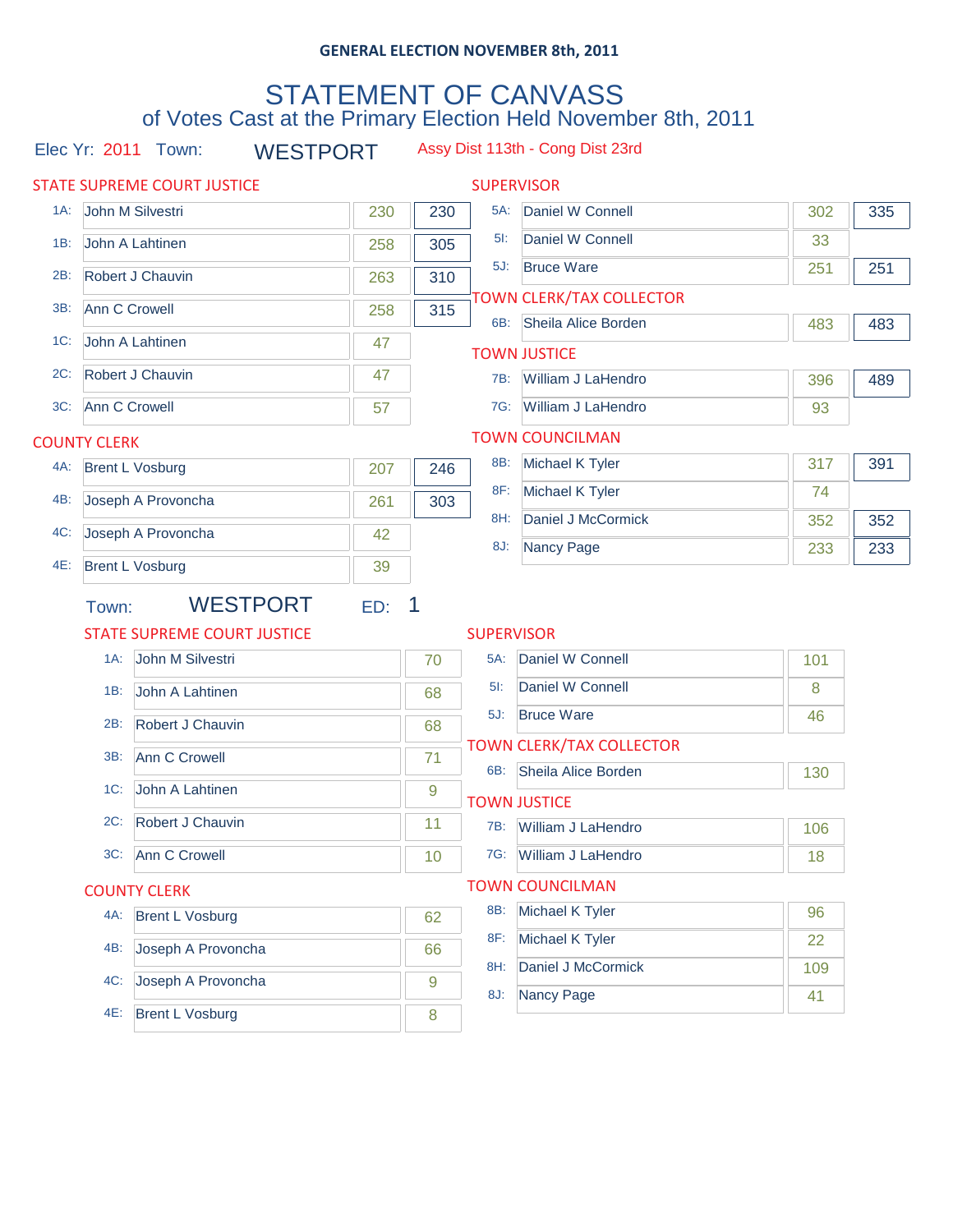**GENERAL ELECTION NOVEMBER 8th, 2011**

# STATEMENT OF CANVASS

## of Votes Cast at the Primary Election Held November 8th, 2011

Elec Yr: 2011 Town: WESTPORT Assy Dist 113th - Cong Dist 23rd

### STATE SUPREME COURT JUSTICE

| | Candidate | Votes | Total |
|---|---|---|---|
| 1A: | John M Silvestri | 230 | 230 |
| 1B: | John A Lahtinen | 258 | 305 |
| 2B: | Robert J Chauvin | 263 | 310 |
| 3B: | Ann C Crowell | 258 | 315 |
| 1C: | John A Lahtinen | 47 | |
| 2C: | Robert J Chauvin | 47 | |
| 3C: | Ann C Crowell | 57 | |

### COUNTY CLERK

| | Candidate | Votes | Total |
|---|---|---|---|
| 4A: | Brent L Vosburg | 207 | 246 |
| 4B: | Joseph A Provoncha | 261 | 303 |
| 4C: | Joseph A Provoncha | 42 | |
| 4E: | Brent L Vosburg | 39 | |

### SUPERVISOR

| | Candidate | Votes | Total |
|---|---|---|---|
| 5A: | Daniel W Connell | 302 | 335 |
| 5I: | Daniel W Connell | 33 | |
| 5J: | Bruce Ware | 251 | 251 |

### TOWN CLERK/TAX COLLECTOR

| | Candidate | Votes | Total |
|---|---|---|---|
| 6B: | Sheila Alice Borden | 483 | 483 |

### TOWN JUSTICE

| | Candidate | Votes | Total |
|---|---|---|---|
| 7B: | William J LaHendro | 396 | 489 |
| 7G: | William J LaHendro | 93 | |

### TOWN COUNCILMAN

| | Candidate | Votes | Total |
|---|---|---|---|
| 8B: | Michael K Tyler | 317 | 391 |
| 8F: | Michael K Tyler | 74 | |
| 8H: | Daniel J McCormick | 352 | 352 |
| 8J: | Nancy Page | 233 | 233 |

## Town: WESTPORT ED: 1

### STATE SUPREME COURT JUSTICE

| | Candidate | Votes |
|---|---|---|
| 1A: | John M Silvestri | 70 |
| 1B: | John A Lahtinen | 68 |
| 2B: | Robert J Chauvin | 68 |
| 3B: | Ann C Crowell | 71 |
| 1C: | John A Lahtinen | 9 |
| 2C: | Robert J Chauvin | 11 |
| 3C: | Ann C Crowell | 10 |

### COUNTY CLERK

| | Candidate | Votes |
|---|---|---|
| 4A: | Brent L Vosburg | 62 |
| 4B: | Joseph A Provoncha | 66 |
| 4C: | Joseph A Provoncha | 9 |
| 4E: | Brent L Vosburg | 8 |

### SUPERVISOR

| | Candidate | Votes |
|---|---|---|
| 5A: | Daniel W Connell | 101 |
| 5I: | Daniel W Connell | 8 |
| 5J: | Bruce Ware | 46 |

### TOWN CLERK/TAX COLLECTOR

| | Candidate | Votes |
|---|---|---|
| 6B: | Sheila Alice Borden | 130 |

### TOWN JUSTICE

| | Candidate | Votes |
|---|---|---|
| 7B: | William J LaHendro | 106 |
| 7G: | William J LaHendro | 18 |

### TOWN COUNCILMAN

| | Candidate | Votes |
|---|---|---|
| 8B: | Michael K Tyler | 96 |
| 8F: | Michael K Tyler | 22 |
| 8H: | Daniel J McCormick | 109 |
| 8J: | Nancy Page | 41 |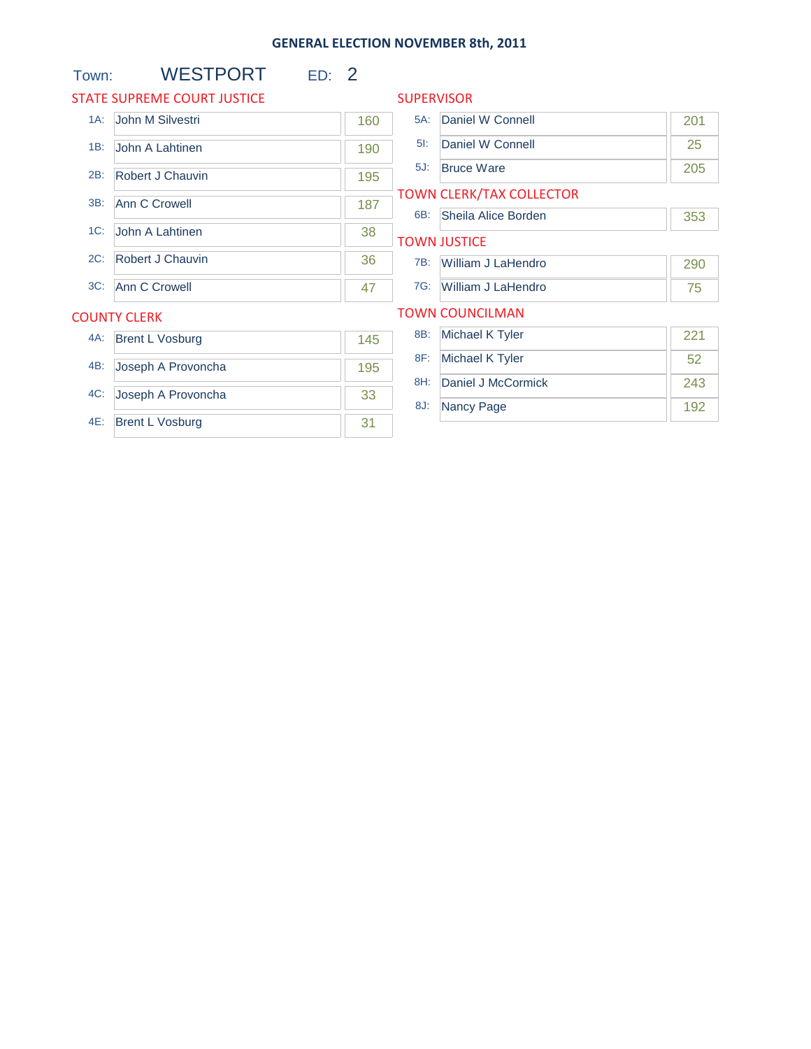# GENERAL ELECTION NOVEMBER 8th, 2011

**Town:** WESTPORT **ED:** 2

## STATE SUPREME COURT JUSTICE

| | Candidate | Votes |
|---|---|---|
| 1A: | John M Silvestri | 160 |
| 1B: | John A Lahtinen | 190 |
| 2B: | Robert J Chauvin | 195 |
| 3B: | Ann C Crowell | 187 |
| 1C: | John A Lahtinen | 38 |
| 2C: | Robert J Chauvin | 36 |
| 3C: | Ann C Crowell | 47 |

## COUNTY CLERK

| | Candidate | Votes |
|---|---|---|
| 4A: | Brent L Vosburg | 145 |
| 4B: | Joseph A Provoncha | 195 |
| 4C: | Joseph A Provoncha | 33 |
| 4E: | Brent L Vosburg | 31 |

## SUPERVISOR

| | Candidate | Votes |
|---|---|---|
| 5A: | Daniel W Connell | 201 |
| 5I: | Daniel W Connell | 25 |
| 5J: | Bruce Ware | 205 |

## TOWN CLERK/TAX COLLECTOR

| | Candidate | Votes |
|---|---|---|
| 6B: | Sheila Alice Borden | 353 |

## TOWN JUSTICE

| | Candidate | Votes |
|---|---|---|
| 7B: | William J LaHendro | 290 |
| 7G: | William J LaHendro | 75 |

## TOWN COUNCILMAN

| | Candidate | Votes |
|---|---|---|
| 8B: | Michael K Tyler | 221 |
| 8F: | Michael K Tyler | 52 |
| 8H: | Daniel J McCormick | 243 |
| 8J: | Nancy Page | 192 |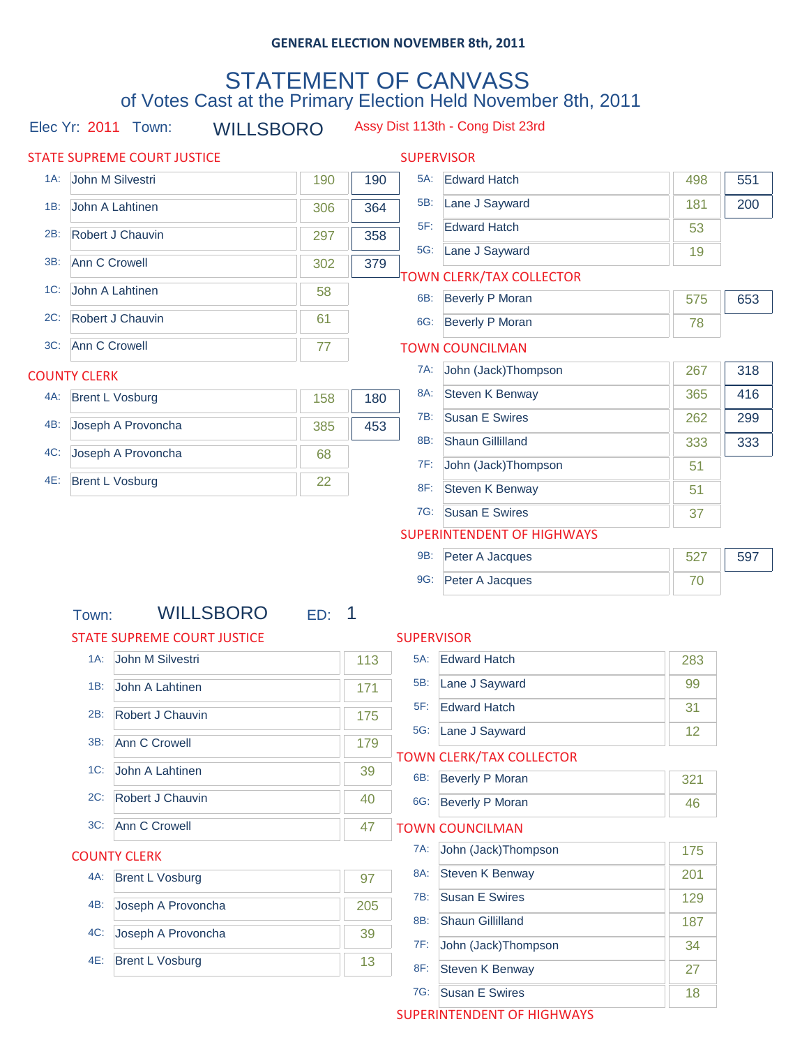**GENERAL ELECTION NOVEMBER 8th, 2011**

# STATEMENT OF CANVASS

## of Votes Cast at the Primary Election Held November 8th, 2011

Elec Yr: 2011 Town: WILLSBORO Assy Dist 113th - Cong Dist 23rd

### STATE SUPREME COURT JUSTICE

| | Candidate | Votes | Total |
|---|---|---|---|
| 1A: | John M Silvestri | 190 | 190 |
| 1B: | John A Lahtinen | 306 | 364 |
| 2B: | Robert J Chauvin | 297 | 358 |
| 3B: | Ann C Crowell | 302 | 379 |
| 1C: | John A Lahtinen | 58 | |
| 2C: | Robert J Chauvin | 61 | |
| 3C: | Ann C Crowell | 77 | |

### COUNTY CLERK

| | Candidate | Votes | Total |
|---|---|---|---|
| 4A: | Brent L Vosburg | 158 | 180 |
| 4B: | Joseph A Provoncha | 385 | 453 |
| 4C: | Joseph A Provoncha | 68 | |
| 4E: | Brent L Vosburg | 22 | |

### SUPERVISOR

| | Candidate | Votes | Total |
|---|---|---|---|
| 5A: | Edward Hatch | 498 | 551 |
| 5B: | Lane J Sayward | 181 | 200 |
| 5F: | Edward Hatch | 53 | |
| 5G: | Lane J Sayward | 19 | |

### TOWN CLERK/TAX COLLECTOR

| | Candidate | Votes | Total |
|---|---|---|---|
| 6B: | Beverly P Moran | 575 | 653 |
| 6G: | Beverly P Moran | 78 | |

### TOWN COUNCILMAN

| | Candidate | Votes | Total |
|---|---|---|---|
| 7A: | John (Jack)Thompson | 267 | 318 |
| 8A: | Steven K Benway | 365 | 416 |
| 7B: | Susan E Swires | 262 | 299 |
| 8B: | Shaun Gillilland | 333 | 333 |
| 7F: | John (Jack)Thompson | 51 | |
| 8F: | Steven K Benway | 51 | |
| 7G: | Susan E Swires | 37 | |

### SUPERINTENDENT OF HIGHWAYS

| | Candidate | Votes | Total |
|---|---|---|---|
| 9B: | Peter A Jacques | 527 | 597 |
| 9G: | Peter A Jacques | 70 | |

Town: WILLSBORO ED: 1

### STATE SUPREME COURT JUSTICE

| | Candidate | Votes |
|---|---|---|
| 1A: | John M Silvestri | 113 |
| 1B: | John A Lahtinen | 171 |
| 2B: | Robert J Chauvin | 175 |
| 3B: | Ann C Crowell | 179 |
| 1C: | John A Lahtinen | 39 |
| 2C: | Robert J Chauvin | 40 |
| 3C: | Ann C Crowell | 47 |

### COUNTY CLERK

| | Candidate | Votes |
|---|---|---|
| 4A: | Brent L Vosburg | 97 |
| 4B: | Joseph A Provoncha | 205 |
| 4C: | Joseph A Provoncha | 39 |
| 4E: | Brent L Vosburg | 13 |

### SUPERVISOR

| | Candidate | Votes |
|---|---|---|
| 5A: | Edward Hatch | 283 |
| 5B: | Lane J Sayward | 99 |
| 5F: | Edward Hatch | 31 |
| 5G: | Lane J Sayward | 12 |

### TOWN CLERK/TAX COLLECTOR

| | Candidate | Votes |
|---|---|---|
| 6B: | Beverly P Moran | 321 |
| 6G: | Beverly P Moran | 46 |

### TOWN COUNCILMAN

| | Candidate | Votes |
|---|---|---|
| 7A: | John (Jack)Thompson | 175 |
| 8A: | Steven K Benway | 201 |
| 7B: | Susan E Swires | 129 |
| 8B: | Shaun Gillilland | 187 |
| 7F: | John (Jack)Thompson | 34 |
| 8F: | Steven K Benway | 27 |
| 7G: | Susan E Swires | 18 |

### SUPERINTENDENT OF HIGHWAYS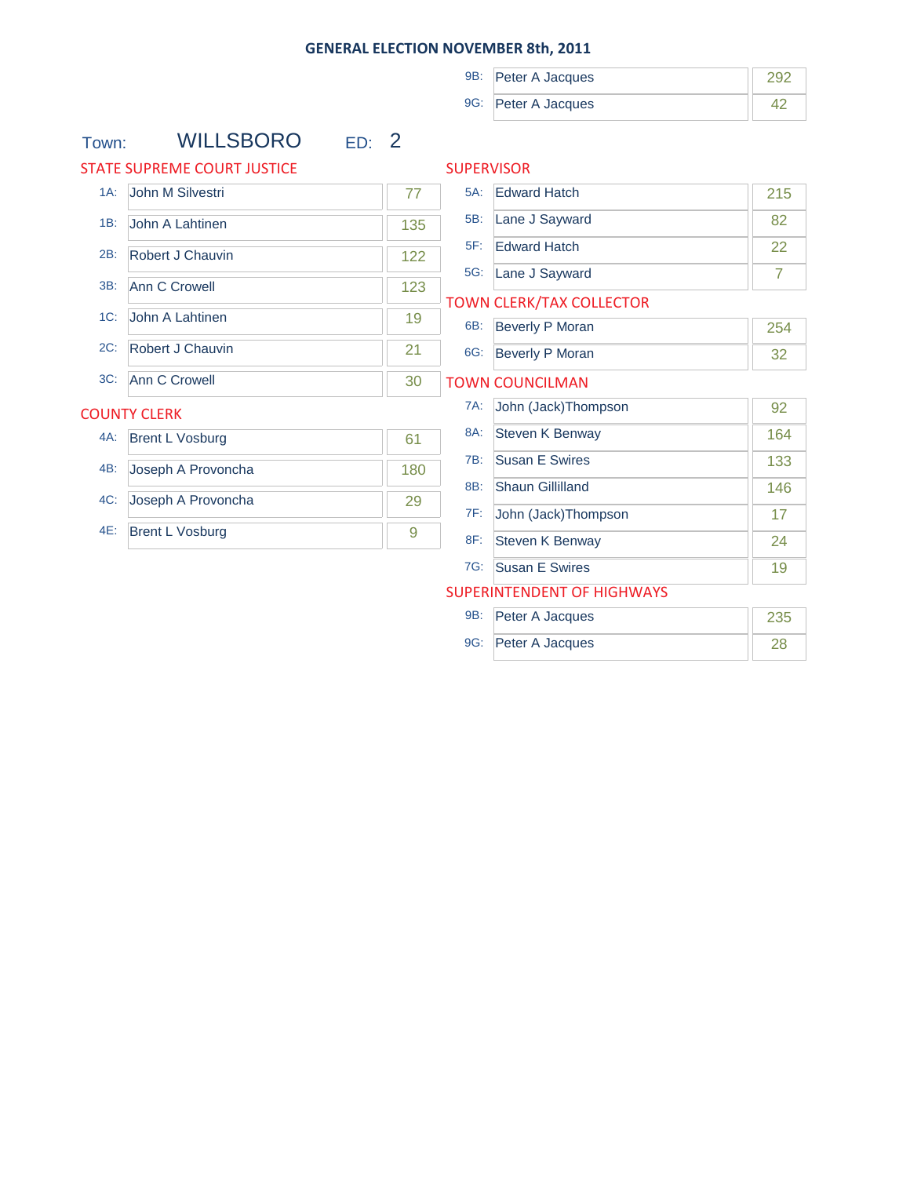## GENERAL ELECTION NOVEMBER 8th, 2011

| | | |
|---|---|---|
| 9B: | Peter A Jacques | 292 |
| 9G: | Peter A Jacques | 42 |

Town: WILLSBORO ED: 2

### STATE SUPREME COURT JUSTICE

| | | |
|---|---|---|
| 1A: | John M Silvestri | 77 |
| 1B: | John A Lahtinen | 135 |
| 2B: | Robert J Chauvin | 122 |
| 3B: | Ann C Crowell | 123 |
| 1C: | John A Lahtinen | 19 |
| 2C: | Robert J Chauvin | 21 |
| 3C: | Ann C Crowell | 30 |

### COUNTY CLERK

| | | |
|---|---|---|
| 4A: | Brent L Vosburg | 61 |
| 4B: | Joseph A Provoncha | 180 |
| 4C: | Joseph A Provoncha | 29 |
| 4E: | Brent L Vosburg | 9 |

### SUPERVISOR

| | | |
|---|---|---|
| 5A: | Edward Hatch | 215 |
| 5B: | Lane J Sayward | 82 |
| 5F: | Edward Hatch | 22 |
| 5G: | Lane J Sayward | 7 |

### TOWN CLERK/TAX COLLECTOR

| | | |
|---|---|---|
| 6B: | Beverly P Moran | 254 |
| 6G: | Beverly P Moran | 32 |

### TOWN COUNCILMAN

| | | |
|---|---|---|
| 7A: | John (Jack)Thompson | 92 |
| 8A: | Steven K Benway | 164 |
| 7B: | Susan E Swires | 133 |
| 8B: | Shaun Gillilland | 146 |
| 7F: | John (Jack)Thompson | 17 |
| 8F: | Steven K Benway | 24 |
| 7G: | Susan E Swires | 19 |

### SUPERINTENDENT OF HIGHWAYS

| | | |
|---|---|---|
| 9B: | Peter A Jacques | 235 |
| 9G: | Peter A Jacques | 28 |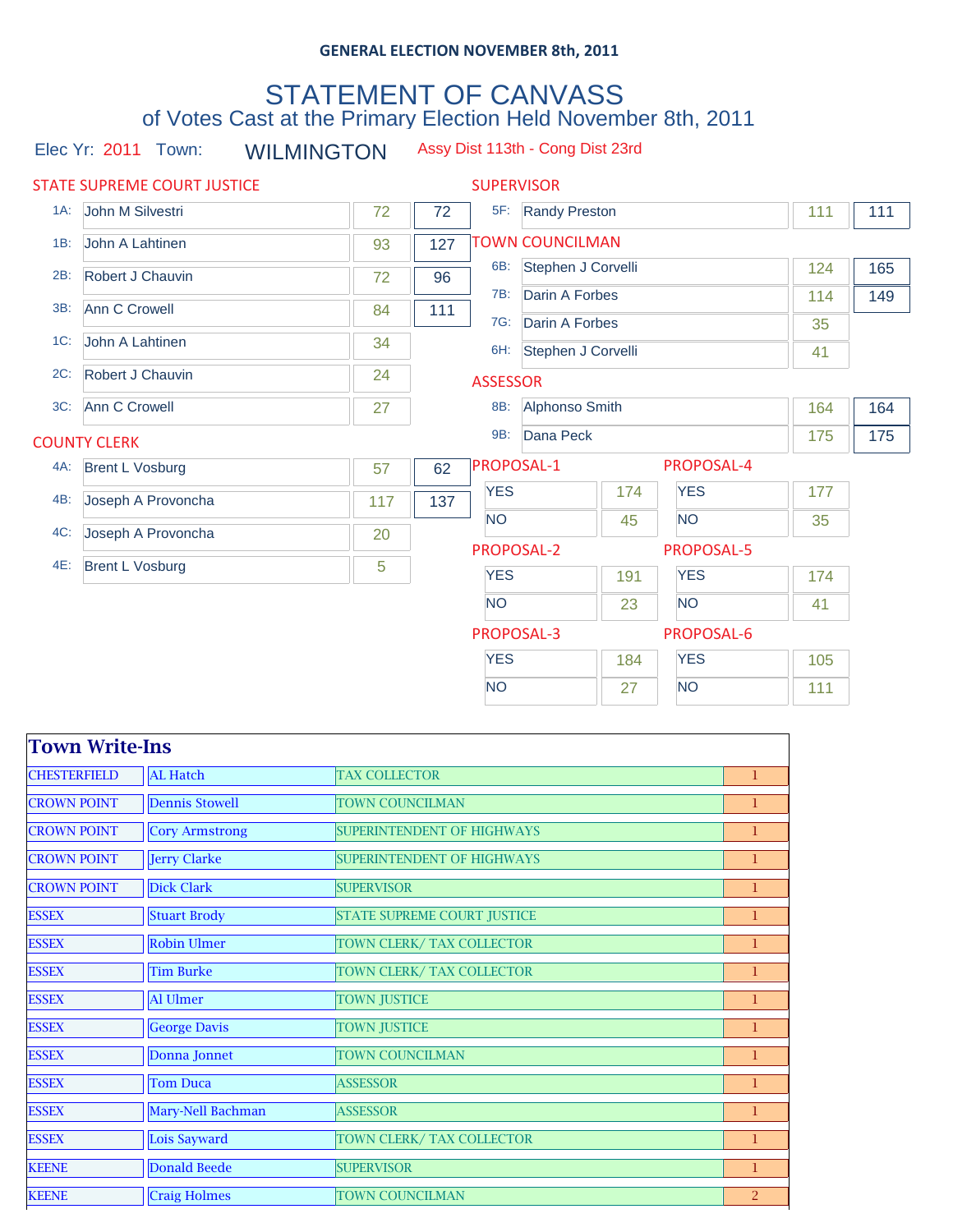GENERAL ELECTION NOVEMBER 8th, 2011

# STATEMENT OF CANVASS

## of Votes Cast at the Primary Election Held November 8th, 2011

Elec Yr: 2011 Town: WILMINGTON Assy Dist 113th - Cong Dist 23rd

### STATE SUPREME COURT JUSTICE

| | Candidate | Votes | Total |
|---|---|---|---|
| 1A: | John M Silvestri | 72 | 72 |
| 1B: | John A Lahtinen | 93 | 127 |
| 2B: | Robert J Chauvin | 72 | 96 |
| 3B: | Ann C Crowell | 84 | 111 |
| 1C: | John A Lahtinen | 34 | |
| 2C: | Robert J Chauvin | 24 | |
| 3C: | Ann C Crowell | 27 | |

### COUNTY CLERK

| | Candidate | Votes | Total |
|---|---|---|---|
| 4A: | Brent L Vosburg | 57 | 62 |
| 4B: | Joseph A Provoncha | 117 | 137 |
| 4C: | Joseph A Provoncha | 20 | |
| 4E: | Brent L Vosburg | 5 | |

### SUPERVISOR

| | Candidate | Votes | Total |
|---|---|---|---|
| 5F: | Randy Preston | 111 | 111 |

### TOWN COUNCILMAN

| | Candidate | Votes | Total |
|---|---|---|---|
| 6B: | Stephen J Corvelli | 124 | 165 |
| 7B: | Darin A Forbes | 114 | 149 |
| 7G: | Darin A Forbes | 35 | |
| 6H: | Stephen J Corvelli | 41 | |

### ASSESSOR

| | Candidate | Votes | Total |
|---|---|---|---|
| 8B: | Alphonso Smith | 164 | 164 |
| 9B: | Dana Peck | 175 | 175 |

### PROPOSALS

| Proposal | YES | NO |
|---|---|---|
| PROPOSAL-1 | 174 | 45 |
| PROPOSAL-2 | 191 | 23 |
| PROPOSAL-3 | 184 | 27 |
| PROPOSAL-4 | 177 | 35 |
| PROPOSAL-5 | 174 | 41 |
| PROPOSAL-6 | 105 | 111 |

### Town Write-Ins

| Town | Name | Office | Votes |
|---|---|---|---|
| CHESTERFIELD | AL Hatch | TAX COLLECTOR | 1 |
| CROWN POINT | Dennis Stowell | TOWN COUNCILMAN | 1 |
| CROWN POINT | Cory Armstrong | SUPERINTENDENT OF HIGHWAYS | 1 |
| CROWN POINT | Jerry Clarke | SUPERINTENDENT OF HIGHWAYS | 1 |
| CROWN POINT | Dick Clark | SUPERVISOR | 1 |
| ESSEX | Stuart Brody | STATE SUPREME COURT JUSTICE | 1 |
| ESSEX | Robin Ulmer | TOWN CLERK/ TAX COLLECTOR | 1 |
| ESSEX | Tim Burke | TOWN CLERK/ TAX COLLECTOR | 1 |
| ESSEX | Al Ulmer | TOWN JUSTICE | 1 |
| ESSEX | George Davis | TOWN JUSTICE | 1 |
| ESSEX | Donna Jonnet | TOWN COUNCILMAN | 1 |
| ESSEX | Tom Duca | ASSESSOR | 1 |
| ESSEX | Mary-Nell Bachman | ASSESSOR | 1 |
| ESSEX | Lois Sayward | TOWN CLERK/ TAX COLLECTOR | 1 |
| KEENE | Donald Beede | SUPERVISOR | 1 |
| KEENE | Craig Holmes | TOWN COUNCILMAN | 2 |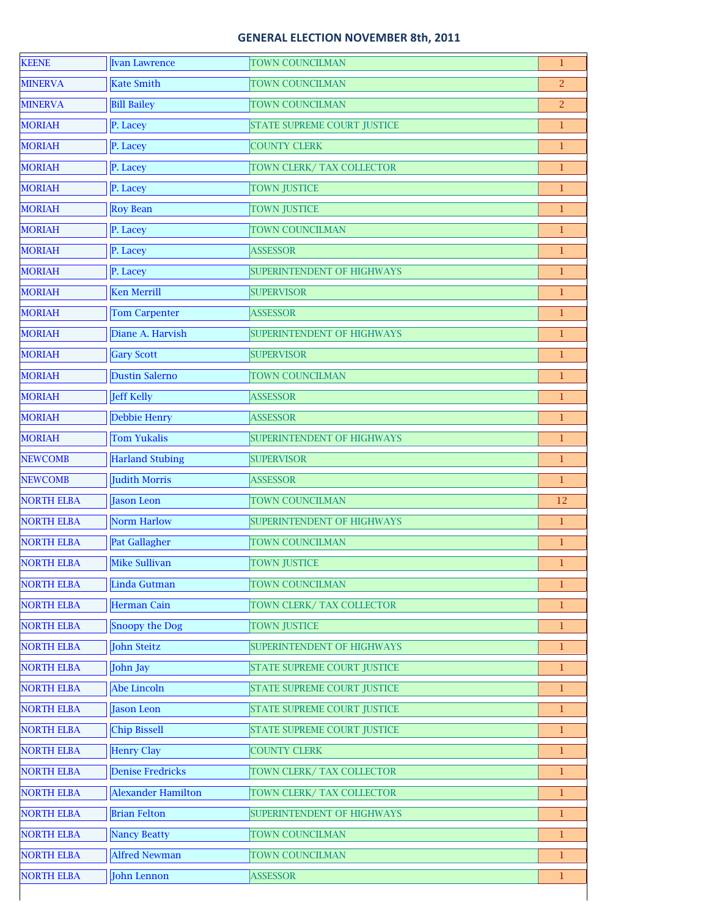## GENERAL ELECTION NOVEMBER 8th, 2011

| | | | |
|---|---|---|---|
| KEENE | Ivan Lawrence | TOWN COUNCILMAN | 1 |
| MINERVA | Kate Smith | TOWN COUNCILMAN | 2 |
| MINERVA | Bill Bailey | TOWN COUNCILMAN | 2 |
| MORIAH | P. Lacey | STATE SUPREME COURT JUSTICE | 1 |
| MORIAH | P. Lacey | COUNTY CLERK | 1 |
| MORIAH | P. Lacey | TOWN CLERK/ TAX COLLECTOR | 1 |
| MORIAH | P. Lacey | TOWN JUSTICE | 1 |
| MORIAH | Roy Bean | TOWN JUSTICE | 1 |
| MORIAH | P. Lacey | TOWN COUNCILMAN | 1 |
| MORIAH | P. Lacey | ASSESSOR | 1 |
| MORIAH | P. Lacey | SUPERINTENDENT OF HIGHWAYS | 1 |
| MORIAH | Ken Merrill | SUPERVISOR | 1 |
| MORIAH | Tom Carpenter | ASSESSOR | 1 |
| MORIAH | Diane A. Harvish | SUPERINTENDENT OF HIGHWAYS | 1 |
| MORIAH | Gary Scott | SUPERVISOR | 1 |
| MORIAH | Dustin Salerno | TOWN COUNCILMAN | 1 |
| MORIAH | Jeff Kelly | ASSESSOR | 1 |
| MORIAH | Debbie Henry | ASSESSOR | 1 |
| MORIAH | Tom Yukalis | SUPERINTENDENT OF HIGHWAYS | 1 |
| NEWCOMB | Harland Stubing | SUPERVISOR | 1 |
| NEWCOMB | Judith Morris | ASSESSOR | 1 |
| NORTH ELBA | Jason Leon | TOWN COUNCILMAN | 12 |
| NORTH ELBA | Norm Harlow | SUPERINTENDENT OF HIGHWAYS | 1 |
| NORTH ELBA | Pat Gallagher | TOWN COUNCILMAN | 1 |
| NORTH ELBA | Mike Sullivan | TOWN JUSTICE | 1 |
| NORTH ELBA | Linda Gutman | TOWN COUNCILMAN | 1 |
| NORTH ELBA | Herman Cain | TOWN CLERK/ TAX COLLECTOR | 1 |
| NORTH ELBA | Snoopy the Dog | TOWN JUSTICE | 1 |
| NORTH ELBA | John Steitz | SUPERINTENDENT OF HIGHWAYS | 1 |
| NORTH ELBA | John Jay | STATE SUPREME COURT JUSTICE | 1 |
| NORTH ELBA | Abe Lincoln | STATE SUPREME COURT JUSTICE | 1 |
| NORTH ELBA | Jason Leon | STATE SUPREME COURT JUSTICE | 1 |
| NORTH ELBA | Chip Bissell | STATE SUPREME COURT JUSTICE | 1 |
| NORTH ELBA | Henry Clay | COUNTY CLERK | 1 |
| NORTH ELBA | Denise Fredricks | TOWN CLERK/ TAX COLLECTOR | 1 |
| NORTH ELBA | Alexander Hamilton | TOWN CLERK/ TAX COLLECTOR | 1 |
| NORTH ELBA | Brian Felton | SUPERINTENDENT OF HIGHWAYS | 1 |
| NORTH ELBA | Nancy Beatty | TOWN COUNCILMAN | 1 |
| NORTH ELBA | Alfred Newman | TOWN COUNCILMAN | 1 |
| NORTH ELBA | John Lennon | ASSESSOR | 1 |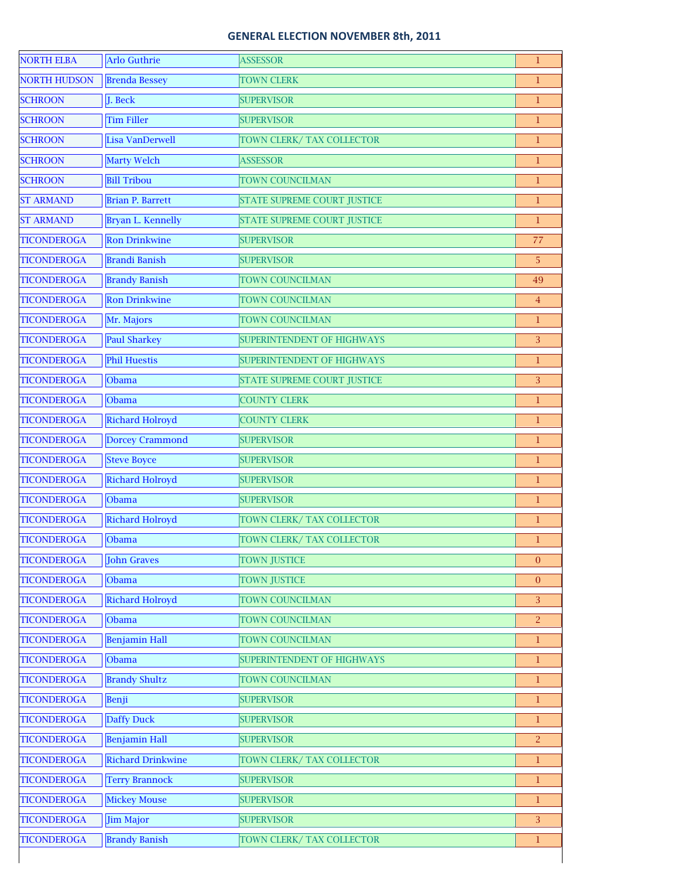## GENERAL ELECTION NOVEMBER 8th, 2011

| | | | |
|---|---|---|---|
| NORTH ELBA | Arlo Guthrie | ASSESSOR | 1 |
| NORTH HUDSON | Brenda Bessey | TOWN CLERK | 1 |
| SCHROON | J. Beck | SUPERVISOR | 1 |
| SCHROON | Tim Filler | SUPERVISOR | 1 |
| SCHROON | Lisa VanDerwell | TOWN CLERK/ TAX COLLECTOR | 1 |
| SCHROON | Marty Welch | ASSESSOR | 1 |
| SCHROON | Bill Tribou | TOWN COUNCILMAN | 1 |
| ST ARMAND | Brian P. Barrett | STATE SUPREME COURT JUSTICE | 1 |
| ST ARMAND | Bryan L. Kennelly | STATE SUPREME COURT JUSTICE | 1 |
| TICONDEROGA | Ron Drinkwine | SUPERVISOR | 77 |
| TICONDEROGA | Brandi Banish | SUPERVISOR | 5 |
| TICONDEROGA | Brandy Banish | TOWN COUNCILMAN | 49 |
| TICONDEROGA | Ron Drinkwine | TOWN COUNCILMAN | 4 |
| TICONDEROGA | Mr. Majors | TOWN COUNCILMAN | 1 |
| TICONDEROGA | Paul Sharkey | SUPERINTENDENT OF HIGHWAYS | 3 |
| TICONDEROGA | Phil Huestis | SUPERINTENDENT OF HIGHWAYS | 1 |
| TICONDEROGA | Obama | STATE SUPREME COURT JUSTICE | 3 |
| TICONDEROGA | Obama | COUNTY CLERK | 1 |
| TICONDEROGA | Richard Holroyd | COUNTY CLERK | 1 |
| TICONDEROGA | Dorcey Crammond | SUPERVISOR | 1 |
| TICONDEROGA | Steve Boyce | SUPERVISOR | 1 |
| TICONDEROGA | Richard Holroyd | SUPERVISOR | 1 |
| TICONDEROGA | Obama | SUPERVISOR | 1 |
| TICONDEROGA | Richard Holroyd | TOWN CLERK/ TAX COLLECTOR | 1 |
| TICONDEROGA | Obama | TOWN CLERK/ TAX COLLECTOR | 1 |
| TICONDEROGA | John Graves | TOWN JUSTICE | 0 |
| TICONDEROGA | Obama | TOWN JUSTICE | 0 |
| TICONDEROGA | Richard Holroyd | TOWN COUNCILMAN | 3 |
| TICONDEROGA | Obama | TOWN COUNCILMAN | 2 |
| TICONDEROGA | Benjamin Hall | TOWN COUNCILMAN | 1 |
| TICONDEROGA | Obama | SUPERINTENDENT OF HIGHWAYS | 1 |
| TICONDEROGA | Brandy Shultz | TOWN COUNCILMAN | 1 |
| TICONDEROGA | Benji | SUPERVISOR | 1 |
| TICONDEROGA | Daffy Duck | SUPERVISOR | 1 |
| TICONDEROGA | Benjamin Hall | SUPERVISOR | 2 |
| TICONDEROGA | Richard Drinkwine | TOWN CLERK/ TAX COLLECTOR | 1 |
| TICONDEROGA | Terry Brannock | SUPERVISOR | 1 |
| TICONDEROGA | Mickey Mouse | SUPERVISOR | 1 |
| TICONDEROGA | Jim Major | SUPERVISOR | 3 |
| TICONDEROGA | Brandy Banish | TOWN CLERK/ TAX COLLECTOR | 1 |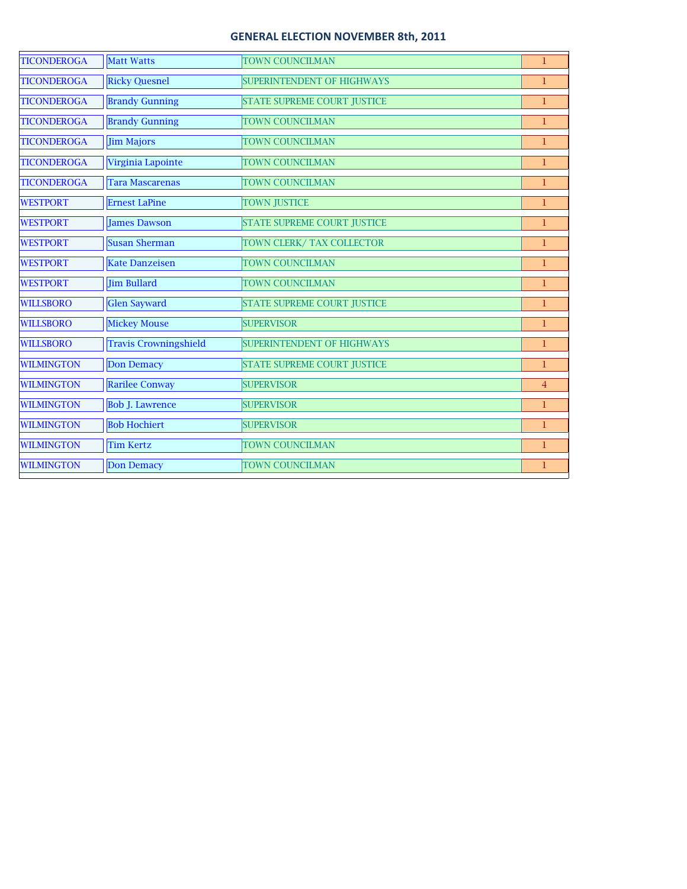## GENERAL ELECTION NOVEMBER 8th, 2011

| | | | |
|---|---|---|---|
| TICONDEROGA | Matt Watts | TOWN COUNCILMAN | 1 |
| TICONDEROGA | Ricky Quesnel | SUPERINTENDENT OF HIGHWAYS | 1 |
| TICONDEROGA | Brandy Gunning | STATE SUPREME COURT JUSTICE | 1 |
| TICONDEROGA | Brandy Gunning | TOWN COUNCILMAN | 1 |
| TICONDEROGA | Jim Majors | TOWN COUNCILMAN | 1 |
| TICONDEROGA | Virginia Lapointe | TOWN COUNCILMAN | 1 |
| TICONDEROGA | Tara Mascarenas | TOWN COUNCILMAN | 1 |
| WESTPORT | Ernest LaPine | TOWN JUSTICE | 1 |
| WESTPORT | James Dawson | STATE SUPREME COURT JUSTICE | 1 |
| WESTPORT | Susan Sherman | TOWN CLERK/ TAX COLLECTOR | 1 |
| WESTPORT | Kate Danzeisen | TOWN COUNCILMAN | 1 |
| WESTPORT | Jim Bullard | TOWN COUNCILMAN | 1 |
| WILLSBORO | Glen Sayward | STATE SUPREME COURT JUSTICE | 1 |
| WILLSBORO | Mickey Mouse | SUPERVISOR | 1 |
| WILLSBORO | Travis Crowningshield | SUPERINTENDENT OF HIGHWAYS | 1 |
| WILMINGTON | Don Demacy | STATE SUPREME COURT JUSTICE | 1 |
| WILMINGTON | Rarilee Conway | SUPERVISOR | 4 |
| WILMINGTON | Bob J. Lawrence | SUPERVISOR | 1 |
| WILMINGTON | Bob Hochiert | SUPERVISOR | 1 |
| WILMINGTON | Tim Kertz | TOWN COUNCILMAN | 1 |
| WILMINGTON | Don Demacy | TOWN COUNCILMAN | 1 |